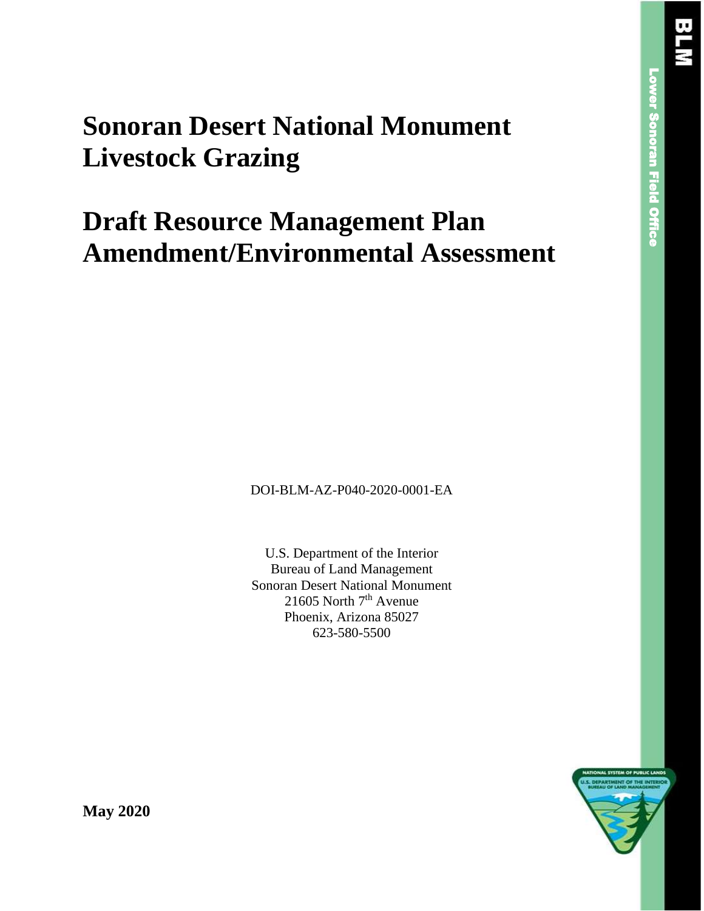# Sonoran Desert National Monument Livestock Grazing

# Draft Resource Management Plan Amendment/Environmental Assessment

DOI-BLM-AZ-P040-2020-0001-EA

U.S. Department of the Interior
Bureau of Land Management
Sonoran Desert National Monument
21605 North 7th Avenue
Phoenix, Arizona 85027
623-580-5500

**May 2020**

BLM

Lower Sonoran Field Office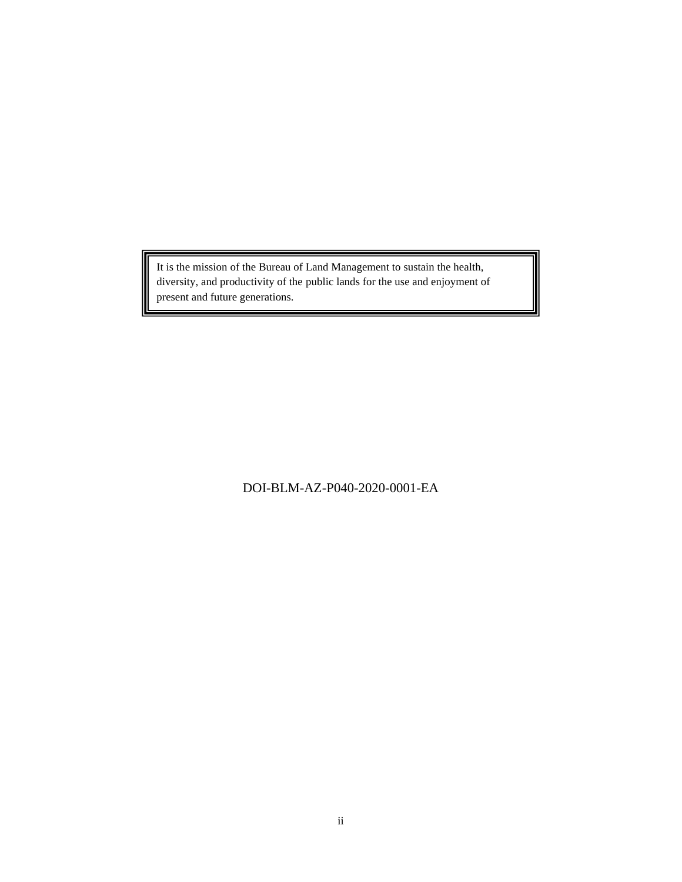It is the mission of the Bureau of Land Management to sustain the health, diversity, and productivity of the public lands for the use and enjoyment of present and future generations.

DOI-BLM-AZ-P040-2020-0001-EA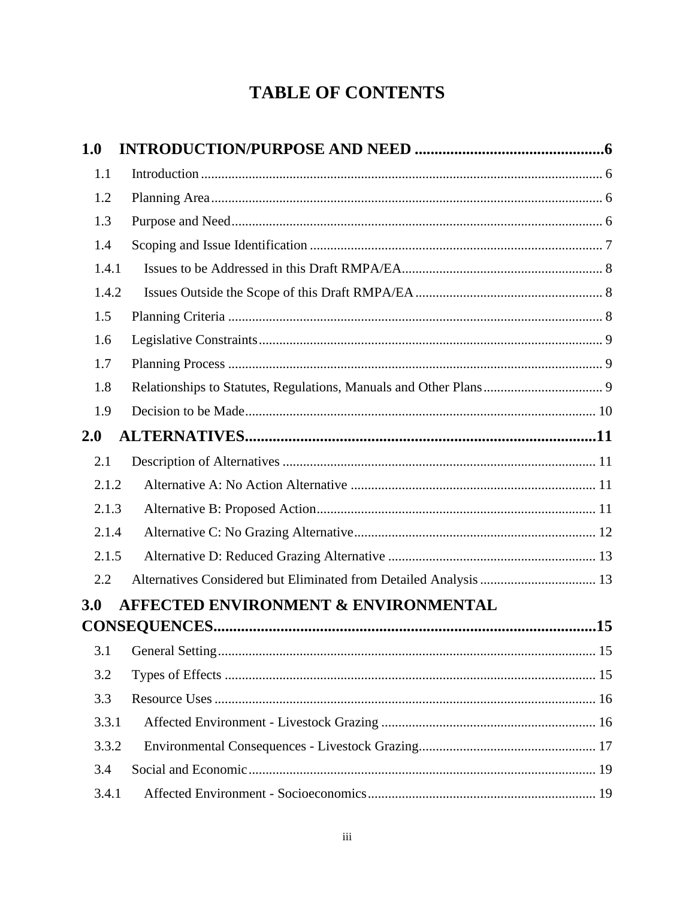# TABLE OF CONTENTS

**1.0 INTRODUCTION/PURPOSE AND NEED ................................................6**

1.1 Introduction ..................................................................................................... 6

1.2 Planning Area ................................................................................................... 6

1.3 Purpose and Need ............................................................................................ 6

1.4 Scoping and Issue Identification ..................................................................... 7

1.4.1 Issues to be Addressed in this Draft RMPA/EA ........................................... 8

1.4.2 Issues Outside the Scope of this Draft RMPA/EA ....................................... 8

1.5 Planning Criteria ............................................................................................. 8

1.6 Legislative Constraints .................................................................................... 9

1.7 Planning Process ............................................................................................. 9

1.8 Relationships to Statutes, Regulations, Manuals and Other Plans ................................... 9

1.9 Decision to be Made ...................................................................................... 10

**2.0 ALTERNATIVES........................................................................................11**

2.1 Description of Alternatives ........................................................................... 11

2.1.2 Alternative A: No Action Alternative ....................................................... 11

2.1.3 Alternative B: Proposed Action ................................................................. 11

2.1.4 Alternative C: No Grazing Alternative ...................................................... 12

2.1.5 Alternative D: Reduced Grazing Alternative ............................................ 13

2.2 Alternatives Considered but Eliminated from Detailed Analysis .................................. 13

**3.0 AFFECTED ENVIRONMENT & ENVIRONMENTAL CONSEQUENCES...............................................................................................15**

3.1 General Setting .............................................................................................. 15

3.2 Types of Effects ............................................................................................ 15

3.3 Resource Uses ............................................................................................... 16

3.3.1 Affected Environment - Livestock Grazing .............................................. 16

3.3.2 Environmental Consequences - Livestock Grazing ................................... 17

3.4 Social and Economic ..................................................................................... 19

3.4.1 Affected Environment - Socioeconomics .................................................. 19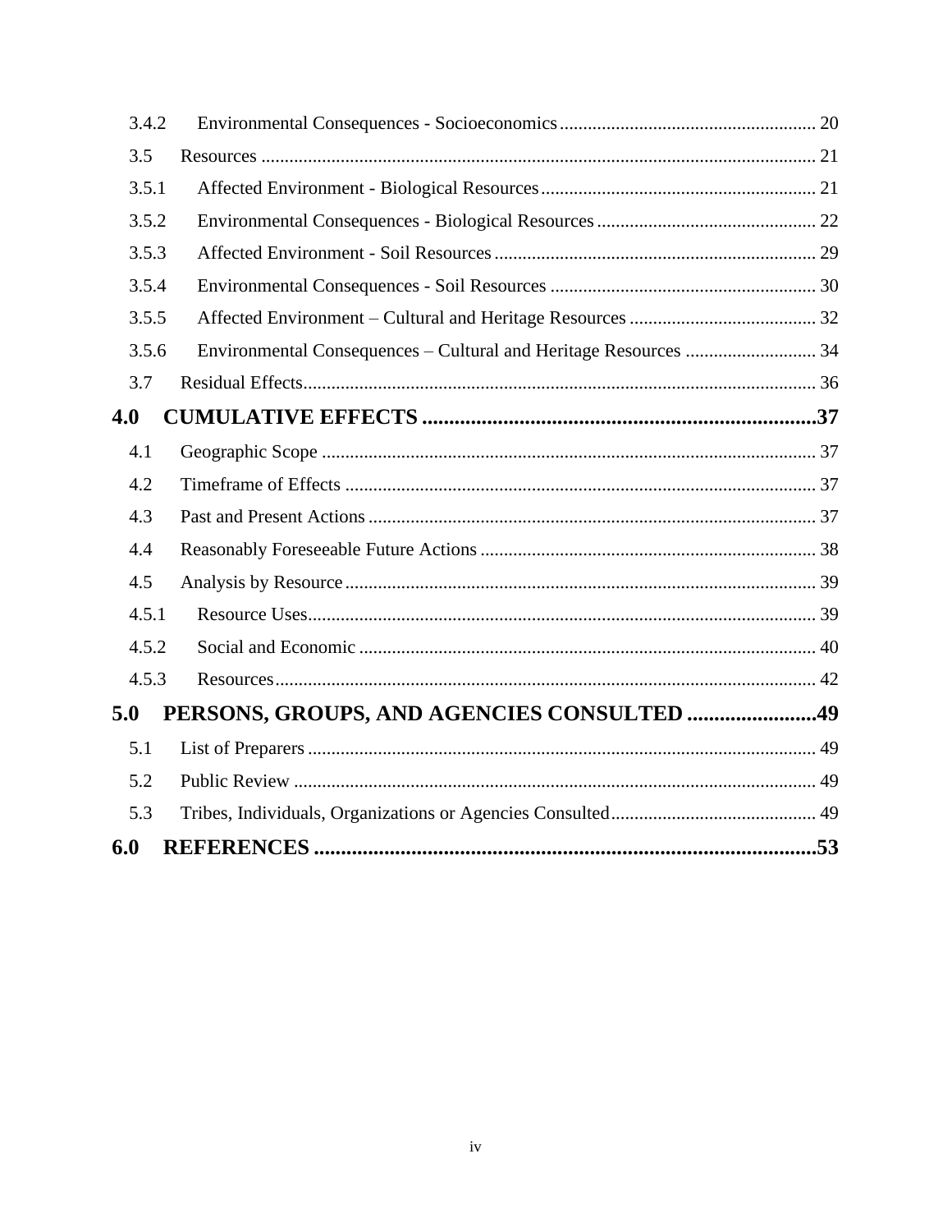| | | |
|---|---|---|
| 3.4.2 | Environmental Consequences - Socioeconomics | 20 |
| 3.5 | Resources | 21 |
| 3.5.1 | Affected Environment - Biological Resources | 21 |
| 3.5.2 | Environmental Consequences - Biological Resources | 22 |
| 3.5.3 | Affected Environment - Soil Resources | 29 |
| 3.5.4 | Environmental Consequences - Soil Resources | 30 |
| 3.5.5 | Affected Environment – Cultural and Heritage Resources | 32 |
| 3.5.6 | Environmental Consequences – Cultural and Heritage Resources | 34 |
| 3.7 | Residual Effects | 36 |
| **4.0** | **CUMULATIVE EFFECTS** | **37** |
| 4.1 | Geographic Scope | 37 |
| 4.2 | Timeframe of Effects | 37 |
| 4.3 | Past and Present Actions | 37 |
| 4.4 | Reasonably Foreseeable Future Actions | 38 |
| 4.5 | Analysis by Resource | 39 |
| 4.5.1 | Resource Uses | 39 |
| 4.5.2 | Social and Economic | 40 |
| 4.5.3 | Resources | 42 |
| **5.0** | **PERSONS, GROUPS, AND AGENCIES CONSULTED** | **49** |
| 5.1 | List of Preparers | 49 |
| 5.2 | Public Review | 49 |
| 5.3 | Tribes, Individuals, Organizations or Agencies Consulted | 49 |
| **6.0** | **REFERENCES** | **53** |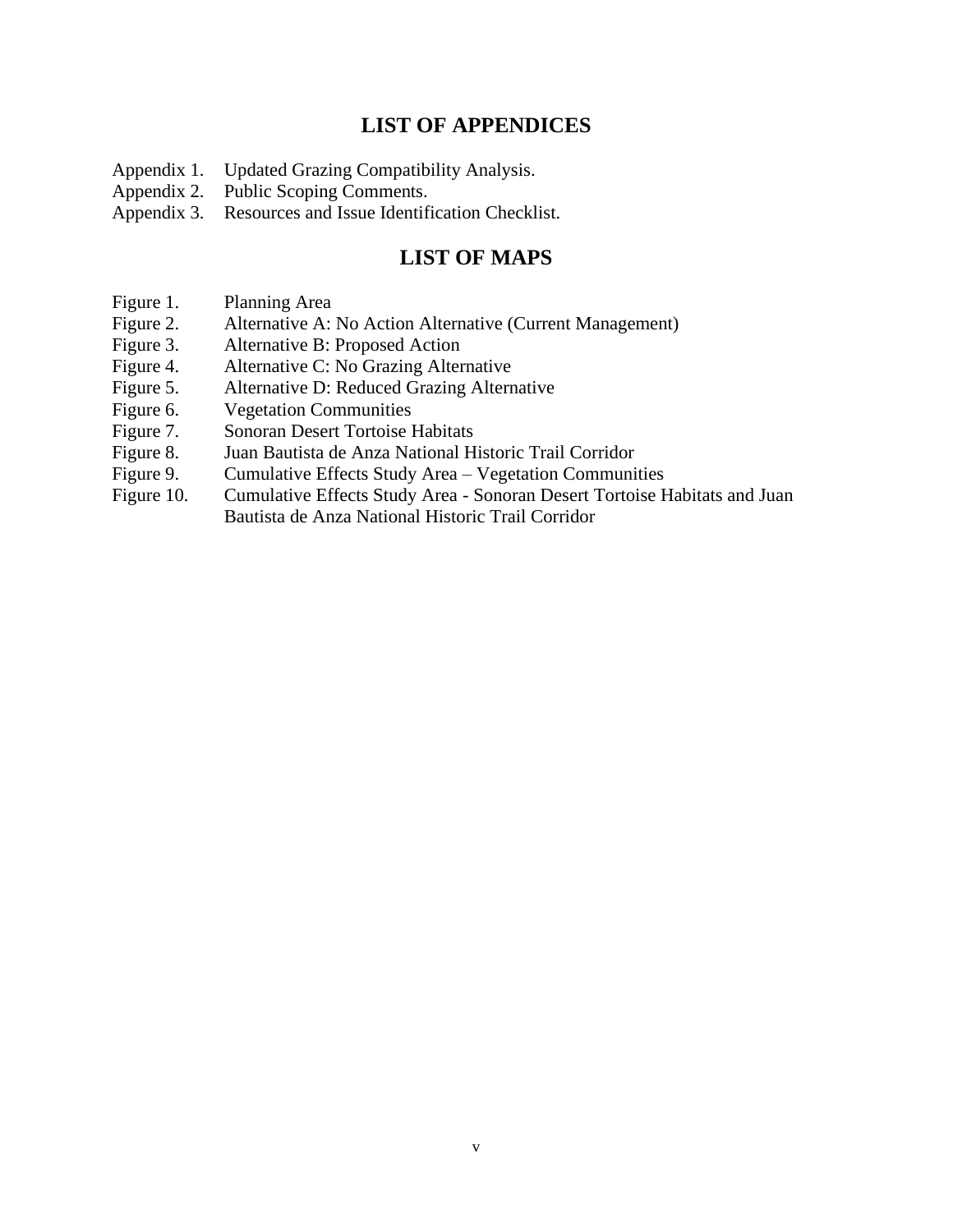## LIST OF APPENDICES

Appendix 1. Updated Grazing Compatibility Analysis.
Appendix 2. Public Scoping Comments.
Appendix 3. Resources and Issue Identification Checklist.

## LIST OF MAPS

Figure 1. Planning Area
Figure 2. Alternative A: No Action Alternative (Current Management)
Figure 3. Alternative B: Proposed Action
Figure 4. Alternative C: No Grazing Alternative
Figure 5. Alternative D: Reduced Grazing Alternative
Figure 6. Vegetation Communities
Figure 7. Sonoran Desert Tortoise Habitats
Figure 8. Juan Bautista de Anza National Historic Trail Corridor
Figure 9. Cumulative Effects Study Area – Vegetation Communities
Figure 10. Cumulative Effects Study Area - Sonoran Desert Tortoise Habitats and Juan Bautista de Anza National Historic Trail Corridor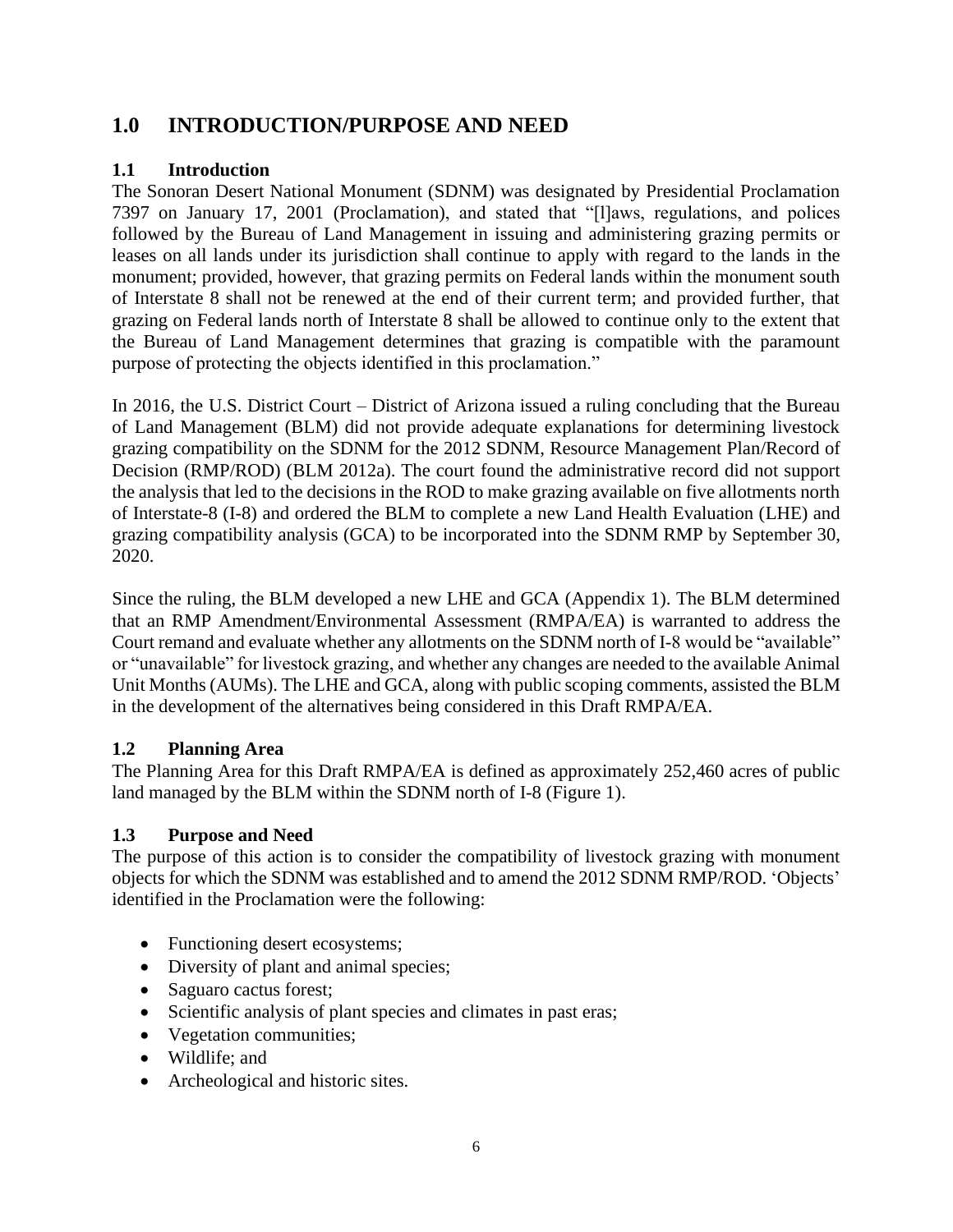# 1.0 INTRODUCTION/PURPOSE AND NEED

## 1.1 Introduction

The Sonoran Desert National Monument (SDNM) was designated by Presidential Proclamation 7397 on January 17, 2001 (Proclamation), and stated that "[l]aws, regulations, and polices followed by the Bureau of Land Management in issuing and administering grazing permits or leases on all lands under its jurisdiction shall continue to apply with regard to the lands in the monument; provided, however, that grazing permits on Federal lands within the monument south of Interstate 8 shall not be renewed at the end of their current term; and provided further, that grazing on Federal lands north of Interstate 8 shall be allowed to continue only to the extent that the Bureau of Land Management determines that grazing is compatible with the paramount purpose of protecting the objects identified in this proclamation."

In 2016, the U.S. District Court – District of Arizona issued a ruling concluding that the Bureau of Land Management (BLM) did not provide adequate explanations for determining livestock grazing compatibility on the SDNM for the 2012 SDNM, Resource Management Plan/Record of Decision (RMP/ROD) (BLM 2012a). The court found the administrative record did not support the analysis that led to the decisions in the ROD to make grazing available on five allotments north of Interstate-8 (I-8) and ordered the BLM to complete a new Land Health Evaluation (LHE) and grazing compatibility analysis (GCA) to be incorporated into the SDNM RMP by September 30, 2020.

Since the ruling, the BLM developed a new LHE and GCA (Appendix 1). The BLM determined that an RMP Amendment/Environmental Assessment (RMPA/EA) is warranted to address the Court remand and evaluate whether any allotments on the SDNM north of I-8 would be "available" or "unavailable" for livestock grazing, and whether any changes are needed to the available Animal Unit Months (AUMs). The LHE and GCA, along with public scoping comments, assisted the BLM in the development of the alternatives being considered in this Draft RMPA/EA.

## 1.2 Planning Area

The Planning Area for this Draft RMPA/EA is defined as approximately 252,460 acres of public land managed by the BLM within the SDNM north of I-8 (Figure 1).

## 1.3 Purpose and Need

The purpose of this action is to consider the compatibility of livestock grazing with monument objects for which the SDNM was established and to amend the 2012 SDNM RMP/ROD. 'Objects' identified in the Proclamation were the following:

- Functioning desert ecosystems;
- Diversity of plant and animal species;
- Saguaro cactus forest;
- Scientific analysis of plant species and climates in past eras;
- Vegetation communities;
- Wildlife; and
- Archeological and historic sites.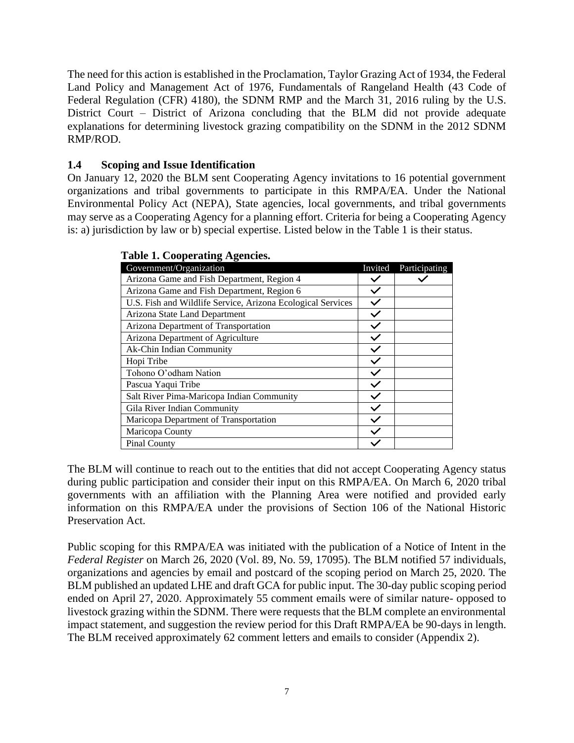The need for this action is established in the Proclamation, Taylor Grazing Act of 1934, the Federal Land Policy and Management Act of 1976, Fundamentals of Rangeland Health (43 Code of Federal Regulation (CFR) 4180), the SDNM RMP and the March 31, 2016 ruling by the U.S. District Court – District of Arizona concluding that the BLM did not provide adequate explanations for determining livestock grazing compatibility on the SDNM in the 2012 SDNM RMP/ROD.

### 1.4 Scoping and Issue Identification

On January 12, 2020 the BLM sent Cooperating Agency invitations to 16 potential government organizations and tribal governments to participate in this RMPA/EA. Under the National Environmental Policy Act (NEPA), State agencies, local governments, and tribal governments may serve as a Cooperating Agency for a planning effort. Criteria for being a Cooperating Agency is: a) jurisdiction by law or b) special expertise. Listed below in the Table 1 is their status.

**Table 1. Cooperating Agencies.**

| Government/Organization | Invited | Participating |
|---|---|---|
| Arizona Game and Fish Department, Region 4 | ✓ | ✓ |
| Arizona Game and Fish Department, Region 6 | ✓ | |
| U.S. Fish and Wildlife Service, Arizona Ecological Services | ✓ | |
| Arizona State Land Department | ✓ | |
| Arizona Department of Transportation | ✓ | |
| Arizona Department of Agriculture | ✓ | |
| Ak-Chin Indian Community | ✓ | |
| Hopi Tribe | ✓ | |
| Tohono O'odham Nation | ✓ | |
| Pascua Yaqui Tribe | ✓ | |
| Salt River Pima-Maricopa Indian Community | ✓ | |
| Gila River Indian Community | ✓ | |
| Maricopa Department of Transportation | ✓ | |
| Maricopa County | ✓ | |
| Pinal County | ✓ | |

The BLM will continue to reach out to the entities that did not accept Cooperating Agency status during public participation and consider their input on this RMPA/EA. On March 6, 2020 tribal governments with an affiliation with the Planning Area were notified and provided early information on this RMPA/EA under the provisions of Section 106 of the National Historic Preservation Act.

Public scoping for this RMPA/EA was initiated with the publication of a Notice of Intent in the *Federal Register* on March 26, 2020 (Vol. 89, No. 59, 17095). The BLM notified 57 individuals, organizations and agencies by email and postcard of the scoping period on March 25, 2020. The BLM published an updated LHE and draft GCA for public input. The 30-day public scoping period ended on April 27, 2020. Approximately 55 comment emails were of similar nature- opposed to livestock grazing within the SDNM. There were requests that the BLM complete an environmental impact statement, and suggestion the review period for this Draft RMPA/EA be 90-days in length. The BLM received approximately 62 comment letters and emails to consider (Appendix 2).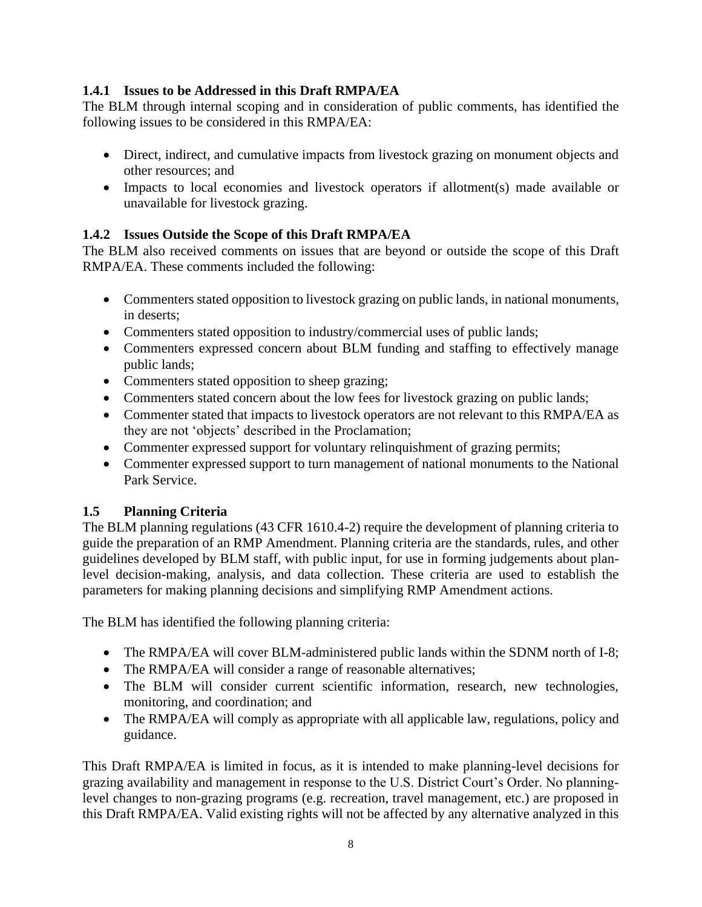### 1.4.1 Issues to be Addressed in this Draft RMPA/EA

The BLM through internal scoping and in consideration of public comments, has identified the following issues to be considered in this RMPA/EA:

- Direct, indirect, and cumulative impacts from livestock grazing on monument objects and other resources; and
- Impacts to local economies and livestock operators if allotment(s) made available or unavailable for livestock grazing.

### 1.4.2 Issues Outside the Scope of this Draft RMPA/EA

The BLM also received comments on issues that are beyond or outside the scope of this Draft RMPA/EA. These comments included the following:

- Commenters stated opposition to livestock grazing on public lands, in national monuments, in deserts;
- Commenters stated opposition to industry/commercial uses of public lands;
- Commenters expressed concern about BLM funding and staffing to effectively manage public lands;
- Commenters stated opposition to sheep grazing;
- Commenters stated concern about the low fees for livestock grazing on public lands;
- Commenter stated that impacts to livestock operators are not relevant to this RMPA/EA as they are not 'objects' described in the Proclamation;
- Commenter expressed support for voluntary relinquishment of grazing permits;
- Commenter expressed support to turn management of national monuments to the National Park Service.

## 1.5 Planning Criteria

The BLM planning regulations (43 CFR 1610.4-2) require the development of planning criteria to guide the preparation of an RMP Amendment. Planning criteria are the standards, rules, and other guidelines developed by BLM staff, with public input, for use in forming judgements about plan-level decision-making, analysis, and data collection. These criteria are used to establish the parameters for making planning decisions and simplifying RMP Amendment actions.

The BLM has identified the following planning criteria:

- The RMPA/EA will cover BLM-administered public lands within the SDNM north of I-8;
- The RMPA/EA will consider a range of reasonable alternatives;
- The BLM will consider current scientific information, research, new technologies, monitoring, and coordination; and
- The RMPA/EA will comply as appropriate with all applicable law, regulations, policy and guidance.

This Draft RMPA/EA is limited in focus, as it is intended to make planning-level decisions for grazing availability and management in response to the U.S. District Court's Order. No planning-level changes to non-grazing programs (e.g. recreation, travel management, etc.) are proposed in this Draft RMPA/EA. Valid existing rights will not be affected by any alternative analyzed in this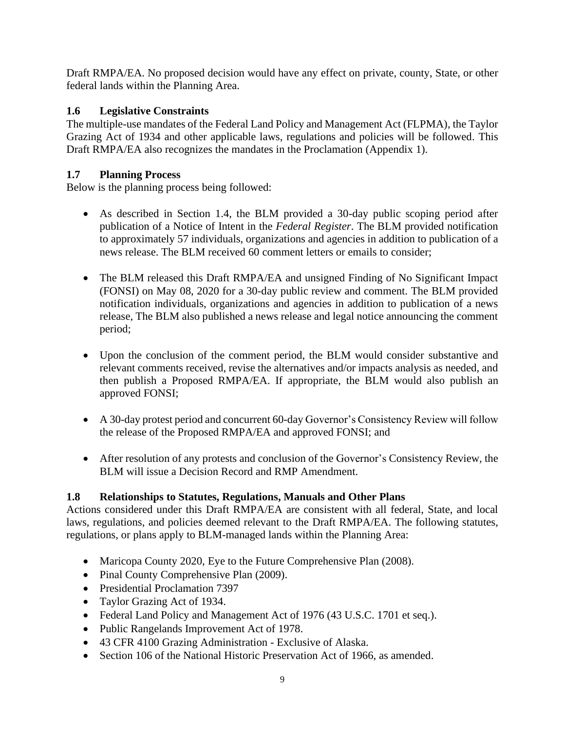Draft RMPA/EA. No proposed decision would have any effect on private, county, State, or other federal lands within the Planning Area.

### 1.6 Legislative Constraints

The multiple-use mandates of the Federal Land Policy and Management Act (FLPMA), the Taylor Grazing Act of 1934 and other applicable laws, regulations and policies will be followed. This Draft RMPA/EA also recognizes the mandates in the Proclamation (Appendix 1).

### 1.7 Planning Process

Below is the planning process being followed:

- As described in Section 1.4, the BLM provided a 30-day public scoping period after publication of a Notice of Intent in the *Federal Register*. The BLM provided notification to approximately 57 individuals, organizations and agencies in addition to publication of a news release. The BLM received 60 comment letters or emails to consider;

- The BLM released this Draft RMPA/EA and unsigned Finding of No Significant Impact (FONSI) on May 08, 2020 for a 30-day public review and comment. The BLM provided notification individuals, organizations and agencies in addition to publication of a news release, The BLM also published a news release and legal notice announcing the comment period;

- Upon the conclusion of the comment period, the BLM would consider substantive and relevant comments received, revise the alternatives and/or impacts analysis as needed, and then publish a Proposed RMPA/EA. If appropriate, the BLM would also publish an approved FONSI;

- A 30-day protest period and concurrent 60-day Governor's Consistency Review will follow the release of the Proposed RMPA/EA and approved FONSI; and

- After resolution of any protests and conclusion of the Governor's Consistency Review, the BLM will issue a Decision Record and RMP Amendment.

### 1.8 Relationships to Statutes, Regulations, Manuals and Other Plans

Actions considered under this Draft RMPA/EA are consistent with all federal, State, and local laws, regulations, and policies deemed relevant to the Draft RMPA/EA. The following statutes, regulations, or plans apply to BLM-managed lands within the Planning Area:

- Maricopa County 2020, Eye to the Future Comprehensive Plan (2008).
- Pinal County Comprehensive Plan (2009).
- Presidential Proclamation 7397
- Taylor Grazing Act of 1934.
- Federal Land Policy and Management Act of 1976 (43 U.S.C. 1701 et seq.).
- Public Rangelands Improvement Act of 1978.
- 43 CFR 4100 Grazing Administration - Exclusive of Alaska.
- Section 106 of the National Historic Preservation Act of 1966, as amended.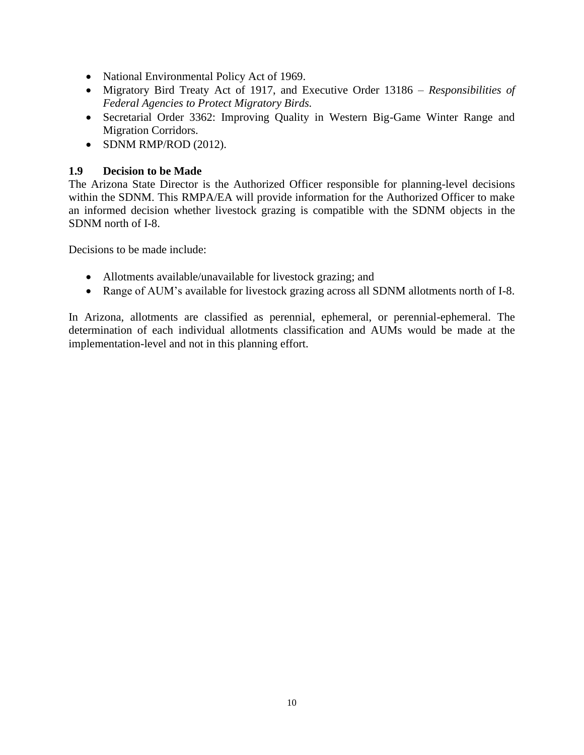- National Environmental Policy Act of 1969.
- Migratory Bird Treaty Act of 1917, and Executive Order 13186 – *Responsibilities of Federal Agencies to Protect Migratory Birds.*
- Secretarial Order 3362: Improving Quality in Western Big-Game Winter Range and Migration Corridors.
- SDNM RMP/ROD (2012).

### 1.9 Decision to be Made

The Arizona State Director is the Authorized Officer responsible for planning-level decisions within the SDNM. This RMPA/EA will provide information for the Authorized Officer to make an informed decision whether livestock grazing is compatible with the SDNM objects in the SDNM north of I-8.

Decisions to be made include:

- Allotments available/unavailable for livestock grazing; and
- Range of AUM's available for livestock grazing across all SDNM allotments north of I-8.

In Arizona, allotments are classified as perennial, ephemeral, or perennial-ephemeral. The determination of each individual allotments classification and AUMs would be made at the implementation-level and not in this planning effort.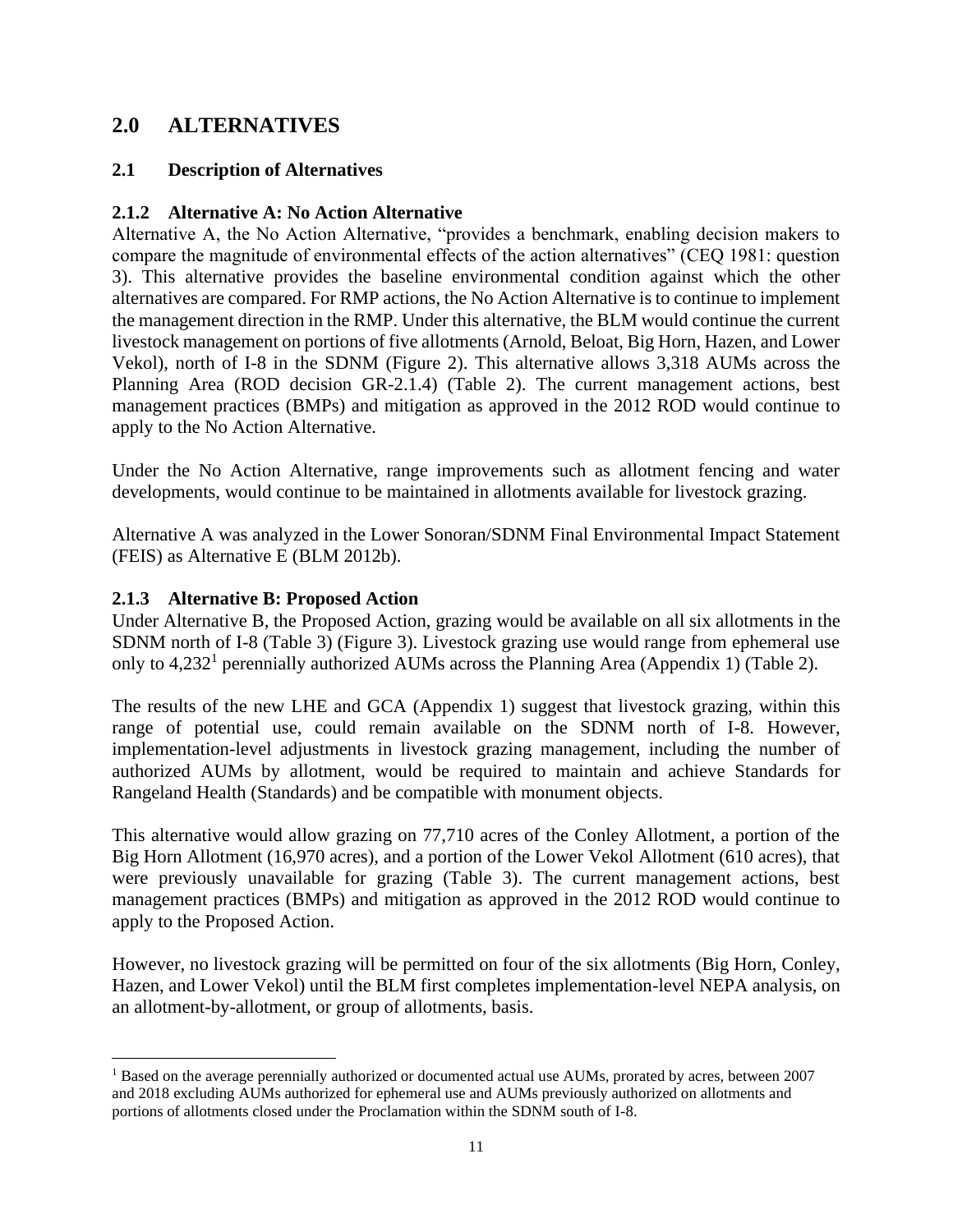# 2.0 ALTERNATIVES

## 2.1 Description of Alternatives

### 2.1.2 Alternative A: No Action Alternative

Alternative A, the No Action Alternative, "provides a benchmark, enabling decision makers to compare the magnitude of environmental effects of the action alternatives" (CEQ 1981: question 3). This alternative provides the baseline environmental condition against which the other alternatives are compared. For RMP actions, the No Action Alternative is to continue to implement the management direction in the RMP. Under this alternative, the BLM would continue the current livestock management on portions of five allotments (Arnold, Beloat, Big Horn, Hazen, and Lower Vekol), north of I-8 in the SDNM (Figure 2). This alternative allows 3,318 AUMs across the Planning Area (ROD decision GR-2.1.4) (Table 2). The current management actions, best management practices (BMPs) and mitigation as approved in the 2012 ROD would continue to apply to the No Action Alternative.

Under the No Action Alternative, range improvements such as allotment fencing and water developments, would continue to be maintained in allotments available for livestock grazing.

Alternative A was analyzed in the Lower Sonoran/SDNM Final Environmental Impact Statement (FEIS) as Alternative E (BLM 2012b).

### 2.1.3 Alternative B: Proposed Action

Under Alternative B, the Proposed Action, grazing would be available on all six allotments in the SDNM north of I-8 (Table 3) (Figure 3). Livestock grazing use would range from ephemeral use only to 4,232[1] perennially authorized AUMs across the Planning Area (Appendix 1) (Table 2).

The results of the new LHE and GCA (Appendix 1) suggest that livestock grazing, within this range of potential use, could remain available on the SDNM north of I-8. However, implementation-level adjustments in livestock grazing management, including the number of authorized AUMs by allotment, would be required to maintain and achieve Standards for Rangeland Health (Standards) and be compatible with monument objects.

This alternative would allow grazing on 77,710 acres of the Conley Allotment, a portion of the Big Horn Allotment (16,970 acres), and a portion of the Lower Vekol Allotment (610 acres), that were previously unavailable for grazing (Table 3). The current management actions, best management practices (BMPs) and mitigation as approved in the 2012 ROD would continue to apply to the Proposed Action.

However, no livestock grazing will be permitted on four of the six allotments (Big Horn, Conley, Hazen, and Lower Vekol) until the BLM first completes implementation-level NEPA analysis, on an allotment-by-allotment, or group of allotments, basis.

---

[1] Based on the average perennially authorized or documented actual use AUMs, prorated by acres, between 2007 and 2018 excluding AUMs authorized for ephemeral use and AUMs previously authorized on allotments and portions of allotments closed under the Proclamation within the SDNM south of I-8.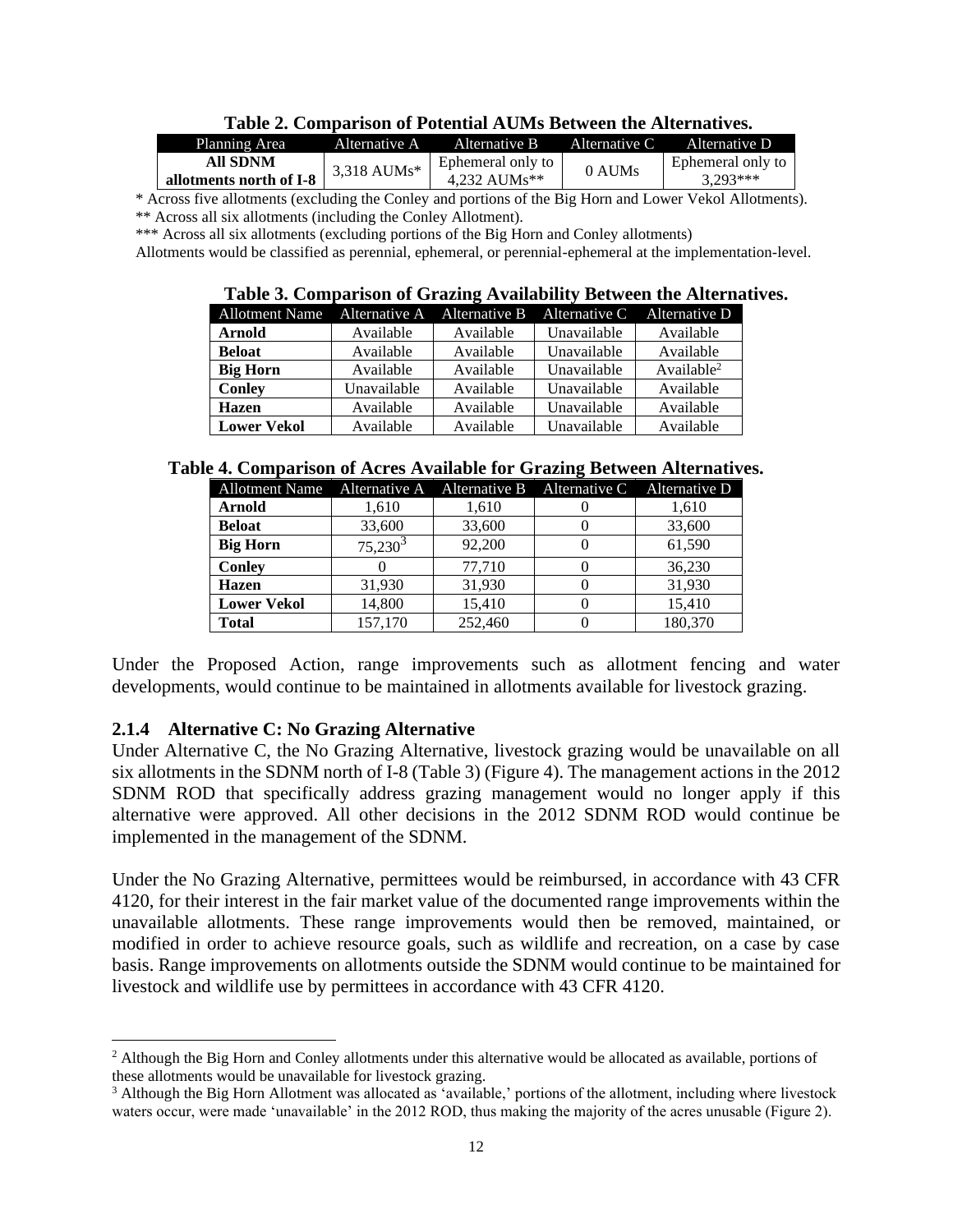**Table 2. Comparison of Potential AUMs Between the Alternatives.**

| Planning Area | Alternative A | Alternative B | Alternative C | Alternative D |
|---|---|---|---|---|
| **All SDNM allotments north of I-8** | 3,318 AUMs* | Ephemeral only to 4,232 AUMs** | 0 AUMs | Ephemeral only to 3,293*** |

\* Across five allotments (excluding the Conley and portions of the Big Horn and Lower Vekol Allotments).
** Across all six allotments (including the Conley Allotment).
*** Across all six allotments (excluding portions of the Big Horn and Conley allotments)
Allotments would be classified as perennial, ephemeral, or perennial-ephemeral at the implementation-level.

**Table 3. Comparison of Grazing Availability Between the Alternatives.**

| Allotment Name | Alternative A | Alternative B | Alternative C | Alternative D |
|---|---|---|---|---|
| **Arnold** | Available | Available | Unavailable | Available |
| **Beloat** | Available | Available | Unavailable | Available |
| **Big Horn** | Available | Available | Unavailable | Available[2] |
| **Conley** | Unavailable | Available | Unavailable | Available |
| **Hazen** | Available | Available | Unavailable | Available |
| **Lower Vekol** | Available | Available | Unavailable | Available |

**Table 4. Comparison of Acres Available for Grazing Between Alternatives.**

| Allotment Name | Alternative A | Alternative B | Alternative C | Alternative D |
|---|---|---|---|---|
| **Arnold** | 1,610 | 1,610 | 0 | 1,610 |
| **Beloat** | 33,600 | 33,600 | 0 | 33,600 |
| **Big Horn** | 75,230[3] | 92,200 | 0 | 61,590 |
| **Conley** | 0 | 77,710 | 0 | 36,230 |
| **Hazen** | 31,930 | 31,930 | 0 | 31,930 |
| **Lower Vekol** | 14,800 | 15,410 | 0 | 15,410 |
| **Total** | 157,170 | 252,460 | 0 | 180,370 |

Under the Proposed Action, range improvements such as allotment fencing and water developments, would continue to be maintained in allotments available for livestock grazing.

### 2.1.4 Alternative C: No Grazing Alternative

Under Alternative C, the No Grazing Alternative, livestock grazing would be unavailable on all six allotments in the SDNM north of I-8 (Table 3) (Figure 4). The management actions in the 2012 SDNM ROD that specifically address grazing management would no longer apply if this alternative were approved. All other decisions in the 2012 SDNM ROD would continue be implemented in the management of the SDNM.

Under the No Grazing Alternative, permittees would be reimbursed, in accordance with 43 CFR 4120, for their interest in the fair market value of the documented range improvements within the unavailable allotments. These range improvements would then be removed, maintained, or modified in order to achieve resource goals, such as wildlife and recreation, on a case by case basis. Range improvements on allotments outside the SDNM would continue to be maintained for livestock and wildlife use by permittees in accordance with 43 CFR 4120.

---

[2] Although the Big Horn and Conley allotments under this alternative would be allocated as available, portions of these allotments would be unavailable for livestock grazing.

[3] Although the Big Horn Allotment was allocated as 'available,' portions of the allotment, including where livestock waters occur, were made 'unavailable' in the 2012 ROD, thus making the majority of the acres unusable (Figure 2).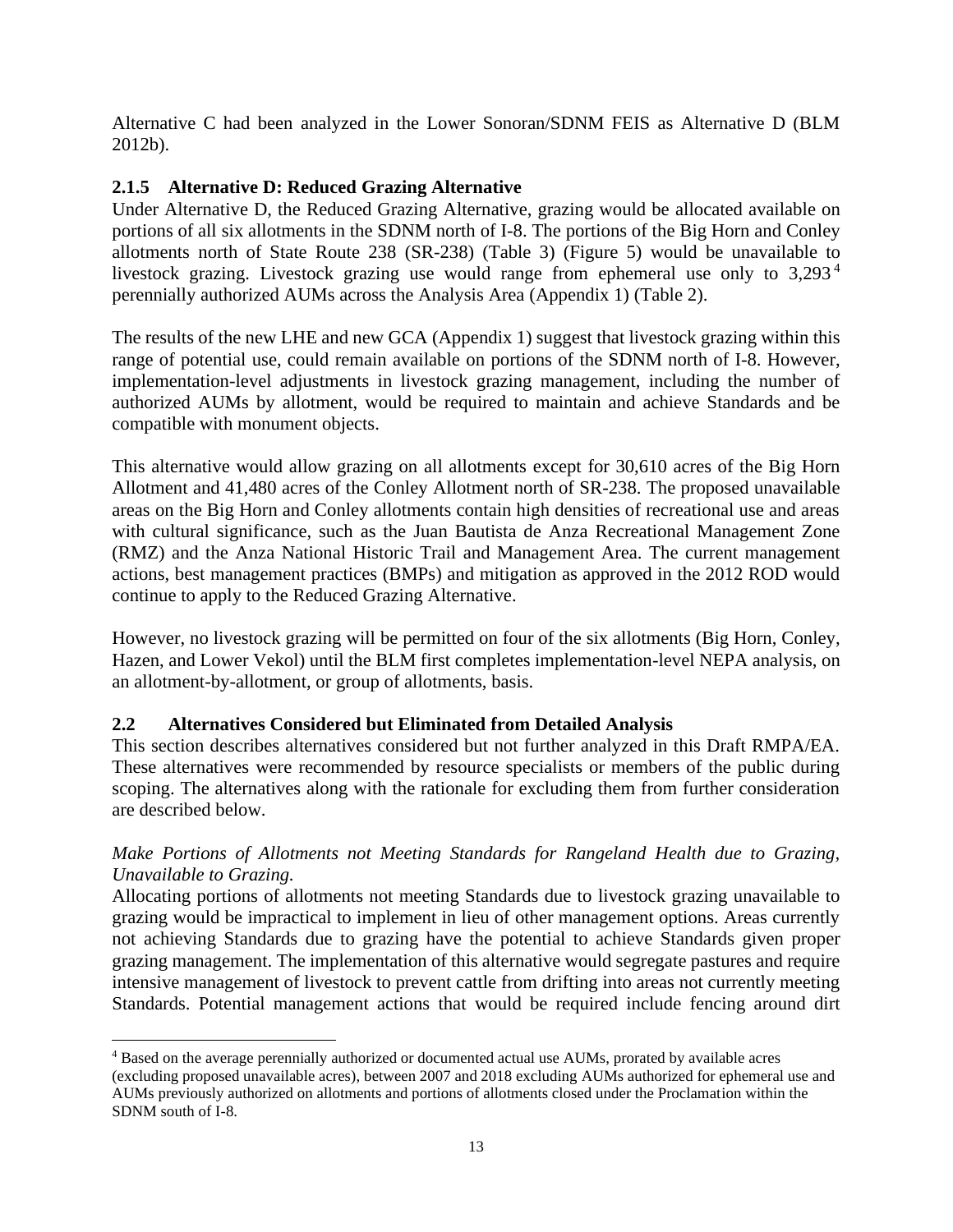Alternative C had been analyzed in the Lower Sonoran/SDNM FEIS as Alternative D (BLM 2012b).

### 2.1.5 Alternative D: Reduced Grazing Alternative

Under Alternative D, the Reduced Grazing Alternative, grazing would be allocated available on portions of all six allotments in the SDNM north of I-8. The portions of the Big Horn and Conley allotments north of State Route 238 (SR-238) (Table 3) (Figure 5) would be unavailable to livestock grazing. Livestock grazing use would range from ephemeral use only to 3,293[4] perennially authorized AUMs across the Analysis Area (Appendix 1) (Table 2).

The results of the new LHE and new GCA (Appendix 1) suggest that livestock grazing within this range of potential use, could remain available on portions of the SDNM north of I-8. However, implementation-level adjustments in livestock grazing management, including the number of authorized AUMs by allotment, would be required to maintain and achieve Standards and be compatible with monument objects.

This alternative would allow grazing on all allotments except for 30,610 acres of the Big Horn Allotment and 41,480 acres of the Conley Allotment north of SR-238. The proposed unavailable areas on the Big Horn and Conley allotments contain high densities of recreational use and areas with cultural significance, such as the Juan Bautista de Anza Recreational Management Zone (RMZ) and the Anza National Historic Trail and Management Area. The current management actions, best management practices (BMPs) and mitigation as approved in the 2012 ROD would continue to apply to the Reduced Grazing Alternative.

However, no livestock grazing will be permitted on four of the six allotments (Big Horn, Conley, Hazen, and Lower Vekol) until the BLM first completes implementation-level NEPA analysis, on an allotment-by-allotment, or group of allotments, basis.

## 2.2 Alternatives Considered but Eliminated from Detailed Analysis

This section describes alternatives considered but not further analyzed in this Draft RMPA/EA. These alternatives were recommended by resource specialists or members of the public during scoping. The alternatives along with the rationale for excluding them from further consideration are described below.

*Make Portions of Allotments not Meeting Standards for Rangeland Health due to Grazing, Unavailable to Grazing.*

Allocating portions of allotments not meeting Standards due to livestock grazing unavailable to grazing would be impractical to implement in lieu of other management options. Areas currently not achieving Standards due to grazing have the potential to achieve Standards given proper grazing management. The implementation of this alternative would segregate pastures and require intensive management of livestock to prevent cattle from drifting into areas not currently meeting Standards. Potential management actions that would be required include fencing around dirt

---

[4] Based on the average perennially authorized or documented actual use AUMs, prorated by available acres (excluding proposed unavailable acres), between 2007 and 2018 excluding AUMs authorized for ephemeral use and AUMs previously authorized on allotments and portions of allotments closed under the Proclamation within the SDNM south of I-8.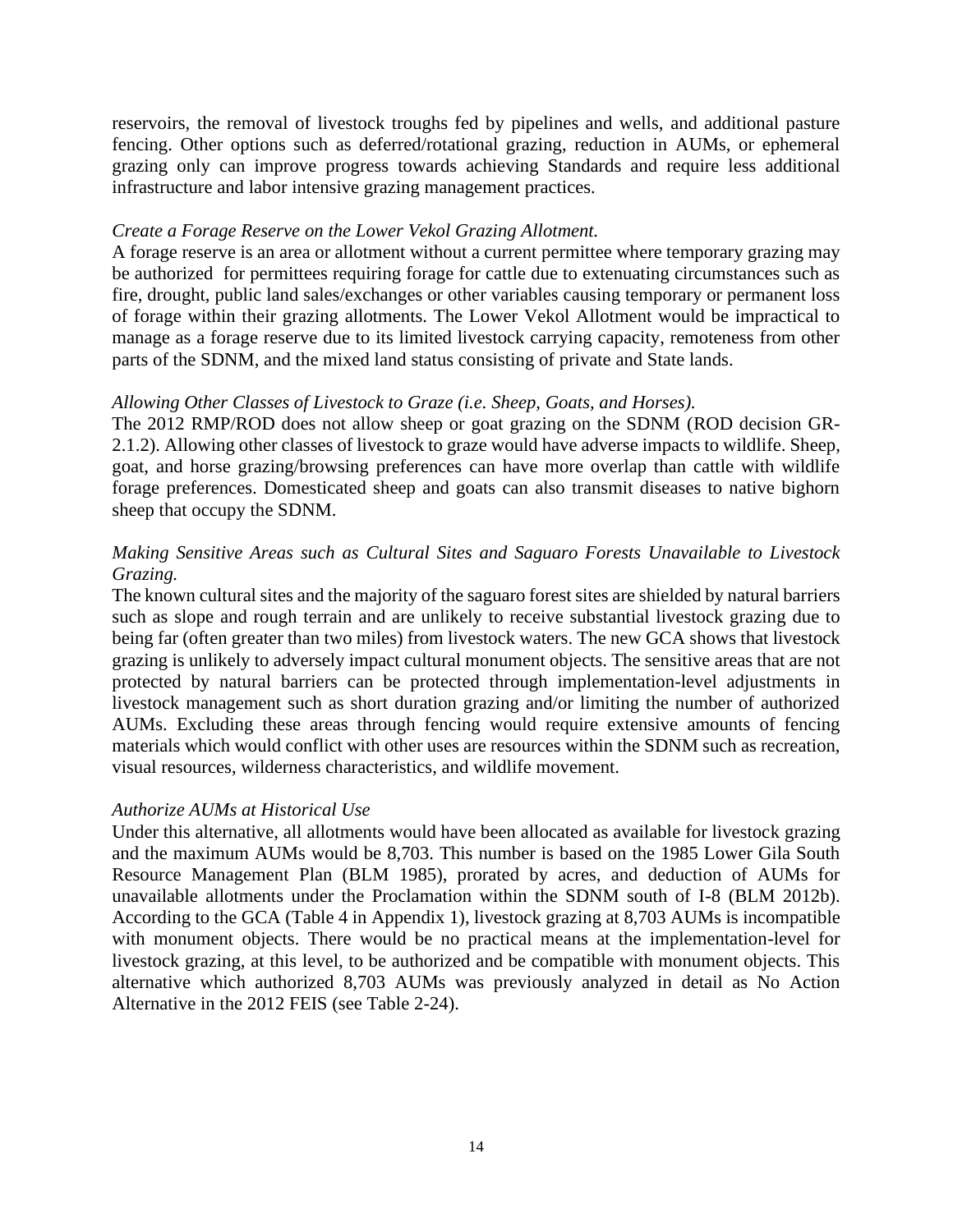reservoirs, the removal of livestock troughs fed by pipelines and wells, and additional pasture fencing. Other options such as deferred/rotational grazing, reduction in AUMs, or ephemeral grazing only can improve progress towards achieving Standards and require less additional infrastructure and labor intensive grazing management practices.

*Create a Forage Reserve on the Lower Vekol Grazing Allotment.*

A forage reserve is an area or allotment without a current permittee where temporary grazing may be authorized for permittees requiring forage for cattle due to extenuating circumstances such as fire, drought, public land sales/exchanges or other variables causing temporary or permanent loss of forage within their grazing allotments. The Lower Vekol Allotment would be impractical to manage as a forage reserve due to its limited livestock carrying capacity, remoteness from other parts of the SDNM, and the mixed land status consisting of private and State lands.

*Allowing Other Classes of Livestock to Graze (i.e. Sheep, Goats, and Horses).*

The 2012 RMP/ROD does not allow sheep or goat grazing on the SDNM (ROD decision GR-2.1.2). Allowing other classes of livestock to graze would have adverse impacts to wildlife. Sheep, goat, and horse grazing/browsing preferences can have more overlap than cattle with wildlife forage preferences. Domesticated sheep and goats can also transmit diseases to native bighorn sheep that occupy the SDNM.

*Making Sensitive Areas such as Cultural Sites and Saguaro Forests Unavailable to Livestock Grazing.*

The known cultural sites and the majority of the saguaro forest sites are shielded by natural barriers such as slope and rough terrain and are unlikely to receive substantial livestock grazing due to being far (often greater than two miles) from livestock waters. The new GCA shows that livestock grazing is unlikely to adversely impact cultural monument objects. The sensitive areas that are not protected by natural barriers can be protected through implementation-level adjustments in livestock management such as short duration grazing and/or limiting the number of authorized AUMs. Excluding these areas through fencing would require extensive amounts of fencing materials which would conflict with other uses are resources within the SDNM such as recreation, visual resources, wilderness characteristics, and wildlife movement.

*Authorize AUMs at Historical Use*

Under this alternative, all allotments would have been allocated as available for livestock grazing and the maximum AUMs would be 8,703. This number is based on the 1985 Lower Gila South Resource Management Plan (BLM 1985), prorated by acres, and deduction of AUMs for unavailable allotments under the Proclamation within the SDNM south of I-8 (BLM 2012b). According to the GCA (Table 4 in Appendix 1), livestock grazing at 8,703 AUMs is incompatible with monument objects. There would be no practical means at the implementation-level for livestock grazing, at this level, to be authorized and be compatible with monument objects. This alternative which authorized 8,703 AUMs was previously analyzed in detail as No Action Alternative in the 2012 FEIS (see Table 2-24).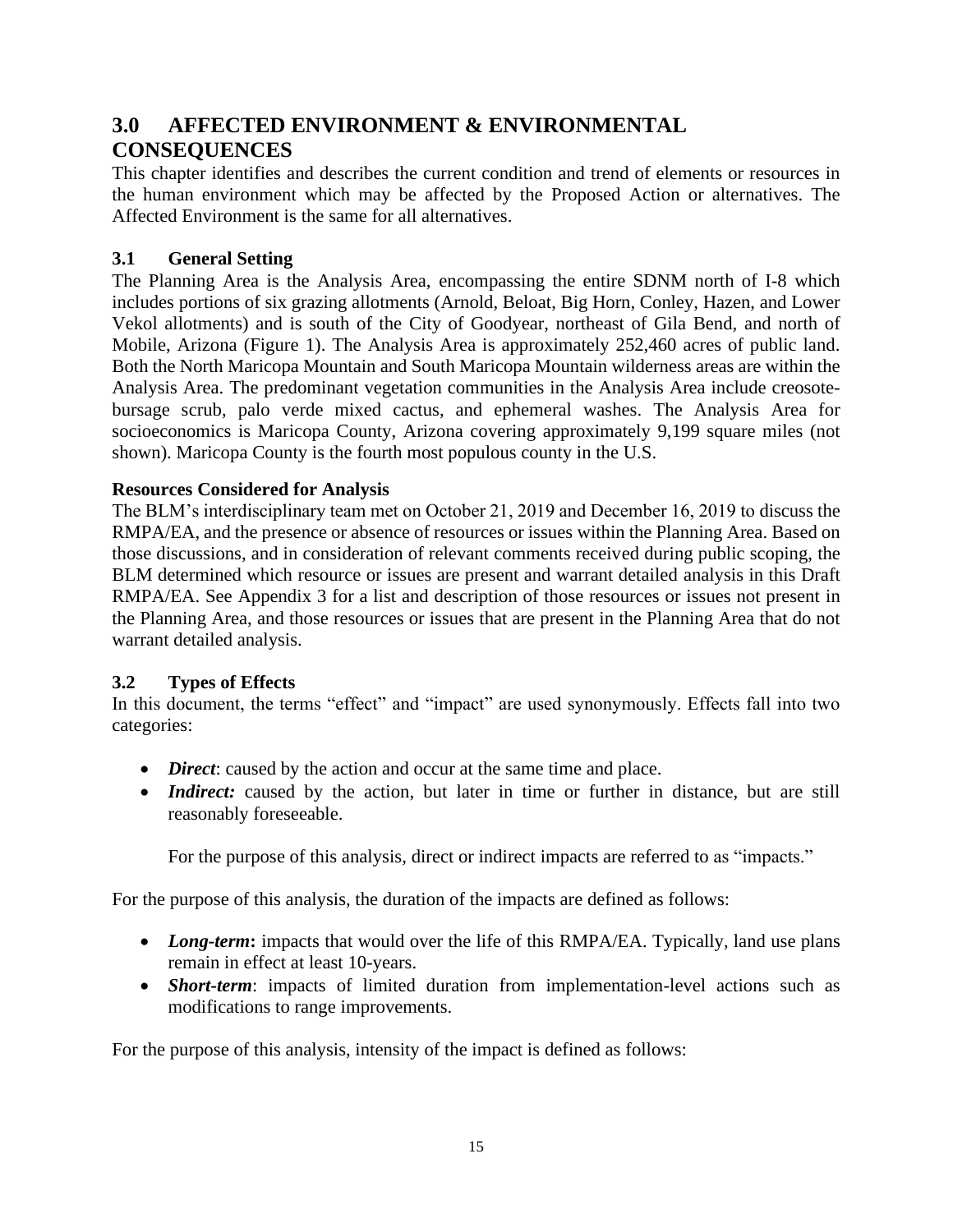# 3.0 AFFECTED ENVIRONMENT & ENVIRONMENTAL CONSEQUENCES

This chapter identifies and describes the current condition and trend of elements or resources in the human environment which may be affected by the Proposed Action or alternatives. The Affected Environment is the same for all alternatives.

## 3.1 General Setting

The Planning Area is the Analysis Area, encompassing the entire SDNM north of I-8 which includes portions of six grazing allotments (Arnold, Beloat, Big Horn, Conley, Hazen, and Lower Vekol allotments) and is south of the City of Goodyear, northeast of Gila Bend, and north of Mobile, Arizona (Figure 1). The Analysis Area is approximately 252,460 acres of public land. Both the North Maricopa Mountain and South Maricopa Mountain wilderness areas are within the Analysis Area. The predominant vegetation communities in the Analysis Area include creosote-bursage scrub, palo verde mixed cactus, and ephemeral washes. The Analysis Area for socioeconomics is Maricopa County, Arizona covering approximately 9,199 square miles (not shown). Maricopa County is the fourth most populous county in the U.S.

**Resources Considered for Analysis**

The BLM's interdisciplinary team met on October 21, 2019 and December 16, 2019 to discuss the RMPA/EA, and the presence or absence of resources or issues within the Planning Area. Based on those discussions, and in consideration of relevant comments received during public scoping, the BLM determined which resource or issues are present and warrant detailed analysis in this Draft RMPA/EA. See Appendix 3 for a list and description of those resources or issues not present in the Planning Area, and those resources or issues that are present in the Planning Area that do not warrant detailed analysis.

## 3.2 Types of Effects

In this document, the terms "effect" and "impact" are used synonymously. Effects fall into two categories:

- ***Direct***: caused by the action and occur at the same time and place.
- ***Indirect:*** caused by the action, but later in time or further in distance, but are still reasonably foreseeable.

  For the purpose of this analysis, direct or indirect impacts are referred to as "impacts."

For the purpose of this analysis, the duration of the impacts are defined as follows:

- ***Long-term*:** impacts that would over the life of this RMPA/EA. Typically, land use plans remain in effect at least 10-years.
- ***Short-term***: impacts of limited duration from implementation-level actions such as modifications to range improvements.

For the purpose of this analysis, intensity of the impact is defined as follows: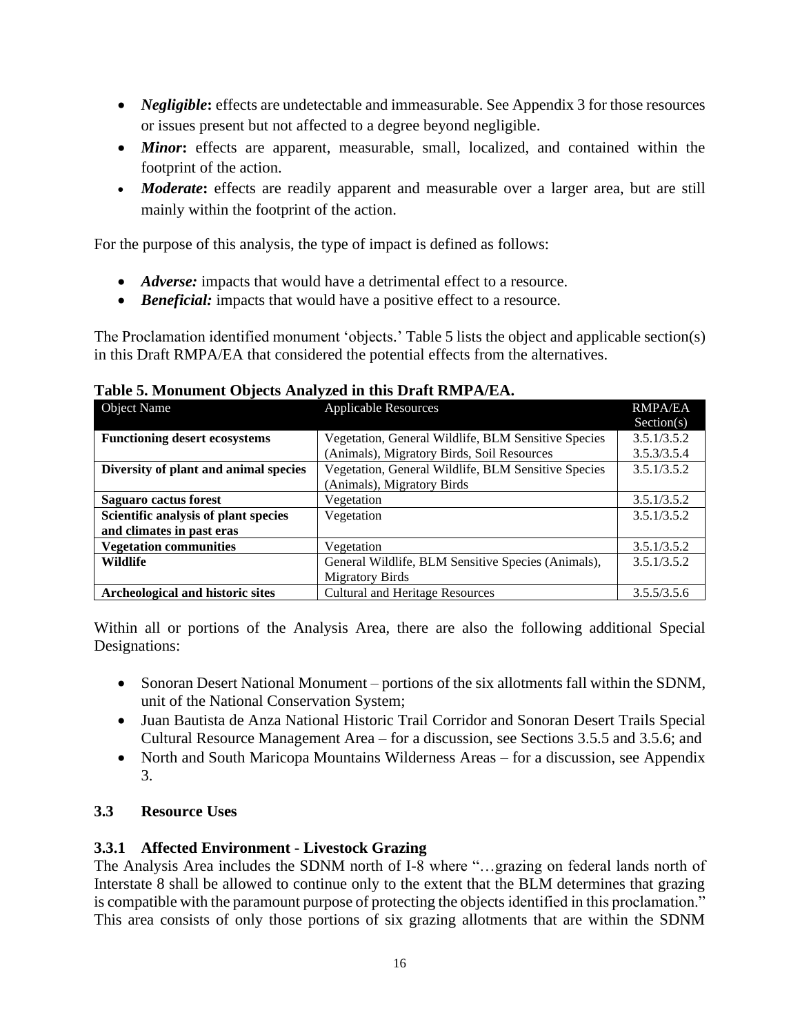- ***Negligible*:** effects are undetectable and immeasurable. See Appendix 3 for those resources or issues present but not affected to a degree beyond negligible.
- ***Minor*:** effects are apparent, measurable, small, localized, and contained within the footprint of the action.
- ***Moderate*:** effects are readily apparent and measurable over a larger area, but are still mainly within the footprint of the action.

For the purpose of this analysis, the type of impact is defined as follows:

- ***Adverse:*** impacts that would have a detrimental effect to a resource.
- ***Beneficial:*** impacts that would have a positive effect to a resource.

The Proclamation identified monument 'objects.' Table 5 lists the object and applicable section(s) in this Draft RMPA/EA that considered the potential effects from the alternatives.

**Table 5. Monument Objects Analyzed in this Draft RMPA/EA.**

| Object Name | Applicable Resources | RMPA/EA Section(s) |
|---|---|---|
| **Functioning desert ecosystems** | Vegetation, General Wildlife, BLM Sensitive Species (Animals), Migratory Birds, Soil Resources | 3.5.1/3.5.2 3.5.3/3.5.4 |
| **Diversity of plant and animal species** | Vegetation, General Wildlife, BLM Sensitive Species (Animals), Migratory Birds | 3.5.1/3.5.2 |
| **Saguaro cactus forest** | Vegetation | 3.5.1/3.5.2 |
| **Scientific analysis of plant species and climates in past eras** | Vegetation | 3.5.1/3.5.2 |
| **Vegetation communities** | Vegetation | 3.5.1/3.5.2 |
| **Wildlife** | General Wildlife, BLM Sensitive Species (Animals), Migratory Birds | 3.5.1/3.5.2 |
| **Archeological and historic sites** | Cultural and Heritage Resources | 3.5.5/3.5.6 |

Within all or portions of the Analysis Area, there are also the following additional Special Designations:

- Sonoran Desert National Monument – portions of the six allotments fall within the SDNM, unit of the National Conservation System;
- Juan Bautista de Anza National Historic Trail Corridor and Sonoran Desert Trails Special Cultural Resource Management Area – for a discussion, see Sections 3.5.5 and 3.5.6; and
- North and South Maricopa Mountains Wilderness Areas – for a discussion, see Appendix 3.

## 3.3 Resource Uses

### 3.3.1 Affected Environment - Livestock Grazing

The Analysis Area includes the SDNM north of I-8 where "…grazing on federal lands north of Interstate 8 shall be allowed to continue only to the extent that the BLM determines that grazing is compatible with the paramount purpose of protecting the objects identified in this proclamation." This area consists of only those portions of six grazing allotments that are within the SDNM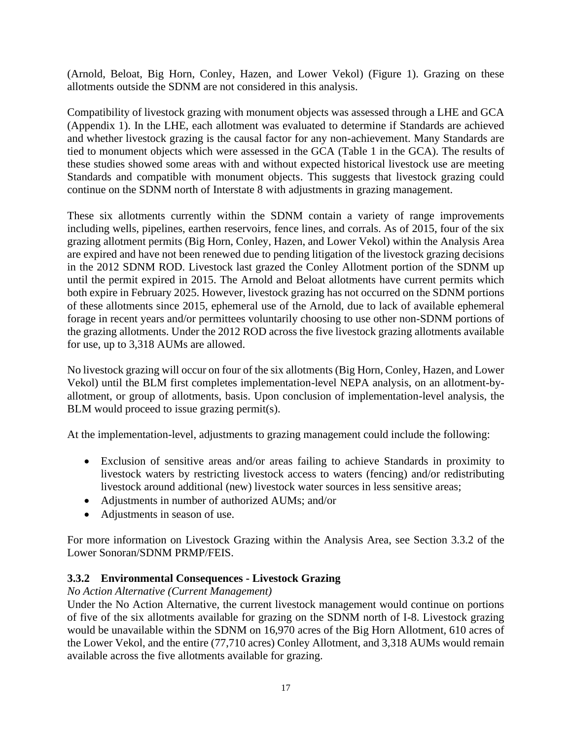(Arnold, Beloat, Big Horn, Conley, Hazen, and Lower Vekol) (Figure 1). Grazing on these allotments outside the SDNM are not considered in this analysis.

Compatibility of livestock grazing with monument objects was assessed through a LHE and GCA (Appendix 1). In the LHE, each allotment was evaluated to determine if Standards are achieved and whether livestock grazing is the causal factor for any non-achievement. Many Standards are tied to monument objects which were assessed in the GCA (Table 1 in the GCA). The results of these studies showed some areas with and without expected historical livestock use are meeting Standards and compatible with monument objects. This suggests that livestock grazing could continue on the SDNM north of Interstate 8 with adjustments in grazing management.

These six allotments currently within the SDNM contain a variety of range improvements including wells, pipelines, earthen reservoirs, fence lines, and corrals. As of 2015, four of the six grazing allotment permits (Big Horn, Conley, Hazen, and Lower Vekol) within the Analysis Area are expired and have not been renewed due to pending litigation of the livestock grazing decisions in the 2012 SDNM ROD. Livestock last grazed the Conley Allotment portion of the SDNM up until the permit expired in 2015. The Arnold and Beloat allotments have current permits which both expire in February 2025. However, livestock grazing has not occurred on the SDNM portions of these allotments since 2015, ephemeral use of the Arnold, due to lack of available ephemeral forage in recent years and/or permittees voluntarily choosing to use other non-SDNM portions of the grazing allotments. Under the 2012 ROD across the five livestock grazing allotments available for use, up to 3,318 AUMs are allowed.

No livestock grazing will occur on four of the six allotments (Big Horn, Conley, Hazen, and Lower Vekol) until the BLM first completes implementation-level NEPA analysis, on an allotment-by-allotment, or group of allotments, basis. Upon conclusion of implementation-level analysis, the BLM would proceed to issue grazing permit(s).

At the implementation-level, adjustments to grazing management could include the following:

- Exclusion of sensitive areas and/or areas failing to achieve Standards in proximity to livestock waters by restricting livestock access to waters (fencing) and/or redistributing livestock around additional (new) livestock water sources in less sensitive areas;
- Adjustments in number of authorized AUMs; and/or
- Adjustments in season of use.

For more information on Livestock Grazing within the Analysis Area, see Section 3.3.2 of the Lower Sonoran/SDNM PRMP/FEIS.

### 3.3.2 Environmental Consequences - Livestock Grazing

*No Action Alternative (Current Management)*

Under the No Action Alternative, the current livestock management would continue on portions of five of the six allotments available for grazing on the SDNM north of I-8. Livestock grazing would be unavailable within the SDNM on 16,970 acres of the Big Horn Allotment, 610 acres of the Lower Vekol, and the entire (77,710 acres) Conley Allotment, and 3,318 AUMs would remain available across the five allotments available for grazing.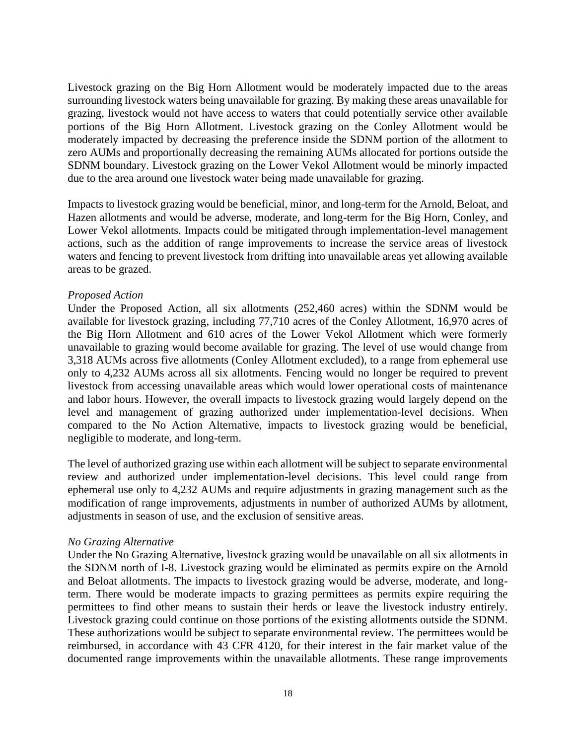Livestock grazing on the Big Horn Allotment would be moderately impacted due to the areas surrounding livestock waters being unavailable for grazing. By making these areas unavailable for grazing, livestock would not have access to waters that could potentially service other available portions of the Big Horn Allotment. Livestock grazing on the Conley Allotment would be moderately impacted by decreasing the preference inside the SDNM portion of the allotment to zero AUMs and proportionally decreasing the remaining AUMs allocated for portions outside the SDNM boundary. Livestock grazing on the Lower Vekol Allotment would be minorly impacted due to the area around one livestock water being made unavailable for grazing.

Impacts to livestock grazing would be beneficial, minor, and long-term for the Arnold, Beloat, and Hazen allotments and would be adverse, moderate, and long-term for the Big Horn, Conley, and Lower Vekol allotments. Impacts could be mitigated through implementation-level management actions, such as the addition of range improvements to increase the service areas of livestock waters and fencing to prevent livestock from drifting into unavailable areas yet allowing available areas to be grazed.

*Proposed Action*

Under the Proposed Action, all six allotments (252,460 acres) within the SDNM would be available for livestock grazing, including 77,710 acres of the Conley Allotment, 16,970 acres of the Big Horn Allotment and 610 acres of the Lower Vekol Allotment which were formerly unavailable to grazing would become available for grazing. The level of use would change from 3,318 AUMs across five allotments (Conley Allotment excluded), to a range from ephemeral use only to 4,232 AUMs across all six allotments. Fencing would no longer be required to prevent livestock from accessing unavailable areas which would lower operational costs of maintenance and labor hours. However, the overall impacts to livestock grazing would largely depend on the level and management of grazing authorized under implementation-level decisions. When compared to the No Action Alternative, impacts to livestock grazing would be beneficial, negligible to moderate, and long-term.

The level of authorized grazing use within each allotment will be subject to separate environmental review and authorized under implementation-level decisions. This level could range from ephemeral use only to 4,232 AUMs and require adjustments in grazing management such as the modification of range improvements, adjustments in number of authorized AUMs by allotment, adjustments in season of use, and the exclusion of sensitive areas.

*No Grazing Alternative*

Under the No Grazing Alternative, livestock grazing would be unavailable on all six allotments in the SDNM north of I-8. Livestock grazing would be eliminated as permits expire on the Arnold and Beloat allotments. The impacts to livestock grazing would be adverse, moderate, and long-term. There would be moderate impacts to grazing permittees as permits expire requiring the permittees to find other means to sustain their herds or leave the livestock industry entirely. Livestock grazing could continue on those portions of the existing allotments outside the SDNM. These authorizations would be subject to separate environmental review. The permittees would be reimbursed, in accordance with 43 CFR 4120, for their interest in the fair market value of the documented range improvements within the unavailable allotments. These range improvements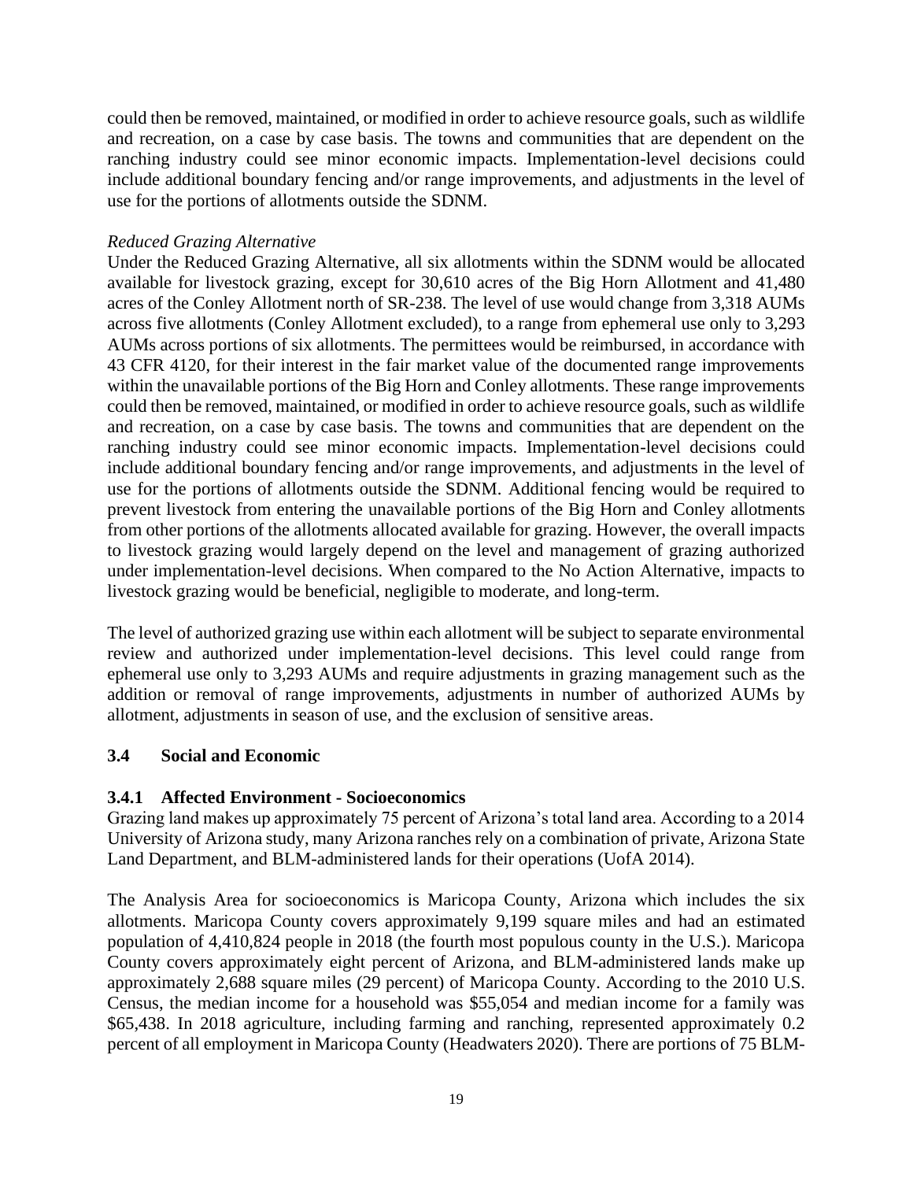could then be removed, maintained, or modified in order to achieve resource goals, such as wildlife and recreation, on a case by case basis. The towns and communities that are dependent on the ranching industry could see minor economic impacts. Implementation-level decisions could include additional boundary fencing and/or range improvements, and adjustments in the level of use for the portions of allotments outside the SDNM.

*Reduced Grazing Alternative*

Under the Reduced Grazing Alternative, all six allotments within the SDNM would be allocated available for livestock grazing, except for 30,610 acres of the Big Horn Allotment and 41,480 acres of the Conley Allotment north of SR-238. The level of use would change from 3,318 AUMs across five allotments (Conley Allotment excluded), to a range from ephemeral use only to 3,293 AUMs across portions of six allotments. The permittees would be reimbursed, in accordance with 43 CFR 4120, for their interest in the fair market value of the documented range improvements within the unavailable portions of the Big Horn and Conley allotments. These range improvements could then be removed, maintained, or modified in order to achieve resource goals, such as wildlife and recreation, on a case by case basis. The towns and communities that are dependent on the ranching industry could see minor economic impacts. Implementation-level decisions could include additional boundary fencing and/or range improvements, and adjustments in the level of use for the portions of allotments outside the SDNM. Additional fencing would be required to prevent livestock from entering the unavailable portions of the Big Horn and Conley allotments from other portions of the allotments allocated available for grazing. However, the overall impacts to livestock grazing would largely depend on the level and management of grazing authorized under implementation-level decisions. When compared to the No Action Alternative, impacts to livestock grazing would be beneficial, negligible to moderate, and long-term.

The level of authorized grazing use within each allotment will be subject to separate environmental review and authorized under implementation-level decisions. This level could range from ephemeral use only to 3,293 AUMs and require adjustments in grazing management such as the addition or removal of range improvements, adjustments in number of authorized AUMs by allotment, adjustments in season of use, and the exclusion of sensitive areas.

## 3.4 Social and Economic

### 3.4.1 Affected Environment - Socioeconomics

Grazing land makes up approximately 75 percent of Arizona's total land area. According to a 2014 University of Arizona study, many Arizona ranches rely on a combination of private, Arizona State Land Department, and BLM-administered lands for their operations (UofA 2014).

The Analysis Area for socioeconomics is Maricopa County, Arizona which includes the six allotments. Maricopa County covers approximately 9,199 square miles and had an estimated population of 4,410,824 people in 2018 (the fourth most populous county in the U.S.). Maricopa County covers approximately eight percent of Arizona, and BLM-administered lands make up approximately 2,688 square miles (29 percent) of Maricopa County. According to the 2010 U.S. Census, the median income for a household was $55,054 and median income for a family was $65,438. In 2018 agriculture, including farming and ranching, represented approximately 0.2 percent of all employment in Maricopa County (Headwaters 2020). There are portions of 75 BLM-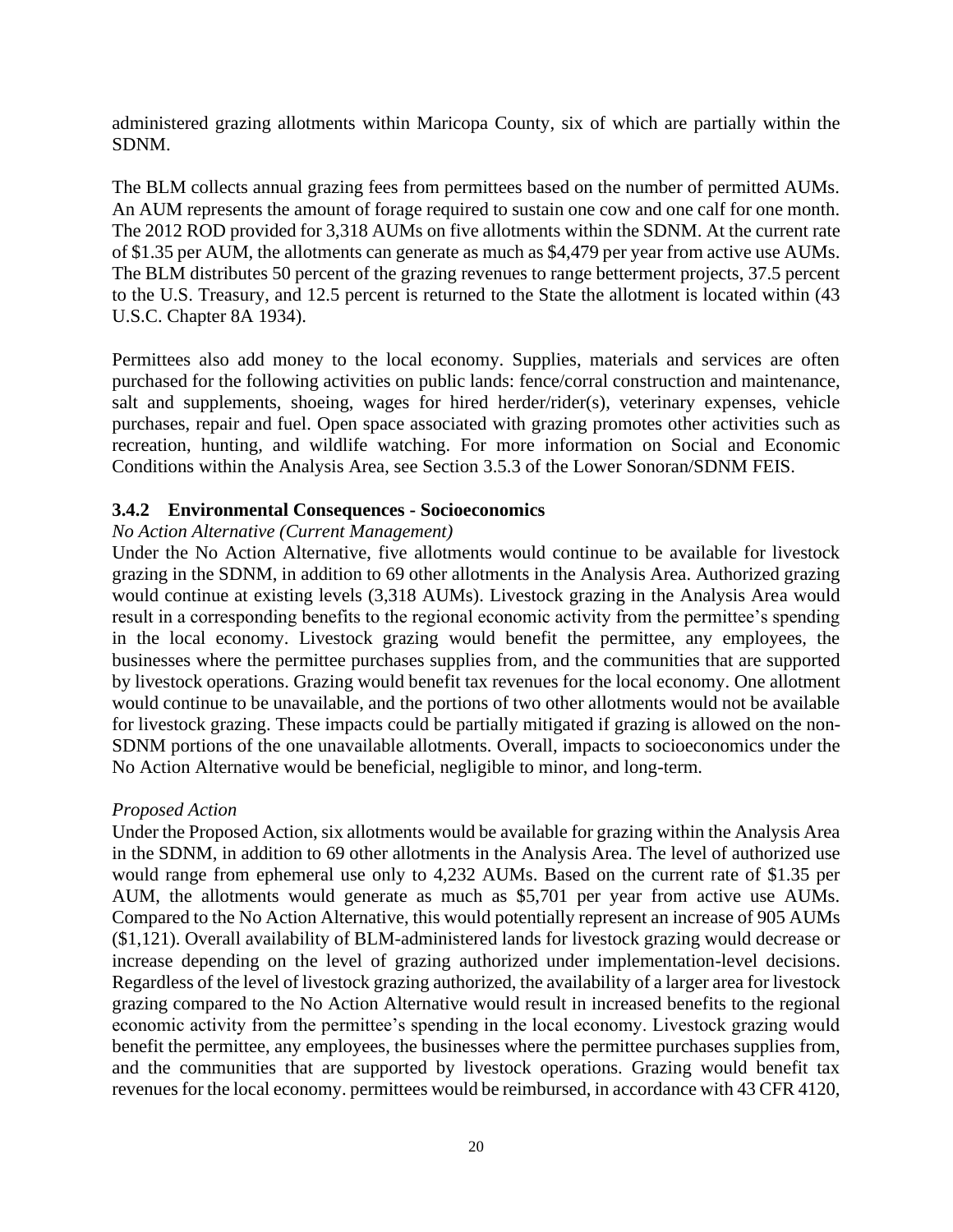administered grazing allotments within Maricopa County, six of which are partially within the SDNM.

The BLM collects annual grazing fees from permittees based on the number of permitted AUMs. An AUM represents the amount of forage required to sustain one cow and one calf for one month. The 2012 ROD provided for 3,318 AUMs on five allotments within the SDNM. At the current rate of $1.35 per AUM, the allotments can generate as much as $4,479 per year from active use AUMs. The BLM distributes 50 percent of the grazing revenues to range betterment projects, 37.5 percent to the U.S. Treasury, and 12.5 percent is returned to the State the allotment is located within (43 U.S.C. Chapter 8A 1934).

Permittees also add money to the local economy. Supplies, materials and services are often purchased for the following activities on public lands: fence/corral construction and maintenance, salt and supplements, shoeing, wages for hired herder/rider(s), veterinary expenses, vehicle purchases, repair and fuel. Open space associated with grazing promotes other activities such as recreation, hunting, and wildlife watching. For more information on Social and Economic Conditions within the Analysis Area, see Section 3.5.3 of the Lower Sonoran/SDNM FEIS.

### 3.4.2 Environmental Consequences - Socioeconomics

*No Action Alternative (Current Management)*

Under the No Action Alternative, five allotments would continue to be available for livestock grazing in the SDNM, in addition to 69 other allotments in the Analysis Area. Authorized grazing would continue at existing levels (3,318 AUMs). Livestock grazing in the Analysis Area would result in a corresponding benefits to the regional economic activity from the permittee's spending in the local economy. Livestock grazing would benefit the permittee, any employees, the businesses where the permittee purchases supplies from, and the communities that are supported by livestock operations. Grazing would benefit tax revenues for the local economy. One allotment would continue to be unavailable, and the portions of two other allotments would not be available for livestock grazing. These impacts could be partially mitigated if grazing is allowed on the non-SDNM portions of the one unavailable allotments. Overall, impacts to socioeconomics under the No Action Alternative would be beneficial, negligible to minor, and long-term.

*Proposed Action*

Under the Proposed Action, six allotments would be available for grazing within the Analysis Area in the SDNM, in addition to 69 other allotments in the Analysis Area. The level of authorized use would range from ephemeral use only to 4,232 AUMs. Based on the current rate of $1.35 per AUM, the allotments would generate as much as $5,701 per year from active use AUMs. Compared to the No Action Alternative, this would potentially represent an increase of 905 AUMs ($1,121). Overall availability of BLM-administered lands for livestock grazing would decrease or increase depending on the level of grazing authorized under implementation-level decisions. Regardless of the level of livestock grazing authorized, the availability of a larger area for livestock grazing compared to the No Action Alternative would result in increased benefits to the regional economic activity from the permittee's spending in the local economy. Livestock grazing would benefit the permittee, any employees, the businesses where the permittee purchases supplies from, and the communities that are supported by livestock operations. Grazing would benefit tax revenues for the local economy. permittees would be reimbursed, in accordance with 43 CFR 4120,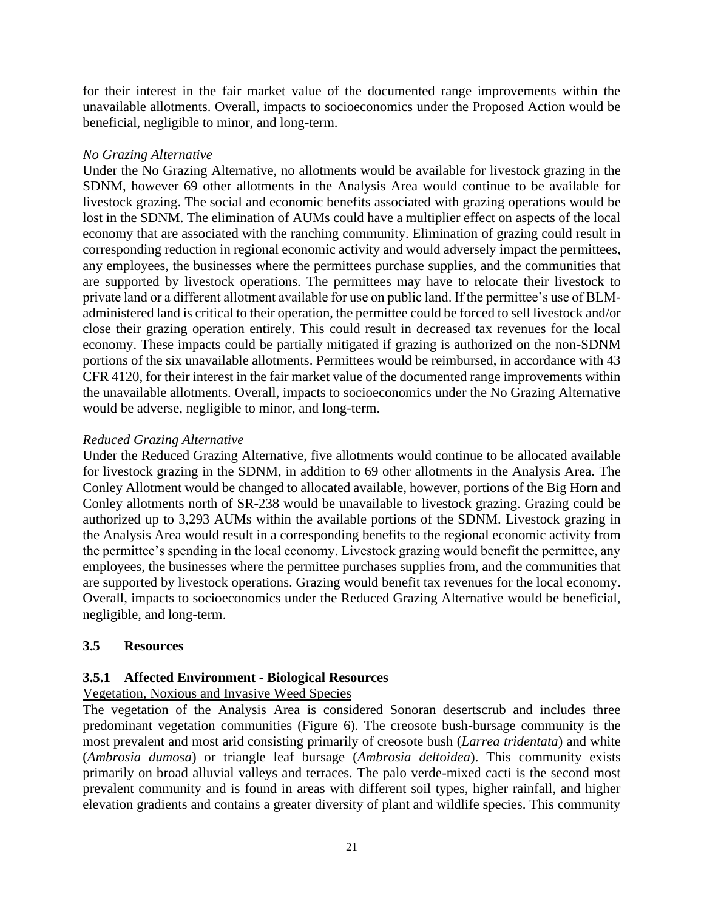for their interest in the fair market value of the documented range improvements within the unavailable allotments. Overall, impacts to socioeconomics under the Proposed Action would be beneficial, negligible to minor, and long-term.

*No Grazing Alternative*

Under the No Grazing Alternative, no allotments would be available for livestock grazing in the SDNM, however 69 other allotments in the Analysis Area would continue to be available for livestock grazing. The social and economic benefits associated with grazing operations would be lost in the SDNM. The elimination of AUMs could have a multiplier effect on aspects of the local economy that are associated with the ranching community. Elimination of grazing could result in corresponding reduction in regional economic activity and would adversely impact the permittees, any employees, the businesses where the permittees purchase supplies, and the communities that are supported by livestock operations. The permittees may have to relocate their livestock to private land or a different allotment available for use on public land. If the permittee's use of BLM-administered land is critical to their operation, the permittee could be forced to sell livestock and/or close their grazing operation entirely. This could result in decreased tax revenues for the local economy. These impacts could be partially mitigated if grazing is authorized on the non-SDNM portions of the six unavailable allotments. Permittees would be reimbursed, in accordance with 43 CFR 4120, for their interest in the fair market value of the documented range improvements within the unavailable allotments. Overall, impacts to socioeconomics under the No Grazing Alternative would be adverse, negligible to minor, and long-term.

*Reduced Grazing Alternative*

Under the Reduced Grazing Alternative, five allotments would continue to be allocated available for livestock grazing in the SDNM, in addition to 69 other allotments in the Analysis Area. The Conley Allotment would be changed to allocated available, however, portions of the Big Horn and Conley allotments north of SR-238 would be unavailable to livestock grazing. Grazing could be authorized up to 3,293 AUMs within the available portions of the SDNM. Livestock grazing in the Analysis Area would result in a corresponding benefits to the regional economic activity from the permittee's spending in the local economy. Livestock grazing would benefit the permittee, any employees, the businesses where the permittee purchases supplies from, and the communities that are supported by livestock operations. Grazing would benefit tax revenues for the local economy. Overall, impacts to socioeconomics under the Reduced Grazing Alternative would be beneficial, negligible, and long-term.

## 3.5 Resources

### 3.5.1 Affected Environment - Biological Resources

Vegetation, Noxious and Invasive Weed Species

The vegetation of the Analysis Area is considered Sonoran desertscrub and includes three predominant vegetation communities (Figure 6). The creosote bush-bursage community is the most prevalent and most arid consisting primarily of creosote bush (*Larrea tridentata*) and white (*Ambrosia dumosa*) or triangle leaf bursage (*Ambrosia deltoidea*). This community exists primarily on broad alluvial valleys and terraces. The palo verde-mixed cacti is the second most prevalent community and is found in areas with different soil types, higher rainfall, and higher elevation gradients and contains a greater diversity of plant and wildlife species. This community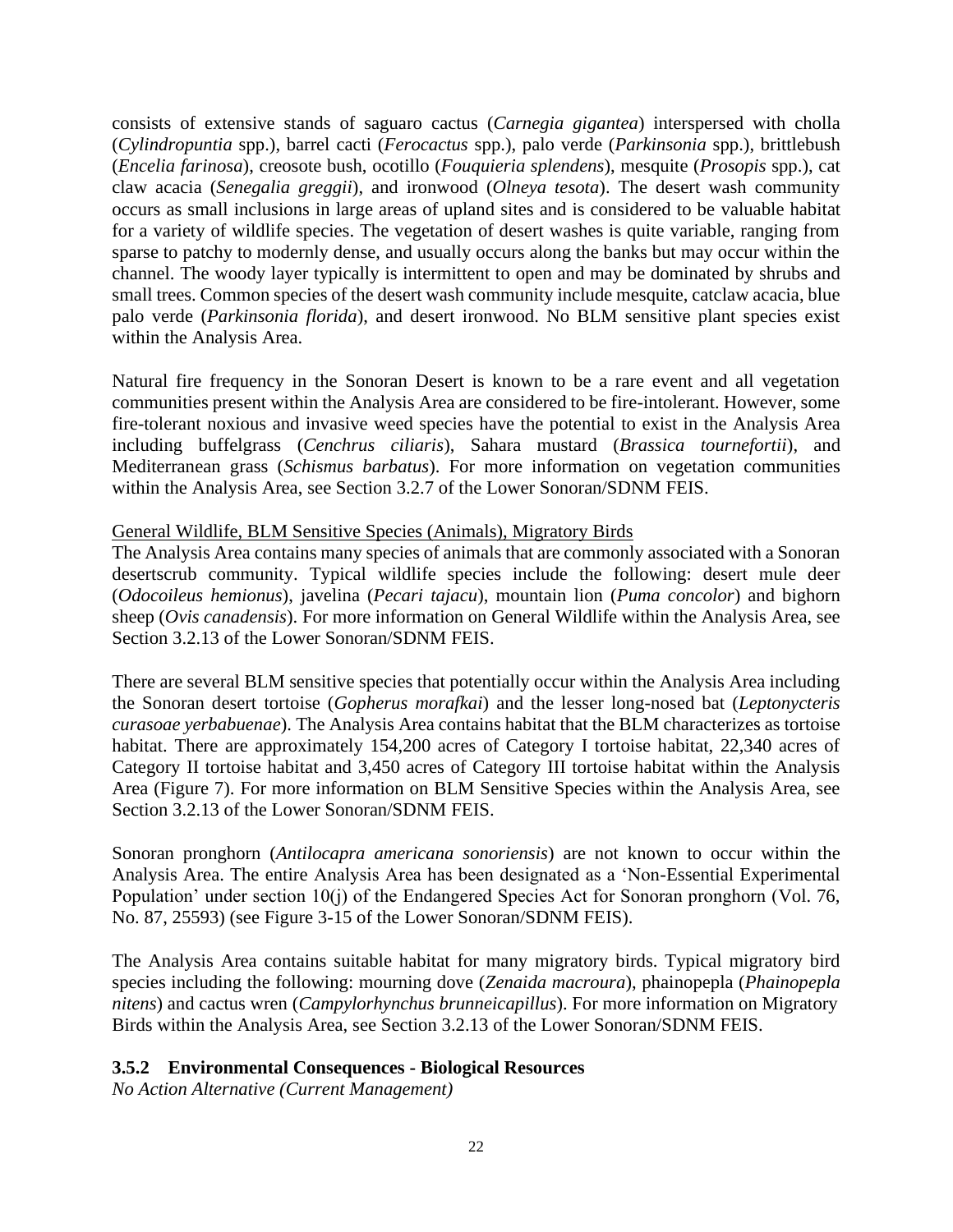consists of extensive stands of saguaro cactus (*Carnegia gigantea*) interspersed with cholla (*Cylindropuntia* spp.), barrel cacti (*Ferocactus* spp.), palo verde (*Parkinsonia* spp.), brittlebush (*Encelia farinosa*), creosote bush, ocotillo (*Fouquieria splendens*), mesquite (*Prosopis* spp.), cat claw acacia (*Senegalia greggii*), and ironwood (*Olneya tesota*). The desert wash community occurs as small inclusions in large areas of upland sites and is considered to be valuable habitat for a variety of wildlife species. The vegetation of desert washes is quite variable, ranging from sparse to patchy to modernly dense, and usually occurs along the banks but may occur within the channel. The woody layer typically is intermittent to open and may be dominated by shrubs and small trees. Common species of the desert wash community include mesquite, catclaw acacia, blue palo verde (*Parkinsonia florida*), and desert ironwood. No BLM sensitive plant species exist within the Analysis Area.

Natural fire frequency in the Sonoran Desert is known to be a rare event and all vegetation communities present within the Analysis Area are considered to be fire-intolerant. However, some fire-tolerant noxious and invasive weed species have the potential to exist in the Analysis Area including buffelgrass (*Cenchrus ciliaris*), Sahara mustard (*Brassica tournefortii*), and Mediterranean grass (*Schismus barbatus*). For more information on vegetation communities within the Analysis Area, see Section 3.2.7 of the Lower Sonoran/SDNM FEIS.

<u>General Wildlife, BLM Sensitive Species (Animals), Migratory Birds</u>

The Analysis Area contains many species of animals that are commonly associated with a Sonoran desertscrub community. Typical wildlife species include the following: desert mule deer (*Odocoileus hemionus*), javelina (*Pecari tajacu*), mountain lion (*Puma concolor*) and bighorn sheep (*Ovis canadensis*). For more information on General Wildlife within the Analysis Area, see Section 3.2.13 of the Lower Sonoran/SDNM FEIS.

There are several BLM sensitive species that potentially occur within the Analysis Area including the Sonoran desert tortoise (*Gopherus morafkai*) and the lesser long-nosed bat (*Leptonycteris curasoae yerbabuenae*). The Analysis Area contains habitat that the BLM characterizes as tortoise habitat. There are approximately 154,200 acres of Category I tortoise habitat, 22,340 acres of Category II tortoise habitat and 3,450 acres of Category III tortoise habitat within the Analysis Area (Figure 7). For more information on BLM Sensitive Species within the Analysis Area, see Section 3.2.13 of the Lower Sonoran/SDNM FEIS.

Sonoran pronghorn (*Antilocapra americana sonoriensis*) are not known to occur within the Analysis Area. The entire Analysis Area has been designated as a 'Non-Essential Experimental Population' under section 10(j) of the Endangered Species Act for Sonoran pronghorn (Vol. 76, No. 87, 25593) (see Figure 3-15 of the Lower Sonoran/SDNM FEIS).

The Analysis Area contains suitable habitat for many migratory birds. Typical migratory bird species including the following: mourning dove (*Zenaida macroura*), phainopepla (*Phainopepla nitens*) and cactus wren (*Campylorhynchus brunneicapillus*). For more information on Migratory Birds within the Analysis Area, see Section 3.2.13 of the Lower Sonoran/SDNM FEIS.

### 3.5.2 Environmental Consequences - Biological Resources

*No Action Alternative (Current Management)*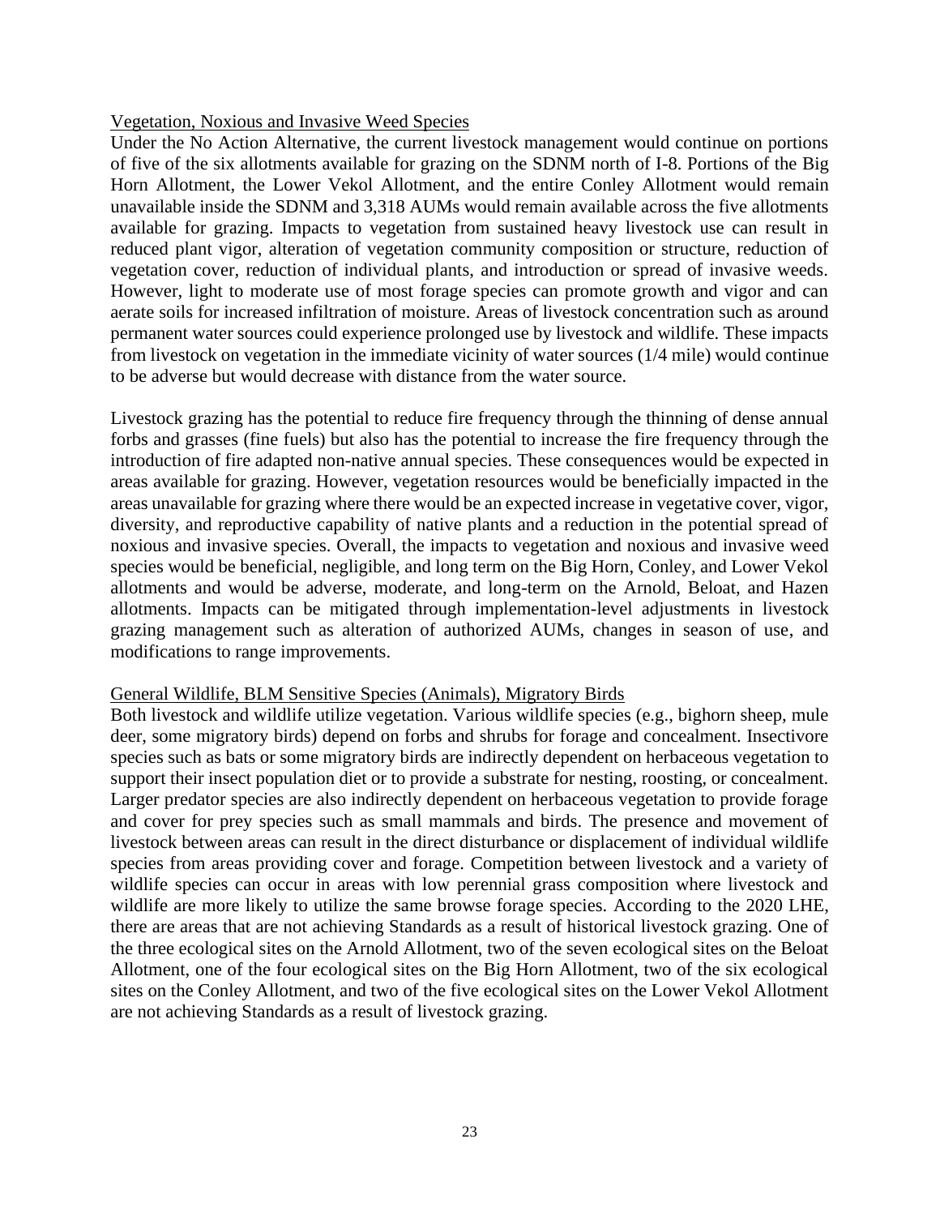<u>Vegetation, Noxious and Invasive Weed Species</u>

Under the No Action Alternative, the current livestock management would continue on portions of five of the six allotments available for grazing on the SDNM north of I-8. Portions of the Big Horn Allotment, the Lower Vekol Allotment, and the entire Conley Allotment would remain unavailable inside the SDNM and 3,318 AUMs would remain available across the five allotments available for grazing. Impacts to vegetation from sustained heavy livestock use can result in reduced plant vigor, alteration of vegetation community composition or structure, reduction of vegetation cover, reduction of individual plants, and introduction or spread of invasive weeds. However, light to moderate use of most forage species can promote growth and vigor and can aerate soils for increased infiltration of moisture. Areas of livestock concentration such as around permanent water sources could experience prolonged use by livestock and wildlife. These impacts from livestock on vegetation in the immediate vicinity of water sources (1/4 mile) would continue to be adverse but would decrease with distance from the water source.

Livestock grazing has the potential to reduce fire frequency through the thinning of dense annual forbs and grasses (fine fuels) but also has the potential to increase the fire frequency through the introduction of fire adapted non-native annual species. These consequences would be expected in areas available for grazing. However, vegetation resources would be beneficially impacted in the areas unavailable for grazing where there would be an expected increase in vegetative cover, vigor, diversity, and reproductive capability of native plants and a reduction in the potential spread of noxious and invasive species. Overall, the impacts to vegetation and noxious and invasive weed species would be beneficial, negligible, and long term on the Big Horn, Conley, and Lower Vekol allotments and would be adverse, moderate, and long-term on the Arnold, Beloat, and Hazen allotments. Impacts can be mitigated through implementation-level adjustments in livestock grazing management such as alteration of authorized AUMs, changes in season of use, and modifications to range improvements.

<u>General Wildlife, BLM Sensitive Species (Animals), Migratory Birds</u>

Both livestock and wildlife utilize vegetation. Various wildlife species (e.g., bighorn sheep, mule deer, some migratory birds) depend on forbs and shrubs for forage and concealment. Insectivore species such as bats or some migratory birds are indirectly dependent on herbaceous vegetation to support their insect population diet or to provide a substrate for nesting, roosting, or concealment. Larger predator species are also indirectly dependent on herbaceous vegetation to provide forage and cover for prey species such as small mammals and birds. The presence and movement of livestock between areas can result in the direct disturbance or displacement of individual wildlife species from areas providing cover and forage. Competition between livestock and a variety of wildlife species can occur in areas with low perennial grass composition where livestock and wildlife are more likely to utilize the same browse forage species. According to the 2020 LHE, there are areas that are not achieving Standards as a result of historical livestock grazing. One of the three ecological sites on the Arnold Allotment, two of the seven ecological sites on the Beloat Allotment, one of the four ecological sites on the Big Horn Allotment, two of the six ecological sites on the Conley Allotment, and two of the five ecological sites on the Lower Vekol Allotment are not achieving Standards as a result of livestock grazing.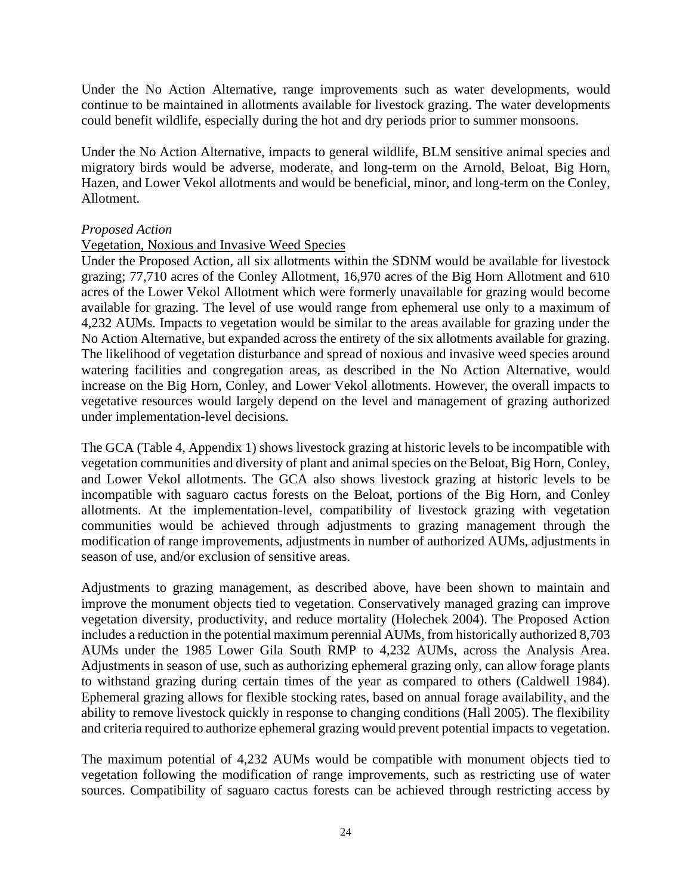Under the No Action Alternative, range improvements such as water developments, would continue to be maintained in allotments available for livestock grazing. The water developments could benefit wildlife, especially during the hot and dry periods prior to summer monsoons.

Under the No Action Alternative, impacts to general wildlife, BLM sensitive animal species and migratory birds would be adverse, moderate, and long-term on the Arnold, Beloat, Big Horn, Hazen, and Lower Vekol allotments and would be beneficial, minor, and long-term on the Conley, Allotment.

*Proposed Action*

Vegetation, Noxious and Invasive Weed Species

Under the Proposed Action, all six allotments within the SDNM would be available for livestock grazing; 77,710 acres of the Conley Allotment, 16,970 acres of the Big Horn Allotment and 610 acres of the Lower Vekol Allotment which were formerly unavailable for grazing would become available for grazing. The level of use would range from ephemeral use only to a maximum of 4,232 AUMs. Impacts to vegetation would be similar to the areas available for grazing under the No Action Alternative, but expanded across the entirety of the six allotments available for grazing. The likelihood of vegetation disturbance and spread of noxious and invasive weed species around watering facilities and congregation areas, as described in the No Action Alternative, would increase on the Big Horn, Conley, and Lower Vekol allotments. However, the overall impacts to vegetative resources would largely depend on the level and management of grazing authorized under implementation-level decisions.

The GCA (Table 4, Appendix 1) shows livestock grazing at historic levels to be incompatible with vegetation communities and diversity of plant and animal species on the Beloat, Big Horn, Conley, and Lower Vekol allotments. The GCA also shows livestock grazing at historic levels to be incompatible with saguaro cactus forests on the Beloat, portions of the Big Horn, and Conley allotments. At the implementation-level, compatibility of livestock grazing with vegetation communities would be achieved through adjustments to grazing management through the modification of range improvements, adjustments in number of authorized AUMs, adjustments in season of use, and/or exclusion of sensitive areas.

Adjustments to grazing management, as described above, have been shown to maintain and improve the monument objects tied to vegetation. Conservatively managed grazing can improve vegetation diversity, productivity, and reduce mortality (Holechek 2004). The Proposed Action includes a reduction in the potential maximum perennial AUMs, from historically authorized 8,703 AUMs under the 1985 Lower Gila South RMP to 4,232 AUMs, across the Analysis Area. Adjustments in season of use, such as authorizing ephemeral grazing only, can allow forage plants to withstand grazing during certain times of the year as compared to others (Caldwell 1984). Ephemeral grazing allows for flexible stocking rates, based on annual forage availability, and the ability to remove livestock quickly in response to changing conditions (Hall 2005). The flexibility and criteria required to authorize ephemeral grazing would prevent potential impacts to vegetation.

The maximum potential of 4,232 AUMs would be compatible with monument objects tied to vegetation following the modification of range improvements, such as restricting use of water sources. Compatibility of saguaro cactus forests can be achieved through restricting access by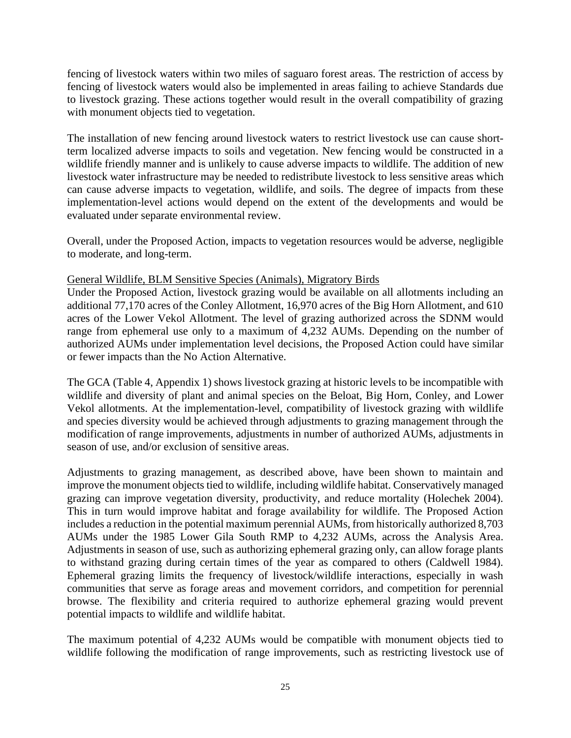fencing of livestock waters within two miles of saguaro forest areas. The restriction of access by fencing of livestock waters would also be implemented in areas failing to achieve Standards due to livestock grazing. These actions together would result in the overall compatibility of grazing with monument objects tied to vegetation.

The installation of new fencing around livestock waters to restrict livestock use can cause short-term localized adverse impacts to soils and vegetation. New fencing would be constructed in a wildlife friendly manner and is unlikely to cause adverse impacts to wildlife. The addition of new livestock water infrastructure may be needed to redistribute livestock to less sensitive areas which can cause adverse impacts to vegetation, wildlife, and soils. The degree of impacts from these implementation-level actions would depend on the extent of the developments and would be evaluated under separate environmental review.

Overall, under the Proposed Action, impacts to vegetation resources would be adverse, negligible to moderate, and long-term.

General Wildlife, BLM Sensitive Species (Animals), Migratory Birds

Under the Proposed Action, livestock grazing would be available on all allotments including an additional 77,170 acres of the Conley Allotment, 16,970 acres of the Big Horn Allotment, and 610 acres of the Lower Vekol Allotment. The level of grazing authorized across the SDNM would range from ephemeral use only to a maximum of 4,232 AUMs. Depending on the number of authorized AUMs under implementation level decisions, the Proposed Action could have similar or fewer impacts than the No Action Alternative.

The GCA (Table 4, Appendix 1) shows livestock grazing at historic levels to be incompatible with wildlife and diversity of plant and animal species on the Beloat, Big Horn, Conley, and Lower Vekol allotments. At the implementation-level, compatibility of livestock grazing with wildlife and species diversity would be achieved through adjustments to grazing management through the modification of range improvements, adjustments in number of authorized AUMs, adjustments in season of use, and/or exclusion of sensitive areas.

Adjustments to grazing management, as described above, have been shown to maintain and improve the monument objects tied to wildlife, including wildlife habitat. Conservatively managed grazing can improve vegetation diversity, productivity, and reduce mortality (Holechek 2004). This in turn would improve habitat and forage availability for wildlife. The Proposed Action includes a reduction in the potential maximum perennial AUMs, from historically authorized 8,703 AUMs under the 1985 Lower Gila South RMP to 4,232 AUMs, across the Analysis Area. Adjustments in season of use, such as authorizing ephemeral grazing only, can allow forage plants to withstand grazing during certain times of the year as compared to others (Caldwell 1984). Ephemeral grazing limits the frequency of livestock/wildlife interactions, especially in wash communities that serve as forage areas and movement corridors, and competition for perennial browse. The flexibility and criteria required to authorize ephemeral grazing would prevent potential impacts to wildlife and wildlife habitat.

The maximum potential of 4,232 AUMs would be compatible with monument objects tied to wildlife following the modification of range improvements, such as restricting livestock use of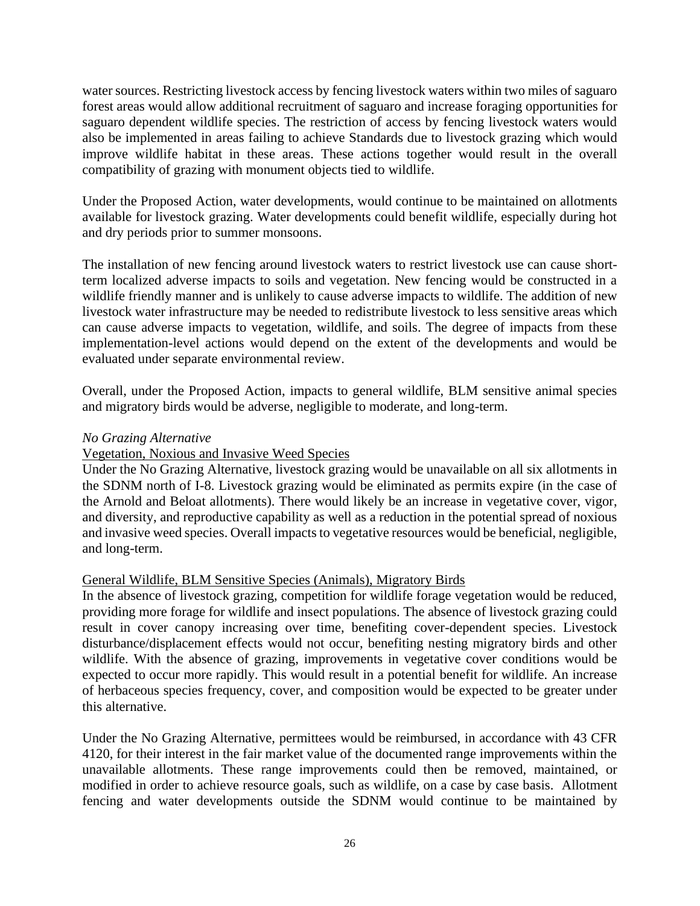water sources. Restricting livestock access by fencing livestock waters within two miles of saguaro forest areas would allow additional recruitment of saguaro and increase foraging opportunities for saguaro dependent wildlife species. The restriction of access by fencing livestock waters would also be implemented in areas failing to achieve Standards due to livestock grazing which would improve wildlife habitat in these areas. These actions together would result in the overall compatibility of grazing with monument objects tied to wildlife.

Under the Proposed Action, water developments, would continue to be maintained on allotments available for livestock grazing. Water developments could benefit wildlife, especially during hot and dry periods prior to summer monsoons.

The installation of new fencing around livestock waters to restrict livestock use can cause short-term localized adverse impacts to soils and vegetation. New fencing would be constructed in a wildlife friendly manner and is unlikely to cause adverse impacts to wildlife. The addition of new livestock water infrastructure may be needed to redistribute livestock to less sensitive areas which can cause adverse impacts to vegetation, wildlife, and soils. The degree of impacts from these implementation-level actions would depend on the extent of the developments and would be evaluated under separate environmental review.

Overall, under the Proposed Action, impacts to general wildlife, BLM sensitive animal species and migratory birds would be adverse, negligible to moderate, and long-term.

*No Grazing Alternative*

Vegetation, Noxious and Invasive Weed Species

Under the No Grazing Alternative, livestock grazing would be unavailable on all six allotments in the SDNM north of I-8. Livestock grazing would be eliminated as permits expire (in the case of the Arnold and Beloat allotments). There would likely be an increase in vegetative cover, vigor, and diversity, and reproductive capability as well as a reduction in the potential spread of noxious and invasive weed species. Overall impacts to vegetative resources would be beneficial, negligible, and long-term.

General Wildlife, BLM Sensitive Species (Animals), Migratory Birds

In the absence of livestock grazing, competition for wildlife forage vegetation would be reduced, providing more forage for wildlife and insect populations. The absence of livestock grazing could result in cover canopy increasing over time, benefiting cover-dependent species. Livestock disturbance/displacement effects would not occur, benefiting nesting migratory birds and other wildlife. With the absence of grazing, improvements in vegetative cover conditions would be expected to occur more rapidly. This would result in a potential benefit for wildlife. An increase of herbaceous species frequency, cover, and composition would be expected to be greater under this alternative.

Under the No Grazing Alternative, permittees would be reimbursed, in accordance with 43 CFR 4120, for their interest in the fair market value of the documented range improvements within the unavailable allotments. These range improvements could then be removed, maintained, or modified in order to achieve resource goals, such as wildlife, on a case by case basis. Allotment fencing and water developments outside the SDNM would continue to be maintained by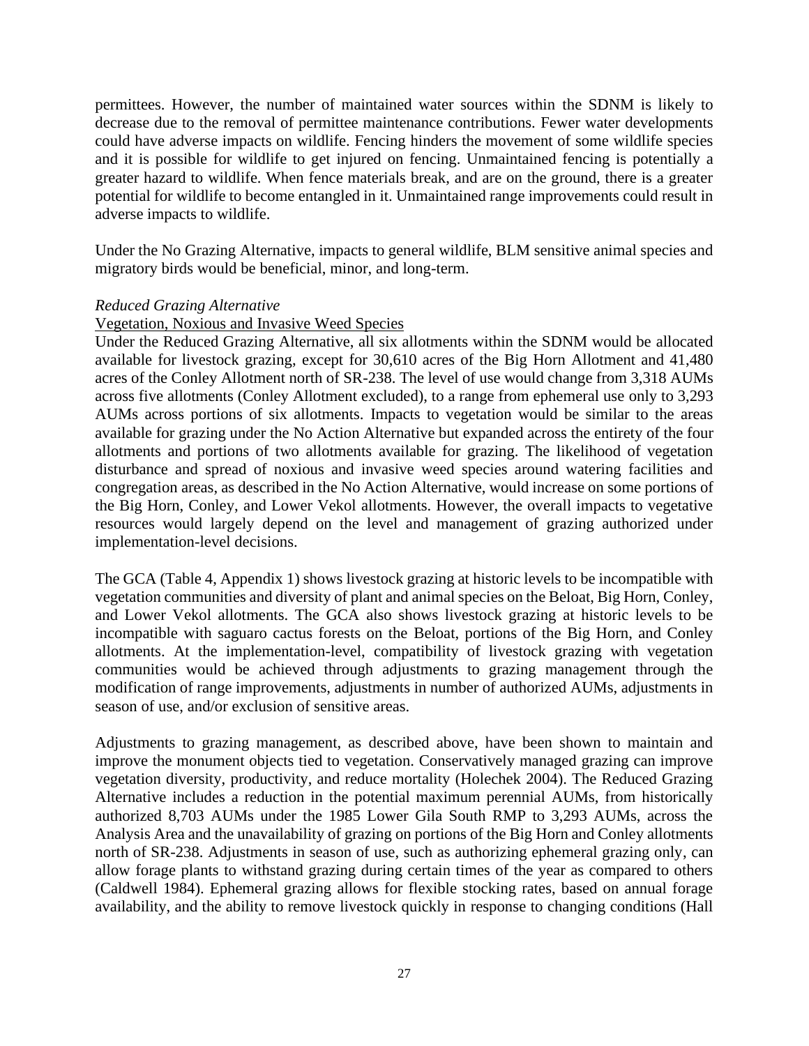permittees. However, the number of maintained water sources within the SDNM is likely to decrease due to the removal of permittee maintenance contributions. Fewer water developments could have adverse impacts on wildlife. Fencing hinders the movement of some wildlife species and it is possible for wildlife to get injured on fencing. Unmaintained fencing is potentially a greater hazard to wildlife. When fence materials break, and are on the ground, there is a greater potential for wildlife to become entangled in it. Unmaintained range improvements could result in adverse impacts to wildlife.

Under the No Grazing Alternative, impacts to general wildlife, BLM sensitive animal species and migratory birds would be beneficial, minor, and long-term.

*Reduced Grazing Alternative*

<u>Vegetation, Noxious and Invasive Weed Species</u>

Under the Reduced Grazing Alternative, all six allotments within the SDNM would be allocated available for livestock grazing, except for 30,610 acres of the Big Horn Allotment and 41,480 acres of the Conley Allotment north of SR-238. The level of use would change from 3,318 AUMs across five allotments (Conley Allotment excluded), to a range from ephemeral use only to 3,293 AUMs across portions of six allotments. Impacts to vegetation would be similar to the areas available for grazing under the No Action Alternative but expanded across the entirety of the four allotments and portions of two allotments available for grazing. The likelihood of vegetation disturbance and spread of noxious and invasive weed species around watering facilities and congregation areas, as described in the No Action Alternative, would increase on some portions of the Big Horn, Conley, and Lower Vekol allotments. However, the overall impacts to vegetative resources would largely depend on the level and management of grazing authorized under implementation-level decisions.

The GCA (Table 4, Appendix 1) shows livestock grazing at historic levels to be incompatible with vegetation communities and diversity of plant and animal species on the Beloat, Big Horn, Conley, and Lower Vekol allotments. The GCA also shows livestock grazing at historic levels to be incompatible with saguaro cactus forests on the Beloat, portions of the Big Horn, and Conley allotments. At the implementation-level, compatibility of livestock grazing with vegetation communities would be achieved through adjustments to grazing management through the modification of range improvements, adjustments in number of authorized AUMs, adjustments in season of use, and/or exclusion of sensitive areas.

Adjustments to grazing management, as described above, have been shown to maintain and improve the monument objects tied to vegetation. Conservatively managed grazing can improve vegetation diversity, productivity, and reduce mortality (Holechek 2004). The Reduced Grazing Alternative includes a reduction in the potential maximum perennial AUMs, from historically authorized 8,703 AUMs under the 1985 Lower Gila South RMP to 3,293 AUMs, across the Analysis Area and the unavailability of grazing on portions of the Big Horn and Conley allotments north of SR-238. Adjustments in season of use, such as authorizing ephemeral grazing only, can allow forage plants to withstand grazing during certain times of the year as compared to others (Caldwell 1984). Ephemeral grazing allows for flexible stocking rates, based on annual forage availability, and the ability to remove livestock quickly in response to changing conditions (Hall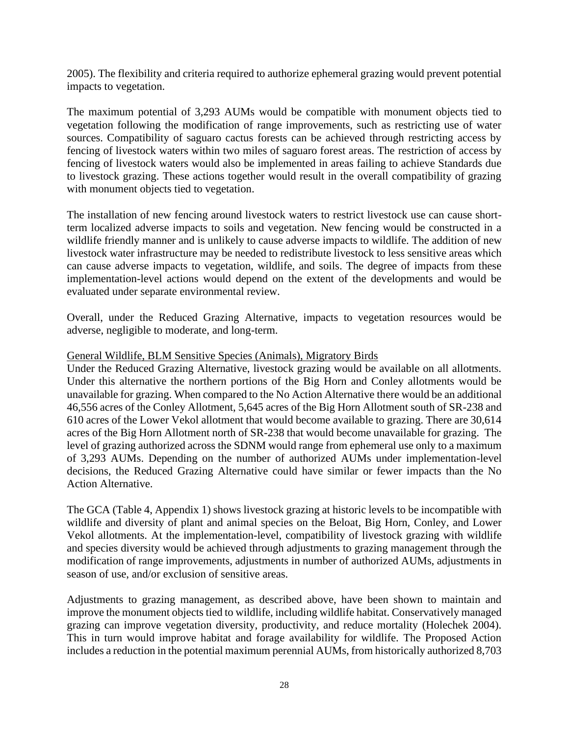2005). The flexibility and criteria required to authorize ephemeral grazing would prevent potential impacts to vegetation.

The maximum potential of 3,293 AUMs would be compatible with monument objects tied to vegetation following the modification of range improvements, such as restricting use of water sources. Compatibility of saguaro cactus forests can be achieved through restricting access by fencing of livestock waters within two miles of saguaro forest areas. The restriction of access by fencing of livestock waters would also be implemented in areas failing to achieve Standards due to livestock grazing. These actions together would result in the overall compatibility of grazing with monument objects tied to vegetation.

The installation of new fencing around livestock waters to restrict livestock use can cause short-term localized adverse impacts to soils and vegetation. New fencing would be constructed in a wildlife friendly manner and is unlikely to cause adverse impacts to wildlife. The addition of new livestock water infrastructure may be needed to redistribute livestock to less sensitive areas which can cause adverse impacts to vegetation, wildlife, and soils. The degree of impacts from these implementation-level actions would depend on the extent of the developments and would be evaluated under separate environmental review.

Overall, under the Reduced Grazing Alternative, impacts to vegetation resources would be adverse, negligible to moderate, and long-term.

General Wildlife, BLM Sensitive Species (Animals), Migratory Birds

Under the Reduced Grazing Alternative, livestock grazing would be available on all allotments. Under this alternative the northern portions of the Big Horn and Conley allotments would be unavailable for grazing. When compared to the No Action Alternative there would be an additional 46,556 acres of the Conley Allotment, 5,645 acres of the Big Horn Allotment south of SR-238 and 610 acres of the Lower Vekol allotment that would become available to grazing. There are 30,614 acres of the Big Horn Allotment north of SR-238 that would become unavailable for grazing. The level of grazing authorized across the SDNM would range from ephemeral use only to a maximum of 3,293 AUMs. Depending on the number of authorized AUMs under implementation-level decisions, the Reduced Grazing Alternative could have similar or fewer impacts than the No Action Alternative.

The GCA (Table 4, Appendix 1) shows livestock grazing at historic levels to be incompatible with wildlife and diversity of plant and animal species on the Beloat, Big Horn, Conley, and Lower Vekol allotments. At the implementation-level, compatibility of livestock grazing with wildlife and species diversity would be achieved through adjustments to grazing management through the modification of range improvements, adjustments in number of authorized AUMs, adjustments in season of use, and/or exclusion of sensitive areas.

Adjustments to grazing management, as described above, have been shown to maintain and improve the monument objects tied to wildlife, including wildlife habitat. Conservatively managed grazing can improve vegetation diversity, productivity, and reduce mortality (Holechek 2004). This in turn would improve habitat and forage availability for wildlife. The Proposed Action includes a reduction in the potential maximum perennial AUMs, from historically authorized 8,703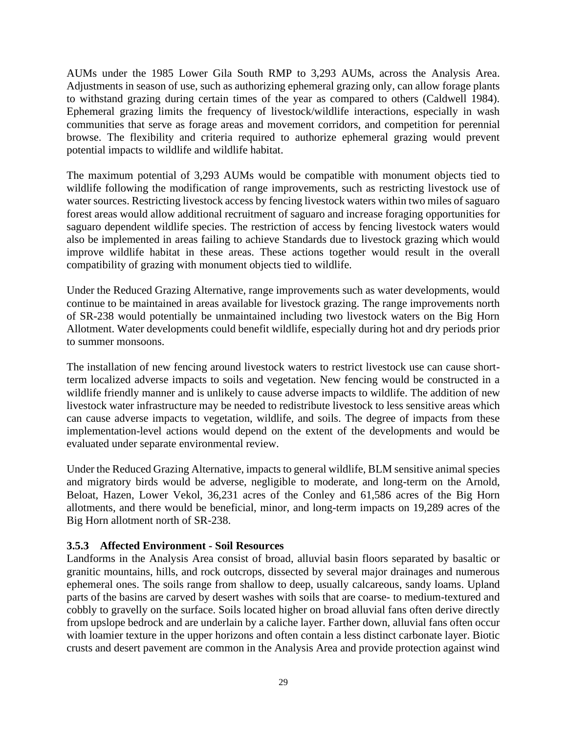AUMs under the 1985 Lower Gila South RMP to 3,293 AUMs, across the Analysis Area. Adjustments in season of use, such as authorizing ephemeral grazing only, can allow forage plants to withstand grazing during certain times of the year as compared to others (Caldwell 1984). Ephemeral grazing limits the frequency of livestock/wildlife interactions, especially in wash communities that serve as forage areas and movement corridors, and competition for perennial browse. The flexibility and criteria required to authorize ephemeral grazing would prevent potential impacts to wildlife and wildlife habitat.

The maximum potential of 3,293 AUMs would be compatible with monument objects tied to wildlife following the modification of range improvements, such as restricting livestock use of water sources. Restricting livestock access by fencing livestock waters within two miles of saguaro forest areas would allow additional recruitment of saguaro and increase foraging opportunities for saguaro dependent wildlife species. The restriction of access by fencing livestock waters would also be implemented in areas failing to achieve Standards due to livestock grazing which would improve wildlife habitat in these areas. These actions together would result in the overall compatibility of grazing with monument objects tied to wildlife.

Under the Reduced Grazing Alternative, range improvements such as water developments, would continue to be maintained in areas available for livestock grazing. The range improvements north of SR-238 would potentially be unmaintained including two livestock waters on the Big Horn Allotment. Water developments could benefit wildlife, especially during hot and dry periods prior to summer monsoons.

The installation of new fencing around livestock waters to restrict livestock use can cause short-term localized adverse impacts to soils and vegetation. New fencing would be constructed in a wildlife friendly manner and is unlikely to cause adverse impacts to wildlife. The addition of new livestock water infrastructure may be needed to redistribute livestock to less sensitive areas which can cause adverse impacts to vegetation, wildlife, and soils. The degree of impacts from these implementation-level actions would depend on the extent of the developments and would be evaluated under separate environmental review.

Under the Reduced Grazing Alternative, impacts to general wildlife, BLM sensitive animal species and migratory birds would be adverse, negligible to moderate, and long-term on the Arnold, Beloat, Hazen, Lower Vekol, 36,231 acres of the Conley and 61,586 acres of the Big Horn allotments, and there would be beneficial, minor, and long-term impacts on 19,289 acres of the Big Horn allotment north of SR-238.

### 3.5.3 Affected Environment - Soil Resources

Landforms in the Analysis Area consist of broad, alluvial basin floors separated by basaltic or granitic mountains, hills, and rock outcrops, dissected by several major drainages and numerous ephemeral ones. The soils range from shallow to deep, usually calcareous, sandy loams. Upland parts of the basins are carved by desert washes with soils that are coarse- to medium-textured and cobbly to gravelly on the surface. Soils located higher on broad alluvial fans often derive directly from upslope bedrock and are underlain by a caliche layer. Farther down, alluvial fans often occur with loamier texture in the upper horizons and often contain a less distinct carbonate layer. Biotic crusts and desert pavement are common in the Analysis Area and provide protection against wind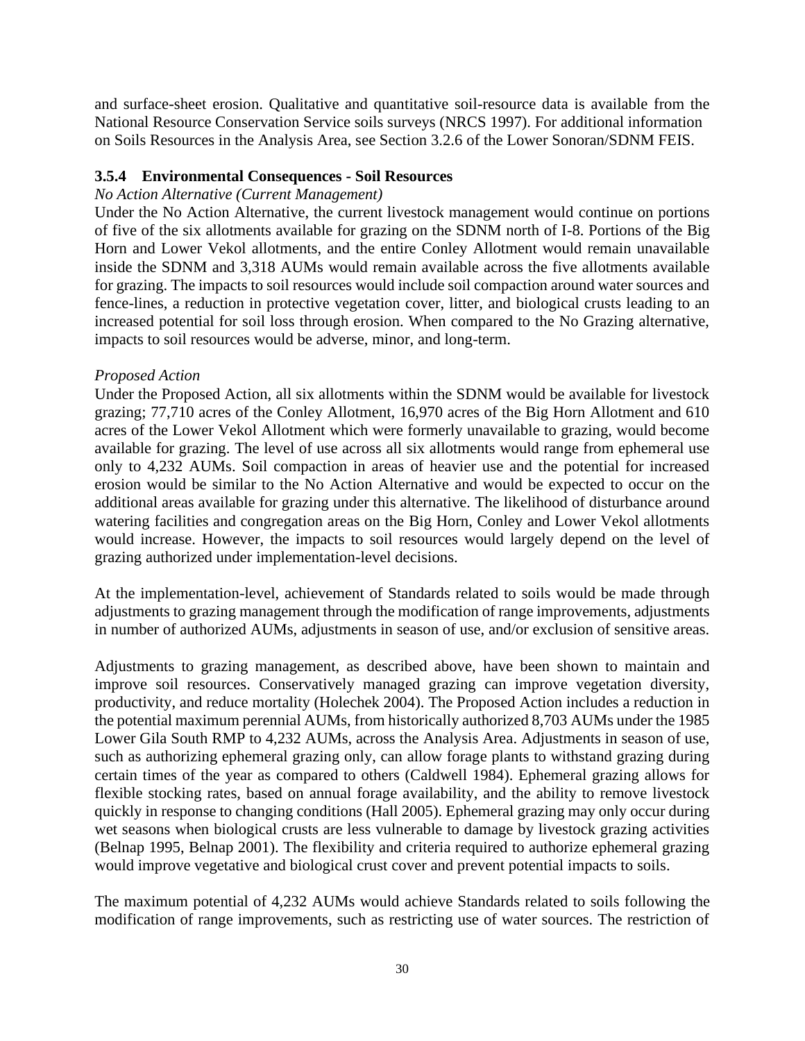and surface-sheet erosion. Qualitative and quantitative soil-resource data is available from the National Resource Conservation Service soils surveys (NRCS 1997). For additional information on Soils Resources in the Analysis Area, see Section 3.2.6 of the Lower Sonoran/SDNM FEIS.

### 3.5.4 Environmental Consequences - Soil Resources

*No Action Alternative (Current Management)*

Under the No Action Alternative, the current livestock management would continue on portions of five of the six allotments available for grazing on the SDNM north of I-8. Portions of the Big Horn and Lower Vekol allotments, and the entire Conley Allotment would remain unavailable inside the SDNM and 3,318 AUMs would remain available across the five allotments available for grazing. The impacts to soil resources would include soil compaction around water sources and fence-lines, a reduction in protective vegetation cover, litter, and biological crusts leading to an increased potential for soil loss through erosion. When compared to the No Grazing alternative, impacts to soil resources would be adverse, minor, and long-term.

*Proposed Action*

Under the Proposed Action, all six allotments within the SDNM would be available for livestock grazing; 77,710 acres of the Conley Allotment, 16,970 acres of the Big Horn Allotment and 610 acres of the Lower Vekol Allotment which were formerly unavailable to grazing, would become available for grazing. The level of use across all six allotments would range from ephemeral use only to 4,232 AUMs. Soil compaction in areas of heavier use and the potential for increased erosion would be similar to the No Action Alternative and would be expected to occur on the additional areas available for grazing under this alternative. The likelihood of disturbance around watering facilities and congregation areas on the Big Horn, Conley and Lower Vekol allotments would increase. However, the impacts to soil resources would largely depend on the level of grazing authorized under implementation-level decisions.

At the implementation-level, achievement of Standards related to soils would be made through adjustments to grazing management through the modification of range improvements, adjustments in number of authorized AUMs, adjustments in season of use, and/or exclusion of sensitive areas.

Adjustments to grazing management, as described above, have been shown to maintain and improve soil resources. Conservatively managed grazing can improve vegetation diversity, productivity, and reduce mortality (Holechek 2004). The Proposed Action includes a reduction in the potential maximum perennial AUMs, from historically authorized 8,703 AUMs under the 1985 Lower Gila South RMP to 4,232 AUMs, across the Analysis Area. Adjustments in season of use, such as authorizing ephemeral grazing only, can allow forage plants to withstand grazing during certain times of the year as compared to others (Caldwell 1984). Ephemeral grazing allows for flexible stocking rates, based on annual forage availability, and the ability to remove livestock quickly in response to changing conditions (Hall 2005). Ephemeral grazing may only occur during wet seasons when biological crusts are less vulnerable to damage by livestock grazing activities (Belnap 1995, Belnap 2001). The flexibility and criteria required to authorize ephemeral grazing would improve vegetative and biological crust cover and prevent potential impacts to soils.

The maximum potential of 4,232 AUMs would achieve Standards related to soils following the modification of range improvements, such as restricting use of water sources. The restriction of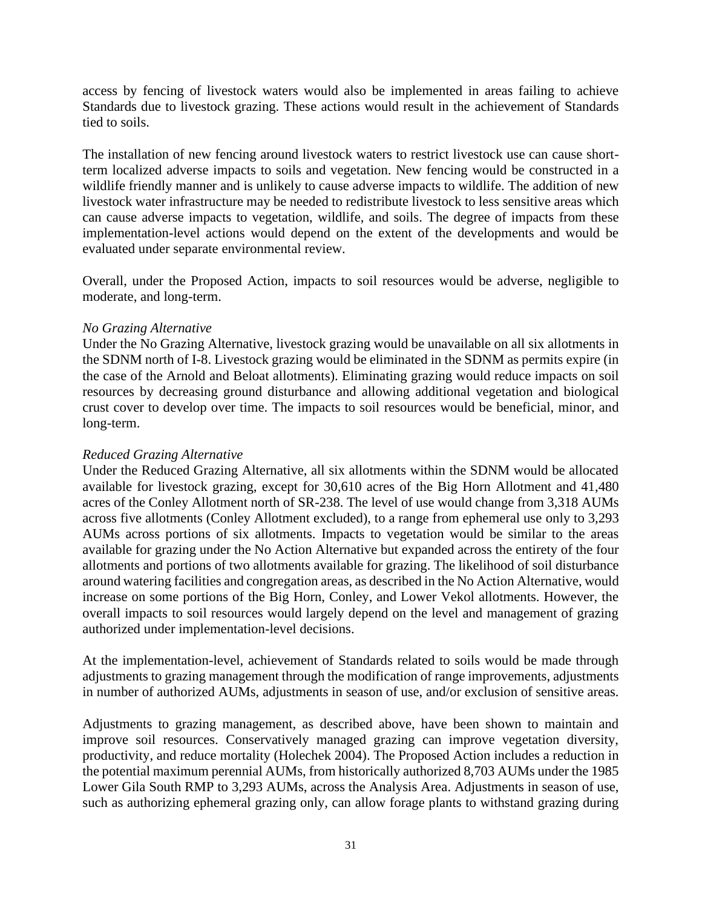access by fencing of livestock waters would also be implemented in areas failing to achieve Standards due to livestock grazing. These actions would result in the achievement of Standards tied to soils.

The installation of new fencing around livestock waters to restrict livestock use can cause short-term localized adverse impacts to soils and vegetation. New fencing would be constructed in a wildlife friendly manner and is unlikely to cause adverse impacts to wildlife. The addition of new livestock water infrastructure may be needed to redistribute livestock to less sensitive areas which can cause adverse impacts to vegetation, wildlife, and soils. The degree of impacts from these implementation-level actions would depend on the extent of the developments and would be evaluated under separate environmental review.

Overall, under the Proposed Action, impacts to soil resources would be adverse, negligible to moderate, and long-term.

*No Grazing Alternative*

Under the No Grazing Alternative, livestock grazing would be unavailable on all six allotments in the SDNM north of I-8. Livestock grazing would be eliminated in the SDNM as permits expire (in the case of the Arnold and Beloat allotments). Eliminating grazing would reduce impacts on soil resources by decreasing ground disturbance and allowing additional vegetation and biological crust cover to develop over time. The impacts to soil resources would be beneficial, minor, and long-term.

*Reduced Grazing Alternative*

Under the Reduced Grazing Alternative, all six allotments within the SDNM would be allocated available for livestock grazing, except for 30,610 acres of the Big Horn Allotment and 41,480 acres of the Conley Allotment north of SR-238. The level of use would change from 3,318 AUMs across five allotments (Conley Allotment excluded), to a range from ephemeral use only to 3,293 AUMs across portions of six allotments. Impacts to vegetation would be similar to the areas available for grazing under the No Action Alternative but expanded across the entirety of the four allotments and portions of two allotments available for grazing. The likelihood of soil disturbance around watering facilities and congregation areas, as described in the No Action Alternative, would increase on some portions of the Big Horn, Conley, and Lower Vekol allotments. However, the overall impacts to soil resources would largely depend on the level and management of grazing authorized under implementation-level decisions.

At the implementation-level, achievement of Standards related to soils would be made through adjustments to grazing management through the modification of range improvements, adjustments in number of authorized AUMs, adjustments in season of use, and/or exclusion of sensitive areas.

Adjustments to grazing management, as described above, have been shown to maintain and improve soil resources. Conservatively managed grazing can improve vegetation diversity, productivity, and reduce mortality (Holechek 2004). The Proposed Action includes a reduction in the potential maximum perennial AUMs, from historically authorized 8,703 AUMs under the 1985 Lower Gila South RMP to 3,293 AUMs, across the Analysis Area. Adjustments in season of use, such as authorizing ephemeral grazing only, can allow forage plants to withstand grazing during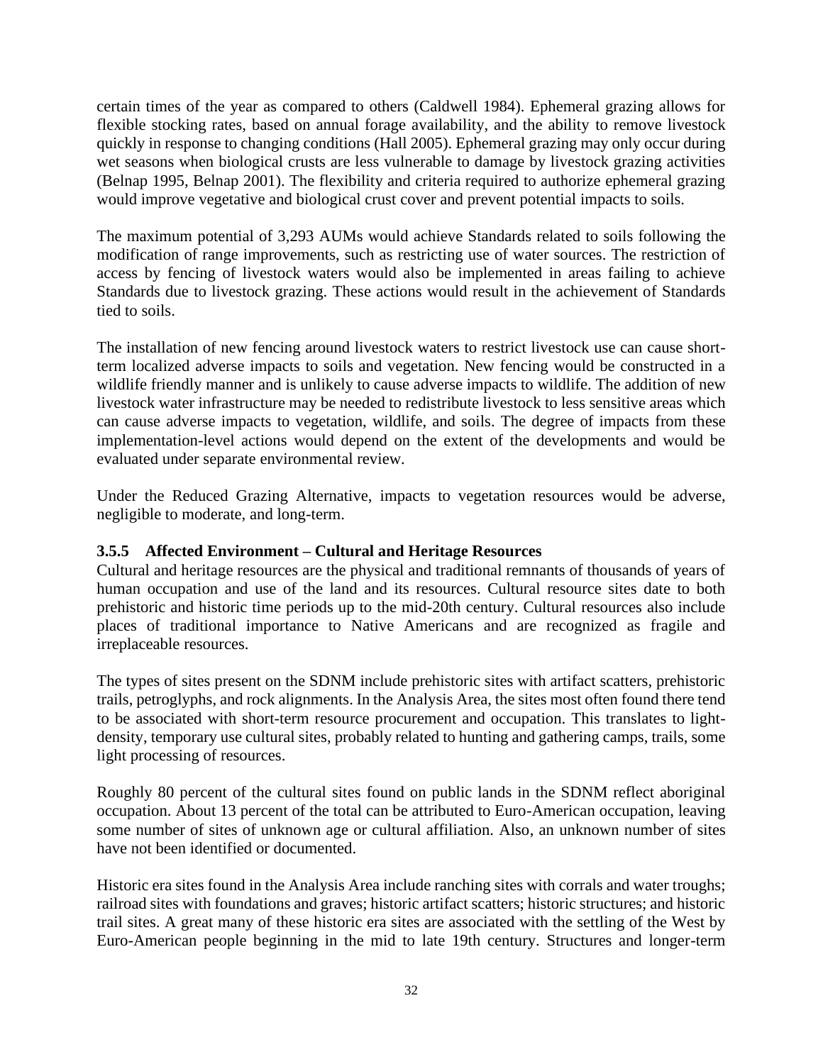certain times of the year as compared to others (Caldwell 1984). Ephemeral grazing allows for flexible stocking rates, based on annual forage availability, and the ability to remove livestock quickly in response to changing conditions (Hall 2005). Ephemeral grazing may only occur during wet seasons when biological crusts are less vulnerable to damage by livestock grazing activities (Belnap 1995, Belnap 2001). The flexibility and criteria required to authorize ephemeral grazing would improve vegetative and biological crust cover and prevent potential impacts to soils.

The maximum potential of 3,293 AUMs would achieve Standards related to soils following the modification of range improvements, such as restricting use of water sources. The restriction of access by fencing of livestock waters would also be implemented in areas failing to achieve Standards due to livestock grazing. These actions would result in the achievement of Standards tied to soils.

The installation of new fencing around livestock waters to restrict livestock use can cause short-term localized adverse impacts to soils and vegetation. New fencing would be constructed in a wildlife friendly manner and is unlikely to cause adverse impacts to wildlife. The addition of new livestock water infrastructure may be needed to redistribute livestock to less sensitive areas which can cause adverse impacts to vegetation, wildlife, and soils. The degree of impacts from these implementation-level actions would depend on the extent of the developments and would be evaluated under separate environmental review.

Under the Reduced Grazing Alternative, impacts to vegetation resources would be adverse, negligible to moderate, and long-term.

### 3.5.5 Affected Environment – Cultural and Heritage Resources

Cultural and heritage resources are the physical and traditional remnants of thousands of years of human occupation and use of the land and its resources. Cultural resource sites date to both prehistoric and historic time periods up to the mid-20th century. Cultural resources also include places of traditional importance to Native Americans and are recognized as fragile and irreplaceable resources.

The types of sites present on the SDNM include prehistoric sites with artifact scatters, prehistoric trails, petroglyphs, and rock alignments. In the Analysis Area, the sites most often found there tend to be associated with short-term resource procurement and occupation. This translates to light-density, temporary use cultural sites, probably related to hunting and gathering camps, trails, some light processing of resources.

Roughly 80 percent of the cultural sites found on public lands in the SDNM reflect aboriginal occupation. About 13 percent of the total can be attributed to Euro-American occupation, leaving some number of sites of unknown age or cultural affiliation. Also, an unknown number of sites have not been identified or documented.

Historic era sites found in the Analysis Area include ranching sites with corrals and water troughs; railroad sites with foundations and graves; historic artifact scatters; historic structures; and historic trail sites. A great many of these historic era sites are associated with the settling of the West by Euro-American people beginning in the mid to late 19th century. Structures and longer-term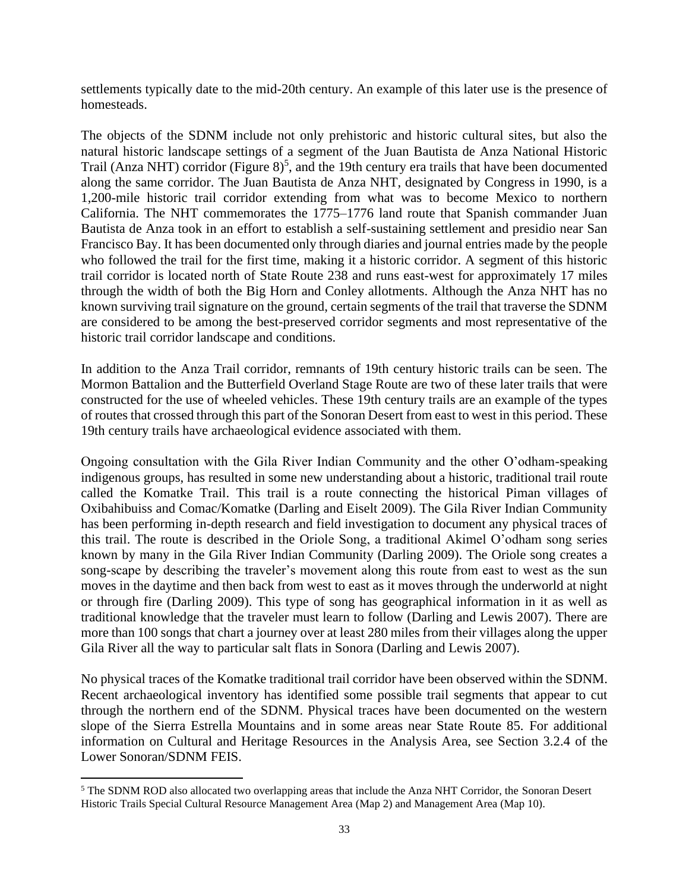settlements typically date to the mid-20th century. An example of this later use is the presence of homesteads.

The objects of the SDNM include not only prehistoric and historic cultural sites, but also the natural historic landscape settings of a segment of the Juan Bautista de Anza National Historic Trail (Anza NHT) corridor (Figure 8)[5], and the 19th century era trails that have been documented along the same corridor. The Juan Bautista de Anza NHT, designated by Congress in 1990, is a 1,200-mile historic trail corridor extending from what was to become Mexico to northern California. The NHT commemorates the 1775–1776 land route that Spanish commander Juan Bautista de Anza took in an effort to establish a self-sustaining settlement and presidio near San Francisco Bay. It has been documented only through diaries and journal entries made by the people who followed the trail for the first time, making it a historic corridor. A segment of this historic trail corridor is located north of State Route 238 and runs east-west for approximately 17 miles through the width of both the Big Horn and Conley allotments. Although the Anza NHT has no known surviving trail signature on the ground, certain segments of the trail that traverse the SDNM are considered to be among the best-preserved corridor segments and most representative of the historic trail corridor landscape and conditions.

In addition to the Anza Trail corridor, remnants of 19th century historic trails can be seen. The Mormon Battalion and the Butterfield Overland Stage Route are two of these later trails that were constructed for the use of wheeled vehicles. These 19th century trails are an example of the types of routes that crossed through this part of the Sonoran Desert from east to west in this period. These 19th century trails have archaeological evidence associated with them.

Ongoing consultation with the Gila River Indian Community and the other O'odham-speaking indigenous groups, has resulted in some new understanding about a historic, traditional trail route called the Komatke Trail. This trail is a route connecting the historical Piman villages of Oxibahibuiss and Comac/Komatke (Darling and Eiselt 2009). The Gila River Indian Community has been performing in-depth research and field investigation to document any physical traces of this trail. The route is described in the Oriole Song, a traditional Akimel O'odham song series known by many in the Gila River Indian Community (Darling 2009). The Oriole song creates a song-scape by describing the traveler's movement along this route from east to west as the sun moves in the daytime and then back from west to east as it moves through the underworld at night or through fire (Darling 2009). This type of song has geographical information in it as well as traditional knowledge that the traveler must learn to follow (Darling and Lewis 2007). There are more than 100 songs that chart a journey over at least 280 miles from their villages along the upper Gila River all the way to particular salt flats in Sonora (Darling and Lewis 2007).

No physical traces of the Komatke traditional trail corridor have been observed within the SDNM. Recent archaeological inventory has identified some possible trail segments that appear to cut through the northern end of the SDNM. Physical traces have been documented on the western slope of the Sierra Estrella Mountains and in some areas near State Route 85. For additional information on Cultural and Heritage Resources in the Analysis Area, see Section 3.2.4 of the Lower Sonoran/SDNM FEIS.

[5] The SDNM ROD also allocated two overlapping areas that include the Anza NHT Corridor, the Sonoran Desert Historic Trails Special Cultural Resource Management Area (Map 2) and Management Area (Map 10).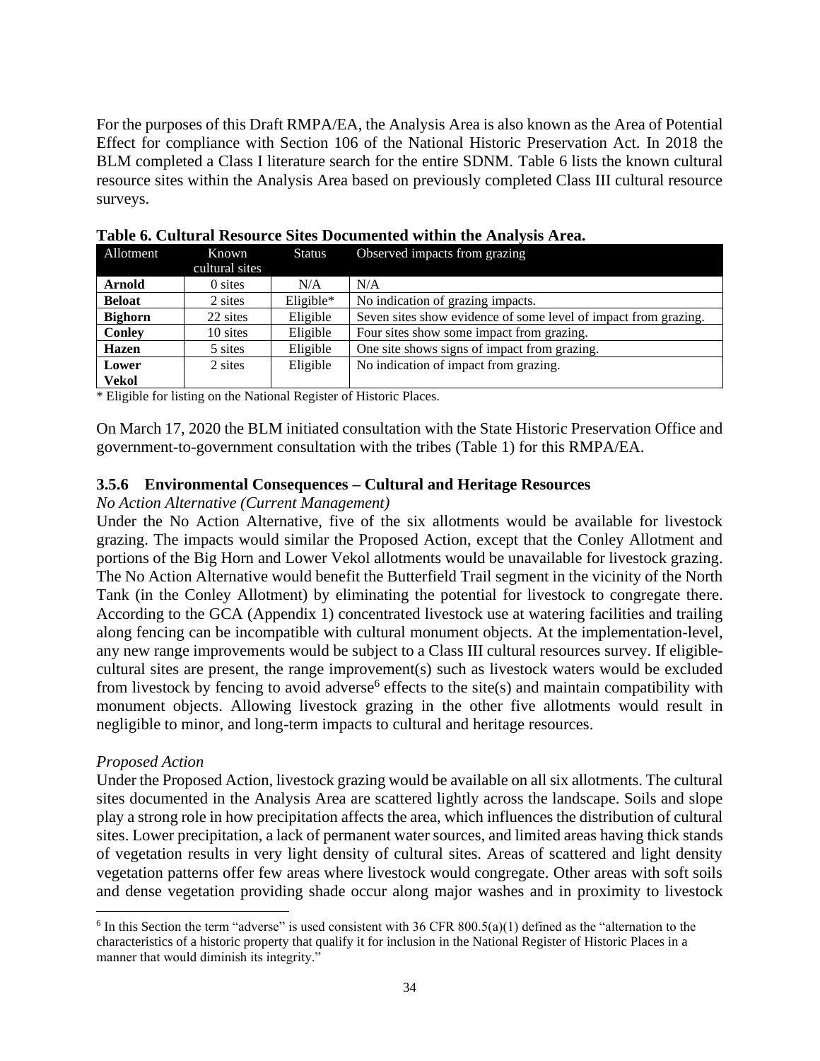For the purposes of this Draft RMPA/EA, the Analysis Area is also known as the Area of Potential Effect for compliance with Section 106 of the National Historic Preservation Act. In 2018 the BLM completed a Class I literature search for the entire SDNM. Table 6 lists the known cultural resource sites within the Analysis Area based on previously completed Class III cultural resource surveys.

**Table 6. Cultural Resource Sites Documented within the Analysis Area.**

| Allotment | Known cultural sites | Status | Observed impacts from grazing |
|---|---|---|---|
| **Arnold** | 0 sites | N/A | N/A |
| **Beloat** | 2 sites | Eligible* | No indication of grazing impacts. |
| **Bighorn** | 22 sites | Eligible | Seven sites show evidence of some level of impact from grazing. |
| **Conley** | 10 sites | Eligible | Four sites show some impact from grazing. |
| **Hazen** | 5 sites | Eligible | One site shows signs of impact from grazing. |
| **Lower Vekol** | 2 sites | Eligible | No indication of impact from grazing. |

\* Eligible for listing on the National Register of Historic Places.

On March 17, 2020 the BLM initiated consultation with the State Historic Preservation Office and government-to-government consultation with the tribes (Table 1) for this RMPA/EA.

### 3.5.6 Environmental Consequences – Cultural and Heritage Resources

*No Action Alternative (Current Management)*

Under the No Action Alternative, five of the six allotments would be available for livestock grazing. The impacts would similar the Proposed Action, except that the Conley Allotment and portions of the Big Horn and Lower Vekol allotments would be unavailable for livestock grazing. The No Action Alternative would benefit the Butterfield Trail segment in the vicinity of the North Tank (in the Conley Allotment) by eliminating the potential for livestock to congregate there. According to the GCA (Appendix 1) concentrated livestock use at watering facilities and trailing along fencing can be incompatible with cultural monument objects. At the implementation-level, any new range improvements would be subject to a Class III cultural resources survey. If eligible-cultural sites are present, the range improvement(s) such as livestock waters would be excluded from livestock by fencing to avoid adverse[6] effects to the site(s) and maintain compatibility with monument objects. Allowing livestock grazing in the other five allotments would result in negligible to minor, and long-term impacts to cultural and heritage resources.

*Proposed Action*

Under the Proposed Action, livestock grazing would be available on all six allotments. The cultural sites documented in the Analysis Area are scattered lightly across the landscape. Soils and slope play a strong role in how precipitation affects the area, which influences the distribution of cultural sites. Lower precipitation, a lack of permanent water sources, and limited areas having thick stands of vegetation results in very light density of cultural sites. Areas of scattered and light density vegetation patterns offer few areas where livestock would congregate. Other areas with soft soils and dense vegetation providing shade occur along major washes and in proximity to livestock

[6] In this Section the term "adverse" is used consistent with 36 CFR 800.5(a)(1) defined as the "alternation to the characteristics of a historic property that qualify it for inclusion in the National Register of Historic Places in a manner that would diminish its integrity."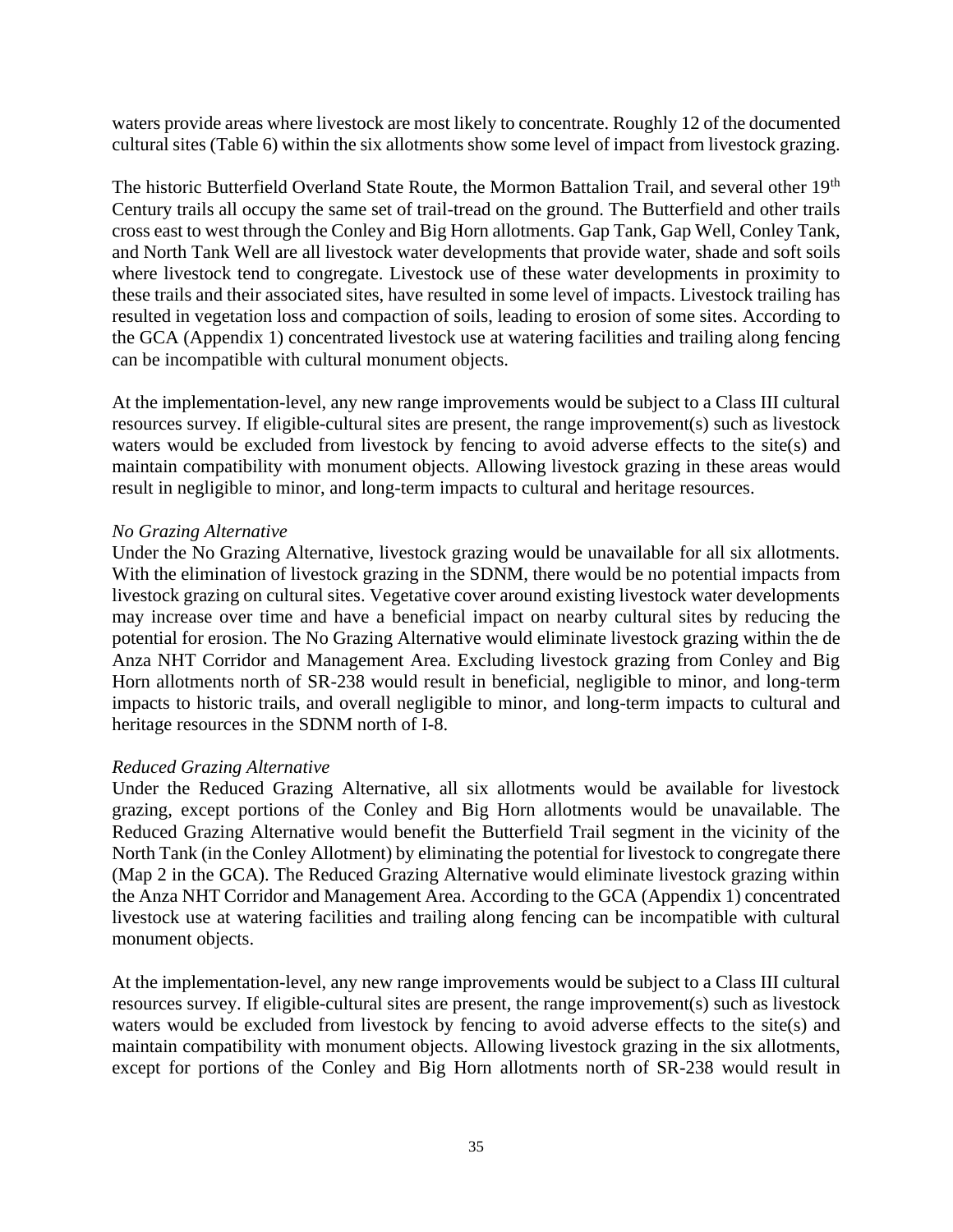waters provide areas where livestock are most likely to concentrate. Roughly 12 of the documented cultural sites (Table 6) within the six allotments show some level of impact from livestock grazing.

The historic Butterfield Overland State Route, the Mormon Battalion Trail, and several other 19th Century trails all occupy the same set of trail-tread on the ground. The Butterfield and other trails cross east to west through the Conley and Big Horn allotments. Gap Tank, Gap Well, Conley Tank, and North Tank Well are all livestock water developments that provide water, shade and soft soils where livestock tend to congregate. Livestock use of these water developments in proximity to these trails and their associated sites, have resulted in some level of impacts. Livestock trailing has resulted in vegetation loss and compaction of soils, leading to erosion of some sites. According to the GCA (Appendix 1) concentrated livestock use at watering facilities and trailing along fencing can be incompatible with cultural monument objects.

At the implementation-level, any new range improvements would be subject to a Class III cultural resources survey. If eligible-cultural sites are present, the range improvement(s) such as livestock waters would be excluded from livestock by fencing to avoid adverse effects to the site(s) and maintain compatibility with monument objects. Allowing livestock grazing in these areas would result in negligible to minor, and long-term impacts to cultural and heritage resources.

*No Grazing Alternative*
Under the No Grazing Alternative, livestock grazing would be unavailable for all six allotments. With the elimination of livestock grazing in the SDNM, there would be no potential impacts from livestock grazing on cultural sites. Vegetative cover around existing livestock water developments may increase over time and have a beneficial impact on nearby cultural sites by reducing the potential for erosion. The No Grazing Alternative would eliminate livestock grazing within the de Anza NHT Corridor and Management Area. Excluding livestock grazing from Conley and Big Horn allotments north of SR-238 would result in beneficial, negligible to minor, and long-term impacts to historic trails, and overall negligible to minor, and long-term impacts to cultural and heritage resources in the SDNM north of I-8.

*Reduced Grazing Alternative*
Under the Reduced Grazing Alternative, all six allotments would be available for livestock grazing, except portions of the Conley and Big Horn allotments would be unavailable. The Reduced Grazing Alternative would benefit the Butterfield Trail segment in the vicinity of the North Tank (in the Conley Allotment) by eliminating the potential for livestock to congregate there (Map 2 in the GCA). The Reduced Grazing Alternative would eliminate livestock grazing within the Anza NHT Corridor and Management Area. According to the GCA (Appendix 1) concentrated livestock use at watering facilities and trailing along fencing can be incompatible with cultural monument objects.

At the implementation-level, any new range improvements would be subject to a Class III cultural resources survey. If eligible-cultural sites are present, the range improvement(s) such as livestock waters would be excluded from livestock by fencing to avoid adverse effects to the site(s) and maintain compatibility with monument objects. Allowing livestock grazing in the six allotments, except for portions of the Conley and Big Horn allotments north of SR-238 would result in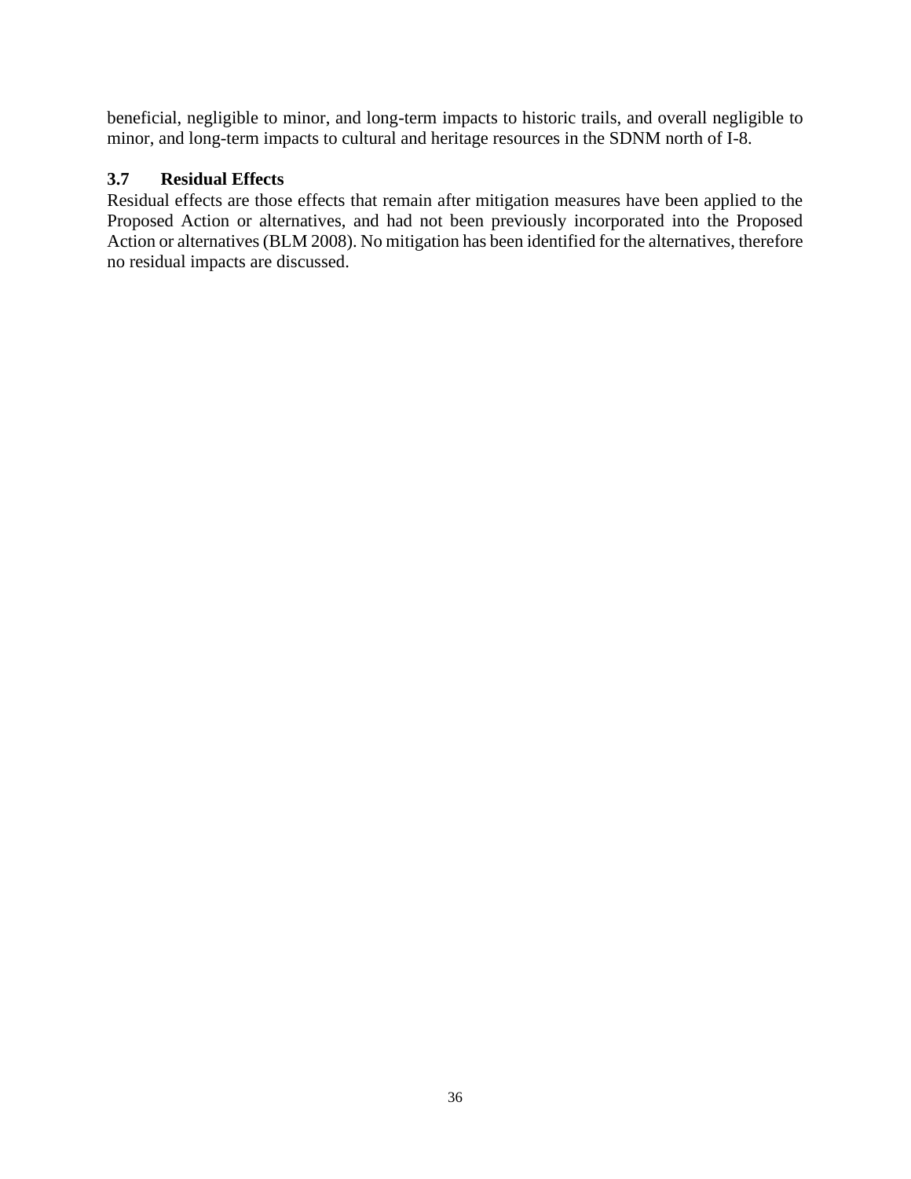beneficial, negligible to minor, and long-term impacts to historic trails, and overall negligible to minor, and long-term impacts to cultural and heritage resources in the SDNM north of I-8.

### 3.7 Residual Effects

Residual effects are those effects that remain after mitigation measures have been applied to the Proposed Action or alternatives, and had not been previously incorporated into the Proposed Action or alternatives (BLM 2008). No mitigation has been identified for the alternatives, therefore no residual impacts are discussed.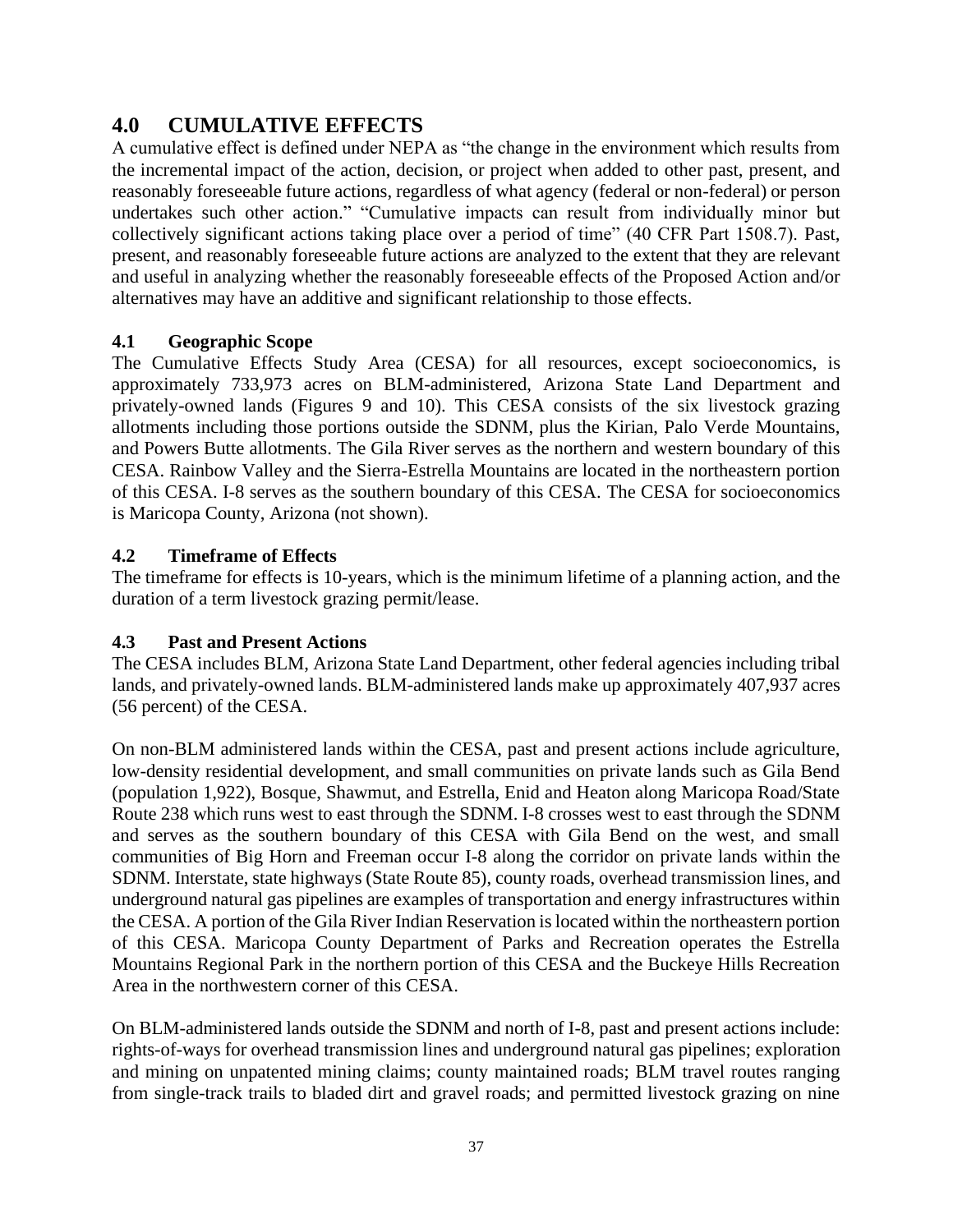## 4.0 CUMULATIVE EFFECTS

A cumulative effect is defined under NEPA as "the change in the environment which results from the incremental impact of the action, decision, or project when added to other past, present, and reasonably foreseeable future actions, regardless of what agency (federal or non-federal) or person undertakes such other action." "Cumulative impacts can result from individually minor but collectively significant actions taking place over a period of time" (40 CFR Part 1508.7). Past, present, and reasonably foreseeable future actions are analyzed to the extent that they are relevant and useful in analyzing whether the reasonably foreseeable effects of the Proposed Action and/or alternatives may have an additive and significant relationship to those effects.

### 4.1 Geographic Scope

The Cumulative Effects Study Area (CESA) for all resources, except socioeconomics, is approximately 733,973 acres on BLM-administered, Arizona State Land Department and privately-owned lands (Figures 9 and 10). This CESA consists of the six livestock grazing allotments including those portions outside the SDNM, plus the Kirian, Palo Verde Mountains, and Powers Butte allotments. The Gila River serves as the northern and western boundary of this CESA. Rainbow Valley and the Sierra-Estrella Mountains are located in the northeastern portion of this CESA. I-8 serves as the southern boundary of this CESA. The CESA for socioeconomics is Maricopa County, Arizona (not shown).

### 4.2 Timeframe of Effects

The timeframe for effects is 10-years, which is the minimum lifetime of a planning action, and the duration of a term livestock grazing permit/lease.

### 4.3 Past and Present Actions

The CESA includes BLM, Arizona State Land Department, other federal agencies including tribal lands, and privately-owned lands. BLM-administered lands make up approximately 407,937 acres (56 percent) of the CESA.

On non-BLM administered lands within the CESA, past and present actions include agriculture, low-density residential development, and small communities on private lands such as Gila Bend (population 1,922), Bosque, Shawmut, and Estrella, Enid and Heaton along Maricopa Road/State Route 238 which runs west to east through the SDNM. I-8 crosses west to east through the SDNM and serves as the southern boundary of this CESA with Gila Bend on the west, and small communities of Big Horn and Freeman occur I-8 along the corridor on private lands within the SDNM. Interstate, state highways (State Route 85), county roads, overhead transmission lines, and underground natural gas pipelines are examples of transportation and energy infrastructures within the CESA. A portion of the Gila River Indian Reservation is located within the northeastern portion of this CESA. Maricopa County Department of Parks and Recreation operates the Estrella Mountains Regional Park in the northern portion of this CESA and the Buckeye Hills Recreation Area in the northwestern corner of this CESA.

On BLM-administered lands outside the SDNM and north of I-8, past and present actions include: rights-of-ways for overhead transmission lines and underground natural gas pipelines; exploration and mining on unpatented mining claims; county maintained roads; BLM travel routes ranging from single-track trails to bladed dirt and gravel roads; and permitted livestock grazing on nine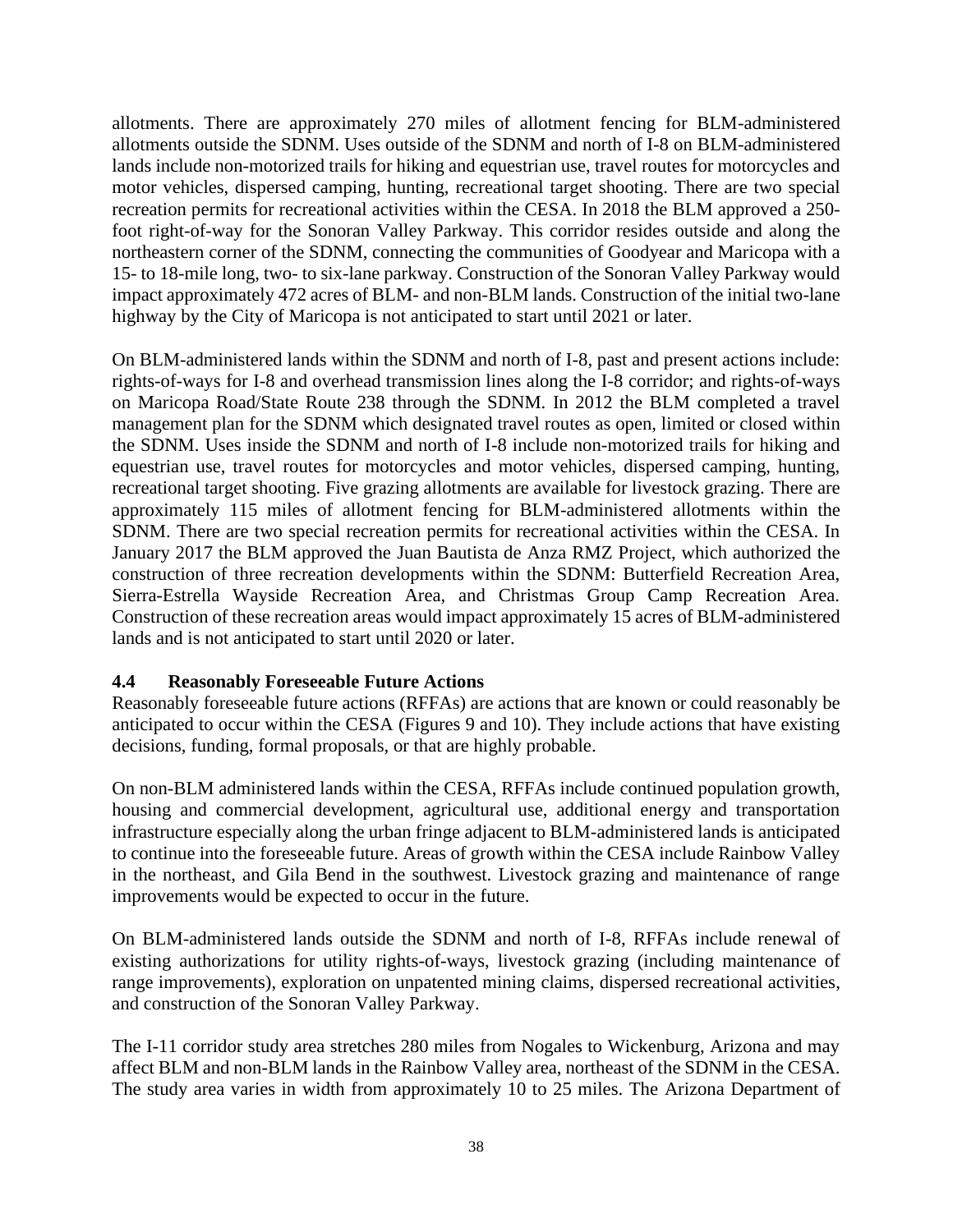allotments. There are approximately 270 miles of allotment fencing for BLM-administered allotments outside the SDNM. Uses outside of the SDNM and north of I-8 on BLM-administered lands include non-motorized trails for hiking and equestrian use, travel routes for motorcycles and motor vehicles, dispersed camping, hunting, recreational target shooting. There are two special recreation permits for recreational activities within the CESA. In 2018 the BLM approved a 250-foot right-of-way for the Sonoran Valley Parkway. This corridor resides outside and along the northeastern corner of the SDNM, connecting the communities of Goodyear and Maricopa with a 15- to 18-mile long, two- to six-lane parkway. Construction of the Sonoran Valley Parkway would impact approximately 472 acres of BLM- and non-BLM lands. Construction of the initial two-lane highway by the City of Maricopa is not anticipated to start until 2021 or later.

On BLM-administered lands within the SDNM and north of I-8, past and present actions include: rights-of-ways for I-8 and overhead transmission lines along the I-8 corridor; and rights-of-ways on Maricopa Road/State Route 238 through the SDNM. In 2012 the BLM completed a travel management plan for the SDNM which designated travel routes as open, limited or closed within the SDNM. Uses inside the SDNM and north of I-8 include non-motorized trails for hiking and equestrian use, travel routes for motorcycles and motor vehicles, dispersed camping, hunting, recreational target shooting. Five grazing allotments are available for livestock grazing. There are approximately 115 miles of allotment fencing for BLM-administered allotments within the SDNM. There are two special recreation permits for recreational activities within the CESA. In January 2017 the BLM approved the Juan Bautista de Anza RMZ Project, which authorized the construction of three recreation developments within the SDNM: Butterfield Recreation Area, Sierra-Estrella Wayside Recreation Area, and Christmas Group Camp Recreation Area. Construction of these recreation areas would impact approximately 15 acres of BLM-administered lands and is not anticipated to start until 2020 or later.

### 4.4 Reasonably Foreseeable Future Actions

Reasonably foreseeable future actions (RFFAs) are actions that are known or could reasonably be anticipated to occur within the CESA (Figures 9 and 10). They include actions that have existing decisions, funding, formal proposals, or that are highly probable.

On non-BLM administered lands within the CESA, RFFAs include continued population growth, housing and commercial development, agricultural use, additional energy and transportation infrastructure especially along the urban fringe adjacent to BLM-administered lands is anticipated to continue into the foreseeable future. Areas of growth within the CESA include Rainbow Valley in the northeast, and Gila Bend in the southwest. Livestock grazing and maintenance of range improvements would be expected to occur in the future.

On BLM-administered lands outside the SDNM and north of I-8, RFFAs include renewal of existing authorizations for utility rights-of-ways, livestock grazing (including maintenance of range improvements), exploration on unpatented mining claims, dispersed recreational activities, and construction of the Sonoran Valley Parkway.

The I-11 corridor study area stretches 280 miles from Nogales to Wickenburg, Arizona and may affect BLM and non-BLM lands in the Rainbow Valley area, northeast of the SDNM in the CESA. The study area varies in width from approximately 10 to 25 miles. The Arizona Department of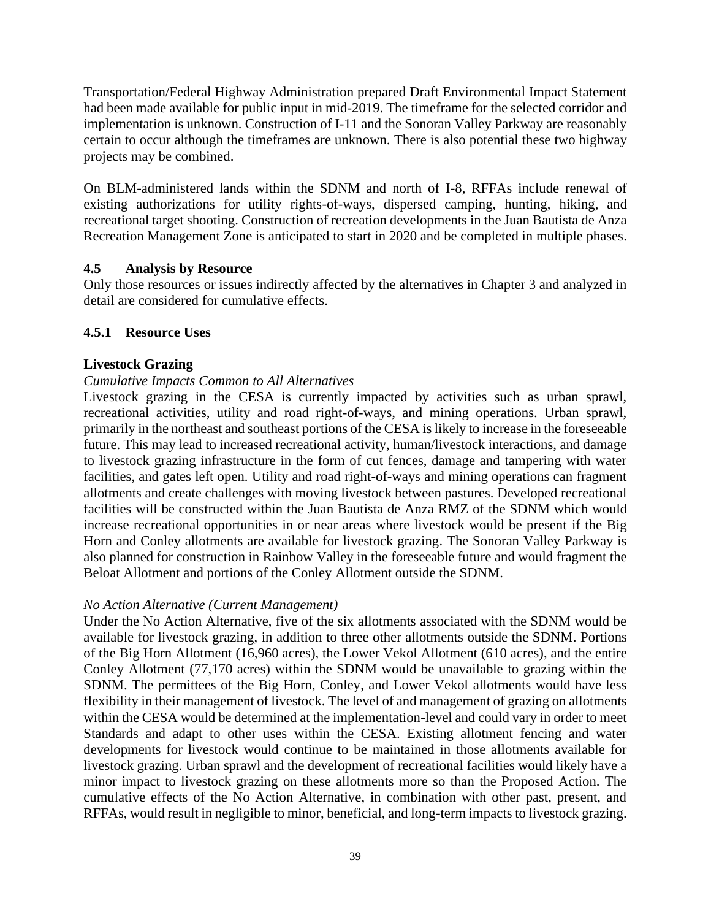Transportation/Federal Highway Administration prepared Draft Environmental Impact Statement had been made available for public input in mid-2019. The timeframe for the selected corridor and implementation is unknown. Construction of I-11 and the Sonoran Valley Parkway are reasonably certain to occur although the timeframes are unknown. There is also potential these two highway projects may be combined.

On BLM-administered lands within the SDNM and north of I-8, RFFAs include renewal of existing authorizations for utility rights-of-ways, dispersed camping, hunting, hiking, and recreational target shooting. Construction of recreation developments in the Juan Bautista de Anza Recreation Management Zone is anticipated to start in 2020 and be completed in multiple phases.

## 4.5 Analysis by Resource

Only those resources or issues indirectly affected by the alternatives in Chapter 3 and analyzed in detail are considered for cumulative effects.

### 4.5.1 Resource Uses

**Livestock Grazing**

*Cumulative Impacts Common to All Alternatives*

Livestock grazing in the CESA is currently impacted by activities such as urban sprawl, recreational activities, utility and road right-of-ways, and mining operations. Urban sprawl, primarily in the northeast and southeast portions of the CESA is likely to increase in the foreseeable future. This may lead to increased recreational activity, human/livestock interactions, and damage to livestock grazing infrastructure in the form of cut fences, damage and tampering with water facilities, and gates left open. Utility and road right-of-ways and mining operations can fragment allotments and create challenges with moving livestock between pastures. Developed recreational facilities will be constructed within the Juan Bautista de Anza RMZ of the SDNM which would increase recreational opportunities in or near areas where livestock would be present if the Big Horn and Conley allotments are available for livestock grazing. The Sonoran Valley Parkway is also planned for construction in Rainbow Valley in the foreseeable future and would fragment the Beloat Allotment and portions of the Conley Allotment outside the SDNM.

*No Action Alternative (Current Management)*

Under the No Action Alternative, five of the six allotments associated with the SDNM would be available for livestock grazing, in addition to three other allotments outside the SDNM. Portions of the Big Horn Allotment (16,960 acres), the Lower Vekol Allotment (610 acres), and the entire Conley Allotment (77,170 acres) within the SDNM would be unavailable to grazing within the SDNM. The permittees of the Big Horn, Conley, and Lower Vekol allotments would have less flexibility in their management of livestock. The level of and management of grazing on allotments within the CESA would be determined at the implementation-level and could vary in order to meet Standards and adapt to other uses within the CESA. Existing allotment fencing and water developments for livestock would continue to be maintained in those allotments available for livestock grazing. Urban sprawl and the development of recreational facilities would likely have a minor impact to livestock grazing on these allotments more so than the Proposed Action. The cumulative effects of the No Action Alternative, in combination with other past, present, and RFFAs, would result in negligible to minor, beneficial, and long-term impacts to livestock grazing.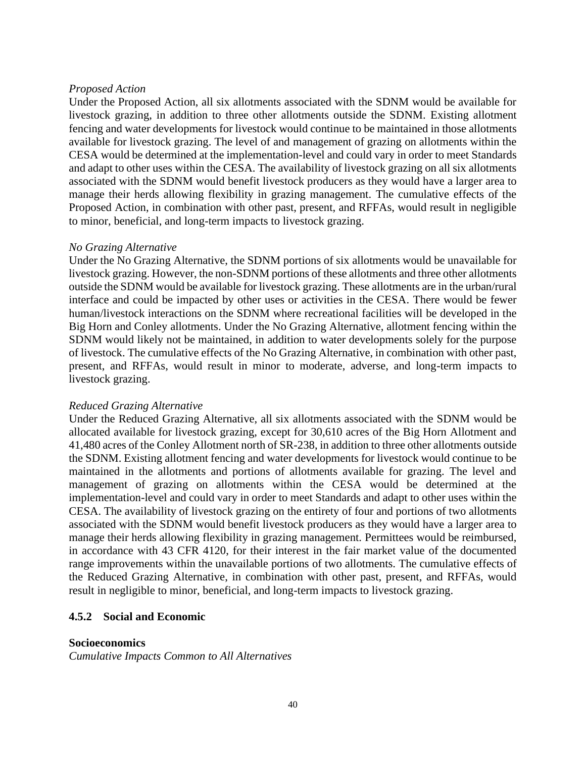*Proposed Action*

Under the Proposed Action, all six allotments associated with the SDNM would be available for livestock grazing, in addition to three other allotments outside the SDNM. Existing allotment fencing and water developments for livestock would continue to be maintained in those allotments available for livestock grazing. The level of and management of grazing on allotments within the CESA would be determined at the implementation-level and could vary in order to meet Standards and adapt to other uses within the CESA. The availability of livestock grazing on all six allotments associated with the SDNM would benefit livestock producers as they would have a larger area to manage their herds allowing flexibility in grazing management. The cumulative effects of the Proposed Action, in combination with other past, present, and RFFAs, would result in negligible to minor, beneficial, and long-term impacts to livestock grazing.

*No Grazing Alternative*

Under the No Grazing Alternative, the SDNM portions of six allotments would be unavailable for livestock grazing. However, the non-SDNM portions of these allotments and three other allotments outside the SDNM would be available for livestock grazing. These allotments are in the urban/rural interface and could be impacted by other uses or activities in the CESA. There would be fewer human/livestock interactions on the SDNM where recreational facilities will be developed in the Big Horn and Conley allotments. Under the No Grazing Alternative, allotment fencing within the SDNM would likely not be maintained, in addition to water developments solely for the purpose of livestock. The cumulative effects of the No Grazing Alternative, in combination with other past, present, and RFFAs, would result in minor to moderate, adverse, and long-term impacts to livestock grazing.

*Reduced Grazing Alternative*

Under the Reduced Grazing Alternative, all six allotments associated with the SDNM would be allocated available for livestock grazing, except for 30,610 acres of the Big Horn Allotment and 41,480 acres of the Conley Allotment north of SR-238, in addition to three other allotments outside the SDNM. Existing allotment fencing and water developments for livestock would continue to be maintained in the allotments and portions of allotments available for grazing. The level and management of grazing on allotments within the CESA would be determined at the implementation-level and could vary in order to meet Standards and adapt to other uses within the CESA. The availability of livestock grazing on the entirety of four and portions of two allotments associated with the SDNM would benefit livestock producers as they would have a larger area to manage their herds allowing flexibility in grazing management. Permittees would be reimbursed, in accordance with 43 CFR 4120, for their interest in the fair market value of the documented range improvements within the unavailable portions of two allotments. The cumulative effects of the Reduced Grazing Alternative, in combination with other past, present, and RFFAs, would result in negligible to minor, beneficial, and long-term impacts to livestock grazing.

### 4.5.2 Social and Economic

**Socioeconomics**

*Cumulative Impacts Common to All Alternatives*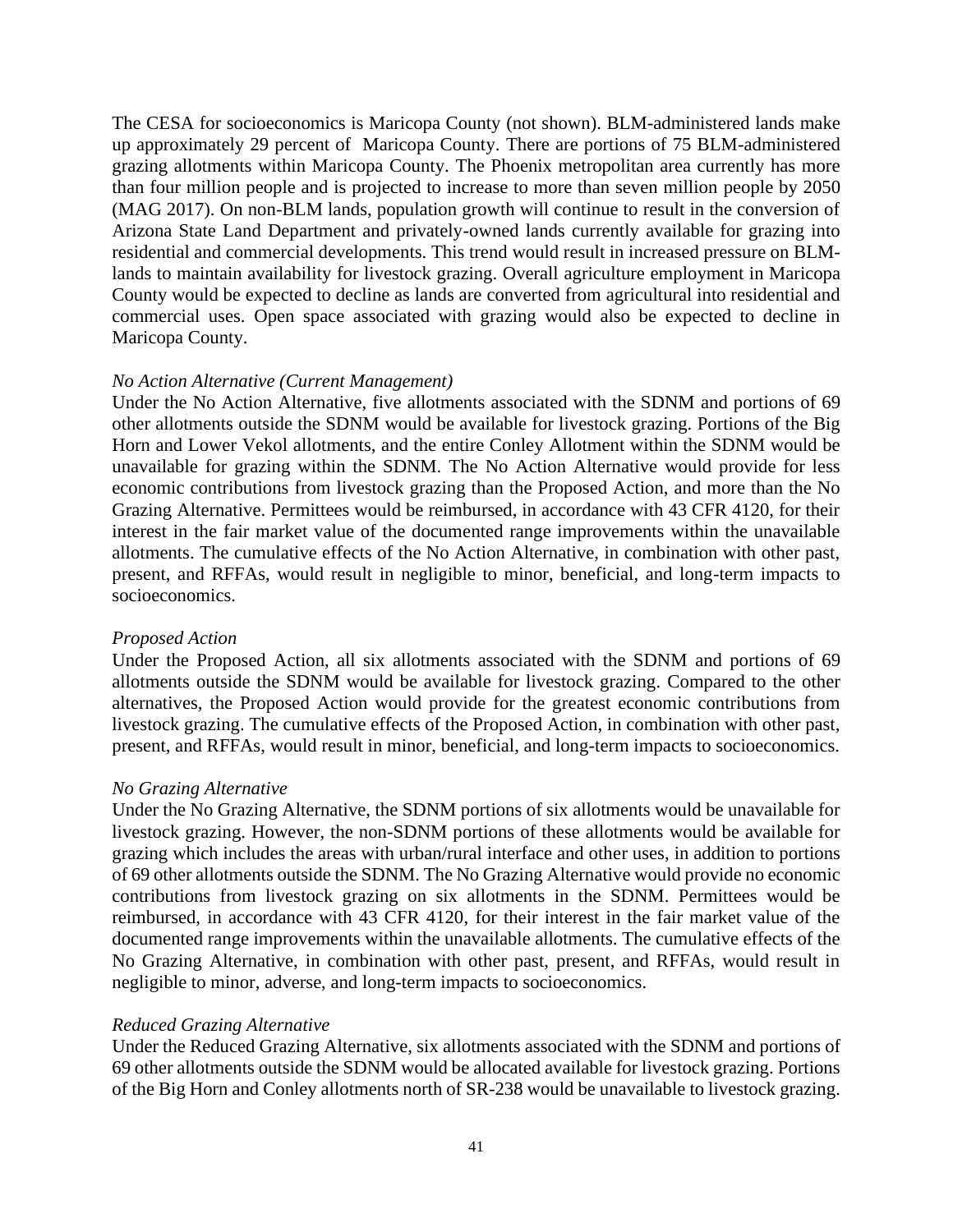The CESA for socioeconomics is Maricopa County (not shown). BLM-administered lands make up approximately 29 percent of Maricopa County. There are portions of 75 BLM-administered grazing allotments within Maricopa County. The Phoenix metropolitan area currently has more than four million people and is projected to increase to more than seven million people by 2050 (MAG 2017). On non-BLM lands, population growth will continue to result in the conversion of Arizona State Land Department and privately-owned lands currently available for grazing into residential and commercial developments. This trend would result in increased pressure on BLM-lands to maintain availability for livestock grazing. Overall agriculture employment in Maricopa County would be expected to decline as lands are converted from agricultural into residential and commercial uses. Open space associated with grazing would also be expected to decline in Maricopa County.

*No Action Alternative (Current Management)*

Under the No Action Alternative, five allotments associated with the SDNM and portions of 69 other allotments outside the SDNM would be available for livestock grazing. Portions of the Big Horn and Lower Vekol allotments, and the entire Conley Allotment within the SDNM would be unavailable for grazing within the SDNM. The No Action Alternative would provide for less economic contributions from livestock grazing than the Proposed Action, and more than the No Grazing Alternative. Permittees would be reimbursed, in accordance with 43 CFR 4120, for their interest in the fair market value of the documented range improvements within the unavailable allotments. The cumulative effects of the No Action Alternative, in combination with other past, present, and RFFAs, would result in negligible to minor, beneficial, and long-term impacts to socioeconomics.

*Proposed Action*

Under the Proposed Action, all six allotments associated with the SDNM and portions of 69 allotments outside the SDNM would be available for livestock grazing. Compared to the other alternatives, the Proposed Action would provide for the greatest economic contributions from livestock grazing. The cumulative effects of the Proposed Action, in combination with other past, present, and RFFAs, would result in minor, beneficial, and long-term impacts to socioeconomics.

*No Grazing Alternative*

Under the No Grazing Alternative, the SDNM portions of six allotments would be unavailable for livestock grazing. However, the non-SDNM portions of these allotments would be available for grazing which includes the areas with urban/rural interface and other uses, in addition to portions of 69 other allotments outside the SDNM. The No Grazing Alternative would provide no economic contributions from livestock grazing on six allotments in the SDNM. Permittees would be reimbursed, in accordance with 43 CFR 4120, for their interest in the fair market value of the documented range improvements within the unavailable allotments. The cumulative effects of the No Grazing Alternative, in combination with other past, present, and RFFAs, would result in negligible to minor, adverse, and long-term impacts to socioeconomics.

*Reduced Grazing Alternative*

Under the Reduced Grazing Alternative, six allotments associated with the SDNM and portions of 69 other allotments outside the SDNM would be allocated available for livestock grazing. Portions of the Big Horn and Conley allotments north of SR-238 would be unavailable to livestock grazing.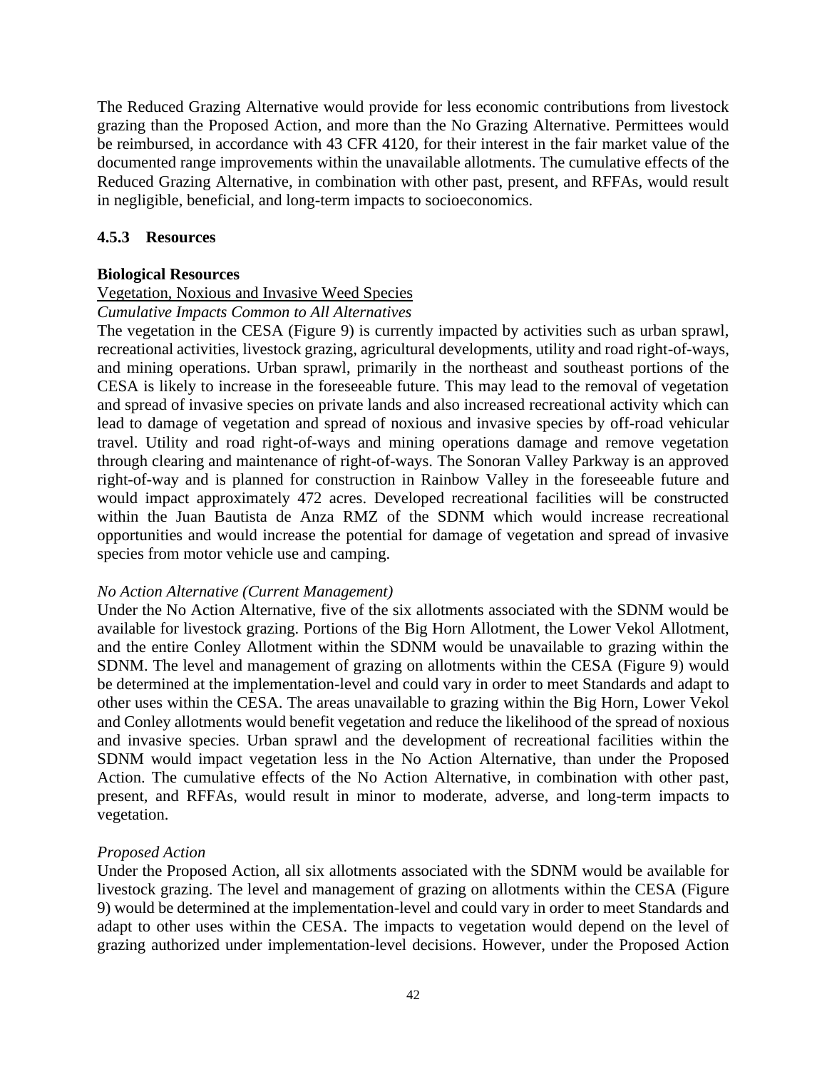The Reduced Grazing Alternative would provide for less economic contributions from livestock grazing than the Proposed Action, and more than the No Grazing Alternative. Permittees would be reimbursed, in accordance with 43 CFR 4120, for their interest in the fair market value of the documented range improvements within the unavailable allotments. The cumulative effects of the Reduced Grazing Alternative, in combination with other past, present, and RFFAs, would result in negligible, beneficial, and long-term impacts to socioeconomics.

### 4.5.3 Resources

**Biological Resources**

Vegetation, Noxious and Invasive Weed Species

*Cumulative Impacts Common to All Alternatives*

The vegetation in the CESA (Figure 9) is currently impacted by activities such as urban sprawl, recreational activities, livestock grazing, agricultural developments, utility and road right-of-ways, and mining operations. Urban sprawl, primarily in the northeast and southeast portions of the CESA is likely to increase in the foreseeable future. This may lead to the removal of vegetation and spread of invasive species on private lands and also increased recreational activity which can lead to damage of vegetation and spread of noxious and invasive species by off-road vehicular travel. Utility and road right-of-ways and mining operations damage and remove vegetation through clearing and maintenance of right-of-ways. The Sonoran Valley Parkway is an approved right-of-way and is planned for construction in Rainbow Valley in the foreseeable future and would impact approximately 472 acres. Developed recreational facilities will be constructed within the Juan Bautista de Anza RMZ of the SDNM which would increase recreational opportunities and would increase the potential for damage of vegetation and spread of invasive species from motor vehicle use and camping.

*No Action Alternative (Current Management)*

Under the No Action Alternative, five of the six allotments associated with the SDNM would be available for livestock grazing. Portions of the Big Horn Allotment, the Lower Vekol Allotment, and the entire Conley Allotment within the SDNM would be unavailable to grazing within the SDNM. The level and management of grazing on allotments within the CESA (Figure 9) would be determined at the implementation-level and could vary in order to meet Standards and adapt to other uses within the CESA. The areas unavailable to grazing within the Big Horn, Lower Vekol and Conley allotments would benefit vegetation and reduce the likelihood of the spread of noxious and invasive species. Urban sprawl and the development of recreational facilities within the SDNM would impact vegetation less in the No Action Alternative, than under the Proposed Action. The cumulative effects of the No Action Alternative, in combination with other past, present, and RFFAs, would result in minor to moderate, adverse, and long-term impacts to vegetation.

*Proposed Action*

Under the Proposed Action, all six allotments associated with the SDNM would be available for livestock grazing. The level and management of grazing on allotments within the CESA (Figure 9) would be determined at the implementation-level and could vary in order to meet Standards and adapt to other uses within the CESA. The impacts to vegetation would depend on the level of grazing authorized under implementation-level decisions. However, under the Proposed Action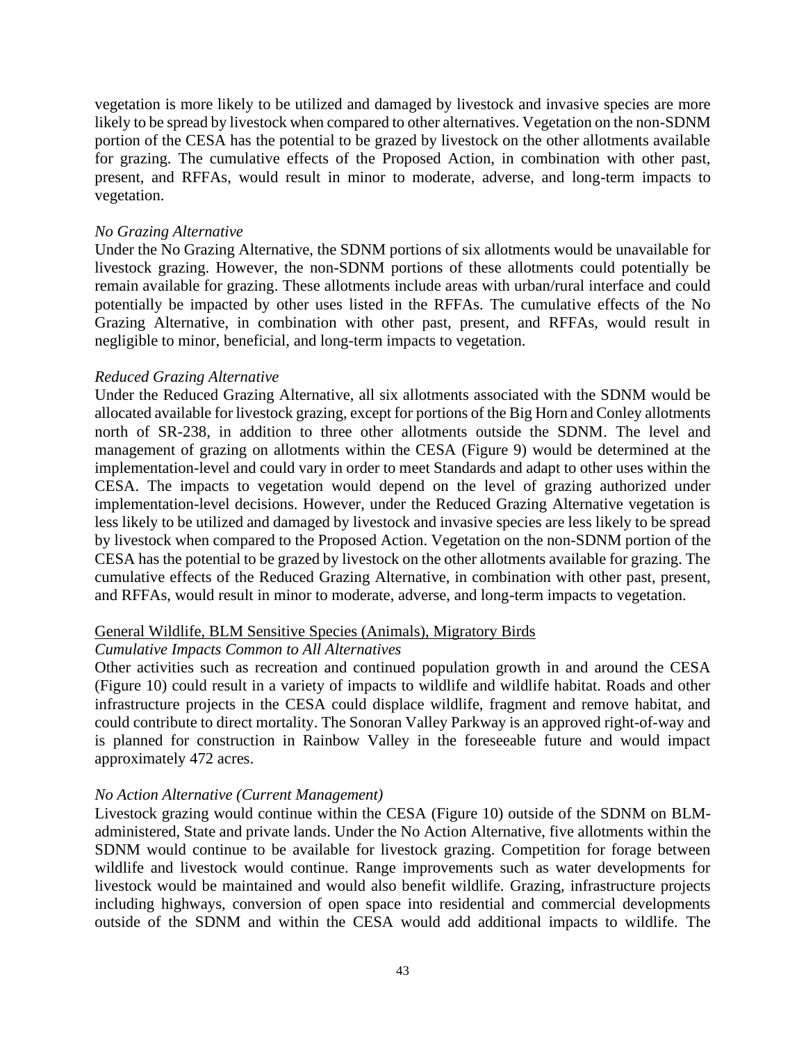vegetation is more likely to be utilized and damaged by livestock and invasive species are more likely to be spread by livestock when compared to other alternatives. Vegetation on the non-SDNM portion of the CESA has the potential to be grazed by livestock on the other allotments available for grazing. The cumulative effects of the Proposed Action, in combination with other past, present, and RFFAs, would result in minor to moderate, adverse, and long-term impacts to vegetation.

*No Grazing Alternative*
Under the No Grazing Alternative, the SDNM portions of six allotments would be unavailable for livestock grazing. However, the non-SDNM portions of these allotments could potentially be remain available for grazing. These allotments include areas with urban/rural interface and could potentially be impacted by other uses listed in the RFFAs. The cumulative effects of the No Grazing Alternative, in combination with other past, present, and RFFAs, would result in negligible to minor, beneficial, and long-term impacts to vegetation.

*Reduced Grazing Alternative*
Under the Reduced Grazing Alternative, all six allotments associated with the SDNM would be allocated available for livestock grazing, except for portions of the Big Horn and Conley allotments north of SR-238, in addition to three other allotments outside the SDNM. The level and management of grazing on allotments within the CESA (Figure 9) would be determined at the implementation-level and could vary in order to meet Standards and adapt to other uses within the CESA. The impacts to vegetation would depend on the level of grazing authorized under implementation-level decisions. However, under the Reduced Grazing Alternative vegetation is less likely to be utilized and damaged by livestock and invasive species are less likely to be spread by livestock when compared to the Proposed Action. Vegetation on the non-SDNM portion of the CESA has the potential to be grazed by livestock on the other allotments available for grazing. The cumulative effects of the Reduced Grazing Alternative, in combination with other past, present, and RFFAs, would result in minor to moderate, adverse, and long-term impacts to vegetation.

General Wildlife, BLM Sensitive Species (Animals), Migratory Birds
*Cumulative Impacts Common to All Alternatives*
Other activities such as recreation and continued population growth in and around the CESA (Figure 10) could result in a variety of impacts to wildlife and wildlife habitat. Roads and other infrastructure projects in the CESA could displace wildlife, fragment and remove habitat, and could contribute to direct mortality. The Sonoran Valley Parkway is an approved right-of-way and is planned for construction in Rainbow Valley in the foreseeable future and would impact approximately 472 acres.

*No Action Alternative (Current Management)*
Livestock grazing would continue within the CESA (Figure 10) outside of the SDNM on BLM-administered, State and private lands. Under the No Action Alternative, five allotments within the SDNM would continue to be available for livestock grazing. Competition for forage between wildlife and livestock would continue. Range improvements such as water developments for livestock would be maintained and would also benefit wildlife. Grazing, infrastructure projects including highways, conversion of open space into residential and commercial developments outside of the SDNM and within the CESA would add additional impacts to wildlife. The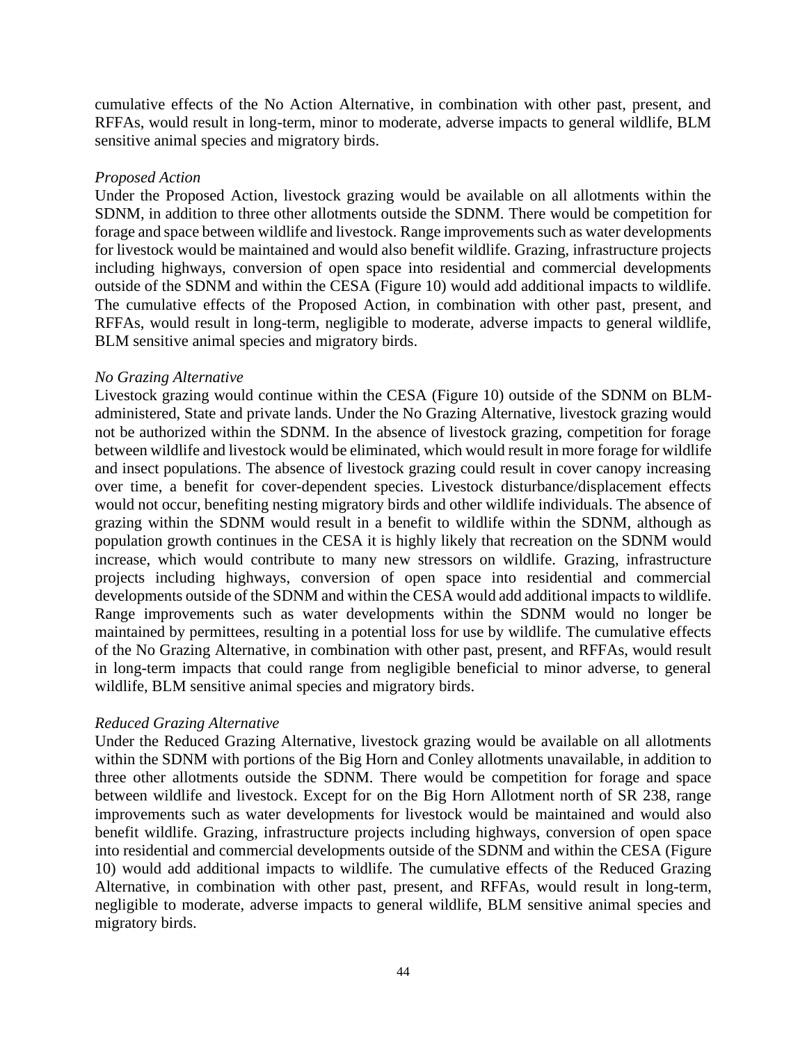cumulative effects of the No Action Alternative, in combination with other past, present, and RFFAs, would result in long-term, minor to moderate, adverse impacts to general wildlife, BLM sensitive animal species and migratory birds.

*Proposed Action*

Under the Proposed Action, livestock grazing would be available on all allotments within the SDNM, in addition to three other allotments outside the SDNM. There would be competition for forage and space between wildlife and livestock. Range improvements such as water developments for livestock would be maintained and would also benefit wildlife. Grazing, infrastructure projects including highways, conversion of open space into residential and commercial developments outside of the SDNM and within the CESA (Figure 10) would add additional impacts to wildlife. The cumulative effects of the Proposed Action, in combination with other past, present, and RFFAs, would result in long-term, negligible to moderate, adverse impacts to general wildlife, BLM sensitive animal species and migratory birds.

*No Grazing Alternative*

Livestock grazing would continue within the CESA (Figure 10) outside of the SDNM on BLM-administered, State and private lands. Under the No Grazing Alternative, livestock grazing would not be authorized within the SDNM. In the absence of livestock grazing, competition for forage between wildlife and livestock would be eliminated, which would result in more forage for wildlife and insect populations. The absence of livestock grazing could result in cover canopy increasing over time, a benefit for cover-dependent species. Livestock disturbance/displacement effects would not occur, benefiting nesting migratory birds and other wildlife individuals. The absence of grazing within the SDNM would result in a benefit to wildlife within the SDNM, although as population growth continues in the CESA it is highly likely that recreation on the SDNM would increase, which would contribute to many new stressors on wildlife. Grazing, infrastructure projects including highways, conversion of open space into residential and commercial developments outside of the SDNM and within the CESA would add additional impacts to wildlife. Range improvements such as water developments within the SDNM would no longer be maintained by permittees, resulting in a potential loss for use by wildlife. The cumulative effects of the No Grazing Alternative, in combination with other past, present, and RFFAs, would result in long-term impacts that could range from negligible beneficial to minor adverse, to general wildlife, BLM sensitive animal species and migratory birds.

*Reduced Grazing Alternative*

Under the Reduced Grazing Alternative, livestock grazing would be available on all allotments within the SDNM with portions of the Big Horn and Conley allotments unavailable, in addition to three other allotments outside the SDNM. There would be competition for forage and space between wildlife and livestock. Except for on the Big Horn Allotment north of SR 238, range improvements such as water developments for livestock would be maintained and would also benefit wildlife. Grazing, infrastructure projects including highways, conversion of open space into residential and commercial developments outside of the SDNM and within the CESA (Figure 10) would add additional impacts to wildlife. The cumulative effects of the Reduced Grazing Alternative, in combination with other past, present, and RFFAs, would result in long-term, negligible to moderate, adverse impacts to general wildlife, BLM sensitive animal species and migratory birds.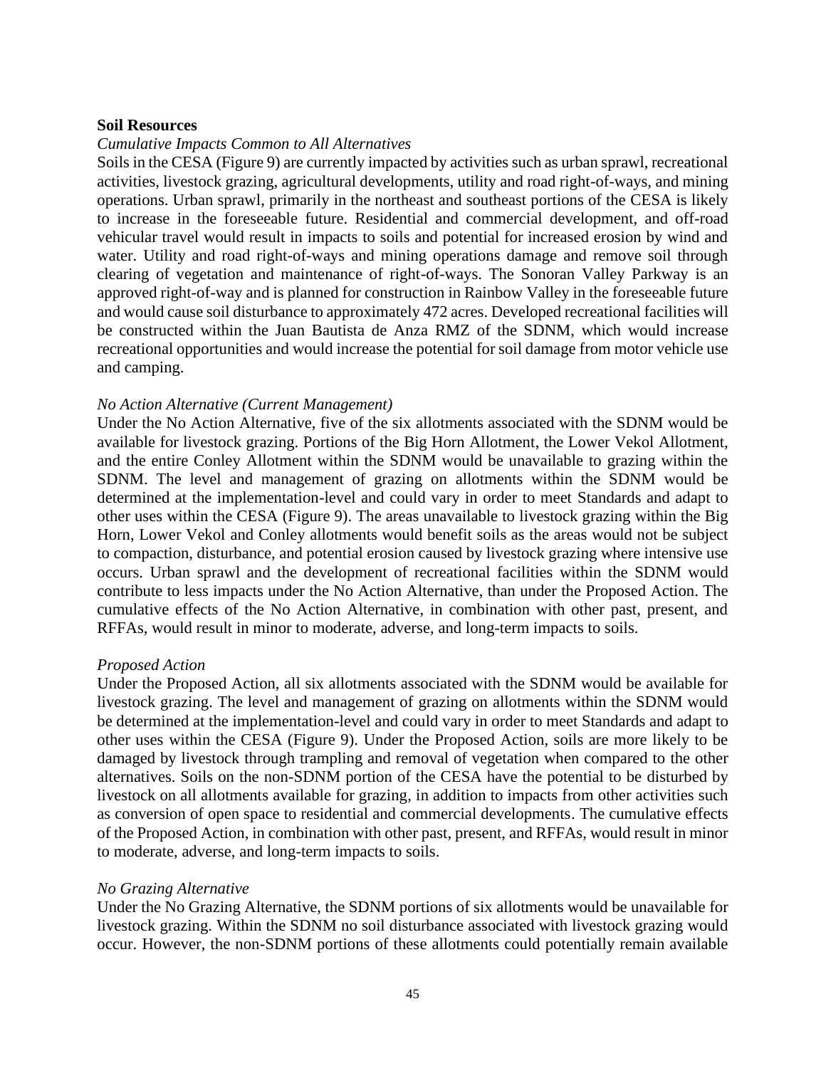**Soil Resources**

*Cumulative Impacts Common to All Alternatives*

Soils in the CESA (Figure 9) are currently impacted by activities such as urban sprawl, recreational activities, livestock grazing, agricultural developments, utility and road right-of-ways, and mining operations. Urban sprawl, primarily in the northeast and southeast portions of the CESA is likely to increase in the foreseeable future. Residential and commercial development, and off-road vehicular travel would result in impacts to soils and potential for increased erosion by wind and water. Utility and road right-of-ways and mining operations damage and remove soil through clearing of vegetation and maintenance of right-of-ways. The Sonoran Valley Parkway is an approved right-of-way and is planned for construction in Rainbow Valley in the foreseeable future and would cause soil disturbance to approximately 472 acres. Developed recreational facilities will be constructed within the Juan Bautista de Anza RMZ of the SDNM, which would increase recreational opportunities and would increase the potential for soil damage from motor vehicle use and camping.

*No Action Alternative (Current Management)*

Under the No Action Alternative, five of the six allotments associated with the SDNM would be available for livestock grazing. Portions of the Big Horn Allotment, the Lower Vekol Allotment, and the entire Conley Allotment within the SDNM would be unavailable to grazing within the SDNM. The level and management of grazing on allotments within the SDNM would be determined at the implementation-level and could vary in order to meet Standards and adapt to other uses within the CESA (Figure 9). The areas unavailable to livestock grazing within the Big Horn, Lower Vekol and Conley allotments would benefit soils as the areas would not be subject to compaction, disturbance, and potential erosion caused by livestock grazing where intensive use occurs. Urban sprawl and the development of recreational facilities within the SDNM would contribute to less impacts under the No Action Alternative, than under the Proposed Action. The cumulative effects of the No Action Alternative, in combination with other past, present, and RFFAs, would result in minor to moderate, adverse, and long-term impacts to soils.

*Proposed Action*

Under the Proposed Action, all six allotments associated with the SDNM would be available for livestock grazing. The level and management of grazing on allotments within the SDNM would be determined at the implementation-level and could vary in order to meet Standards and adapt to other uses within the CESA (Figure 9). Under the Proposed Action, soils are more likely to be damaged by livestock through trampling and removal of vegetation when compared to the other alternatives. Soils on the non-SDNM portion of the CESA have the potential to be disturbed by livestock on all allotments available for grazing, in addition to impacts from other activities such as conversion of open space to residential and commercial developments. The cumulative effects of the Proposed Action, in combination with other past, present, and RFFAs, would result in minor to moderate, adverse, and long-term impacts to soils.

*No Grazing Alternative*

Under the No Grazing Alternative, the SDNM portions of six allotments would be unavailable for livestock grazing. Within the SDNM no soil disturbance associated with livestock grazing would occur. However, the non-SDNM portions of these allotments could potentially remain available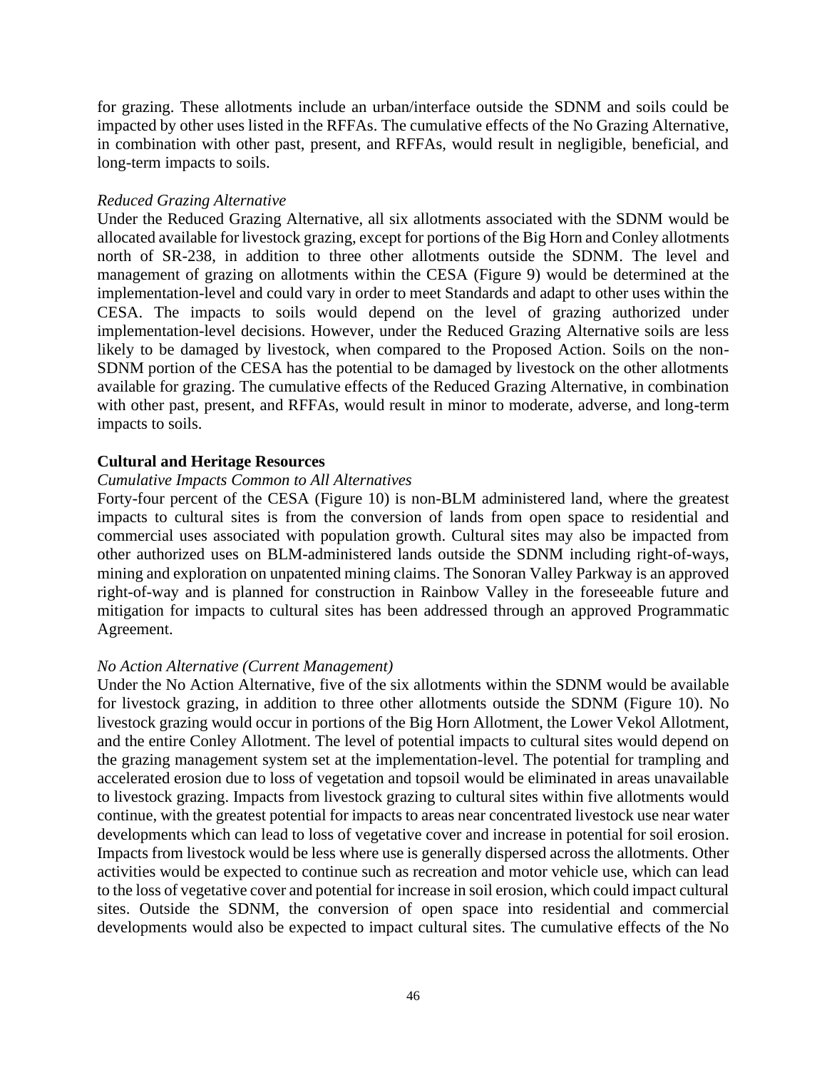for grazing. These allotments include an urban/interface outside the SDNM and soils could be impacted by other uses listed in the RFFAs. The cumulative effects of the No Grazing Alternative, in combination with other past, present, and RFFAs, would result in negligible, beneficial, and long-term impacts to soils.

*Reduced Grazing Alternative*
Under the Reduced Grazing Alternative, all six allotments associated with the SDNM would be allocated available for livestock grazing, except for portions of the Big Horn and Conley allotments north of SR-238, in addition to three other allotments outside the SDNM. The level and management of grazing on allotments within the CESA (Figure 9) would be determined at the implementation-level and could vary in order to meet Standards and adapt to other uses within the CESA. The impacts to soils would depend on the level of grazing authorized under implementation-level decisions. However, under the Reduced Grazing Alternative soils are less likely to be damaged by livestock, when compared to the Proposed Action. Soils on the non-SDNM portion of the CESA has the potential to be damaged by livestock on the other allotments available for grazing. The cumulative effects of the Reduced Grazing Alternative, in combination with other past, present, and RFFAs, would result in minor to moderate, adverse, and long-term impacts to soils.

**Cultural and Heritage Resources**
*Cumulative Impacts Common to All Alternatives*
Forty-four percent of the CESA (Figure 10) is non-BLM administered land, where the greatest impacts to cultural sites is from the conversion of lands from open space to residential and commercial uses associated with population growth. Cultural sites may also be impacted from other authorized uses on BLM-administered lands outside the SDNM including right-of-ways, mining and exploration on unpatented mining claims. The Sonoran Valley Parkway is an approved right-of-way and is planned for construction in Rainbow Valley in the foreseeable future and mitigation for impacts to cultural sites has been addressed through an approved Programmatic Agreement.

*No Action Alternative (Current Management)*
Under the No Action Alternative, five of the six allotments within the SDNM would be available for livestock grazing, in addition to three other allotments outside the SDNM (Figure 10). No livestock grazing would occur in portions of the Big Horn Allotment, the Lower Vekol Allotment, and the entire Conley Allotment. The level of potential impacts to cultural sites would depend on the grazing management system set at the implementation-level. The potential for trampling and accelerated erosion due to loss of vegetation and topsoil would be eliminated in areas unavailable to livestock grazing. Impacts from livestock grazing to cultural sites within five allotments would continue, with the greatest potential for impacts to areas near concentrated livestock use near water developments which can lead to loss of vegetative cover and increase in potential for soil erosion. Impacts from livestock would be less where use is generally dispersed across the allotments. Other activities would be expected to continue such as recreation and motor vehicle use, which can lead to the loss of vegetative cover and potential for increase in soil erosion, which could impact cultural sites. Outside the SDNM, the conversion of open space into residential and commercial developments would also be expected to impact cultural sites. The cumulative effects of the No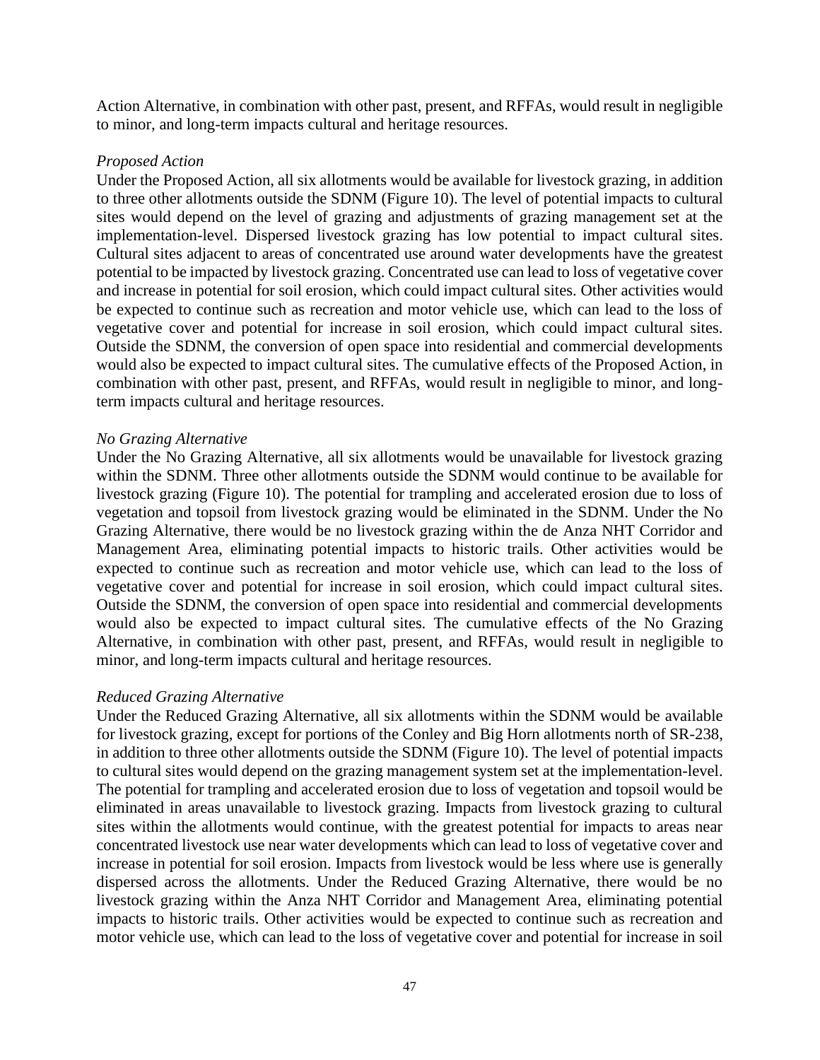Action Alternative, in combination with other past, present, and RFFAs, would result in negligible to minor, and long-term impacts cultural and heritage resources.

*Proposed Action*

Under the Proposed Action, all six allotments would be available for livestock grazing, in addition to three other allotments outside the SDNM (Figure 10). The level of potential impacts to cultural sites would depend on the level of grazing and adjustments of grazing management set at the implementation-level. Dispersed livestock grazing has low potential to impact cultural sites. Cultural sites adjacent to areas of concentrated use around water developments have the greatest potential to be impacted by livestock grazing. Concentrated use can lead to loss of vegetative cover and increase in potential for soil erosion, which could impact cultural sites. Other activities would be expected to continue such as recreation and motor vehicle use, which can lead to the loss of vegetative cover and potential for increase in soil erosion, which could impact cultural sites. Outside the SDNM, the conversion of open space into residential and commercial developments would also be expected to impact cultural sites. The cumulative effects of the Proposed Action, in combination with other past, present, and RFFAs, would result in negligible to minor, and long-term impacts cultural and heritage resources.

*No Grazing Alternative*

Under the No Grazing Alternative, all six allotments would be unavailable for livestock grazing within the SDNM. Three other allotments outside the SDNM would continue to be available for livestock grazing (Figure 10). The potential for trampling and accelerated erosion due to loss of vegetation and topsoil from livestock grazing would be eliminated in the SDNM. Under the No Grazing Alternative, there would be no livestock grazing within the de Anza NHT Corridor and Management Area, eliminating potential impacts to historic trails. Other activities would be expected to continue such as recreation and motor vehicle use, which can lead to the loss of vegetative cover and potential for increase in soil erosion, which could impact cultural sites. Outside the SDNM, the conversion of open space into residential and commercial developments would also be expected to impact cultural sites. The cumulative effects of the No Grazing Alternative, in combination with other past, present, and RFFAs, would result in negligible to minor, and long-term impacts cultural and heritage resources.

*Reduced Grazing Alternative*

Under the Reduced Grazing Alternative, all six allotments within the SDNM would be available for livestock grazing, except for portions of the Conley and Big Horn allotments north of SR-238, in addition to three other allotments outside the SDNM (Figure 10). The level of potential impacts to cultural sites would depend on the grazing management system set at the implementation-level. The potential for trampling and accelerated erosion due to loss of vegetation and topsoil would be eliminated in areas unavailable to livestock grazing. Impacts from livestock grazing to cultural sites within the allotments would continue, with the greatest potential for impacts to areas near concentrated livestock use near water developments which can lead to loss of vegetative cover and increase in potential for soil erosion. Impacts from livestock would be less where use is generally dispersed across the allotments. Under the Reduced Grazing Alternative, there would be no livestock grazing within the Anza NHT Corridor and Management Area, eliminating potential impacts to historic trails. Other activities would be expected to continue such as recreation and motor vehicle use, which can lead to the loss of vegetative cover and potential for increase in soil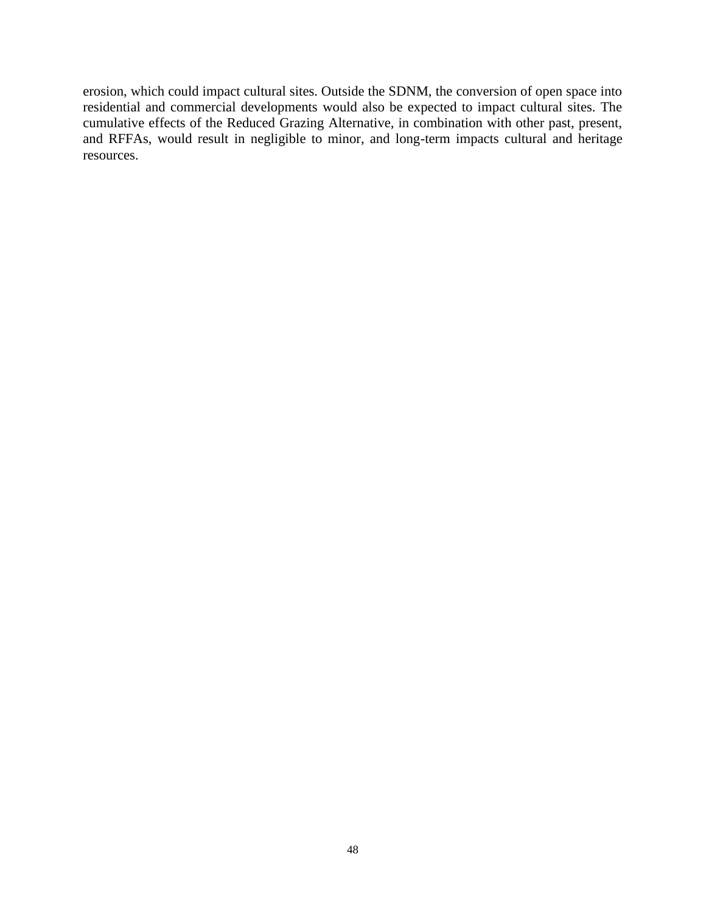erosion, which could impact cultural sites. Outside the SDNM, the conversion of open space into residential and commercial developments would also be expected to impact cultural sites. The cumulative effects of the Reduced Grazing Alternative, in combination with other past, present, and RFFAs, would result in negligible to minor, and long-term impacts cultural and heritage resources.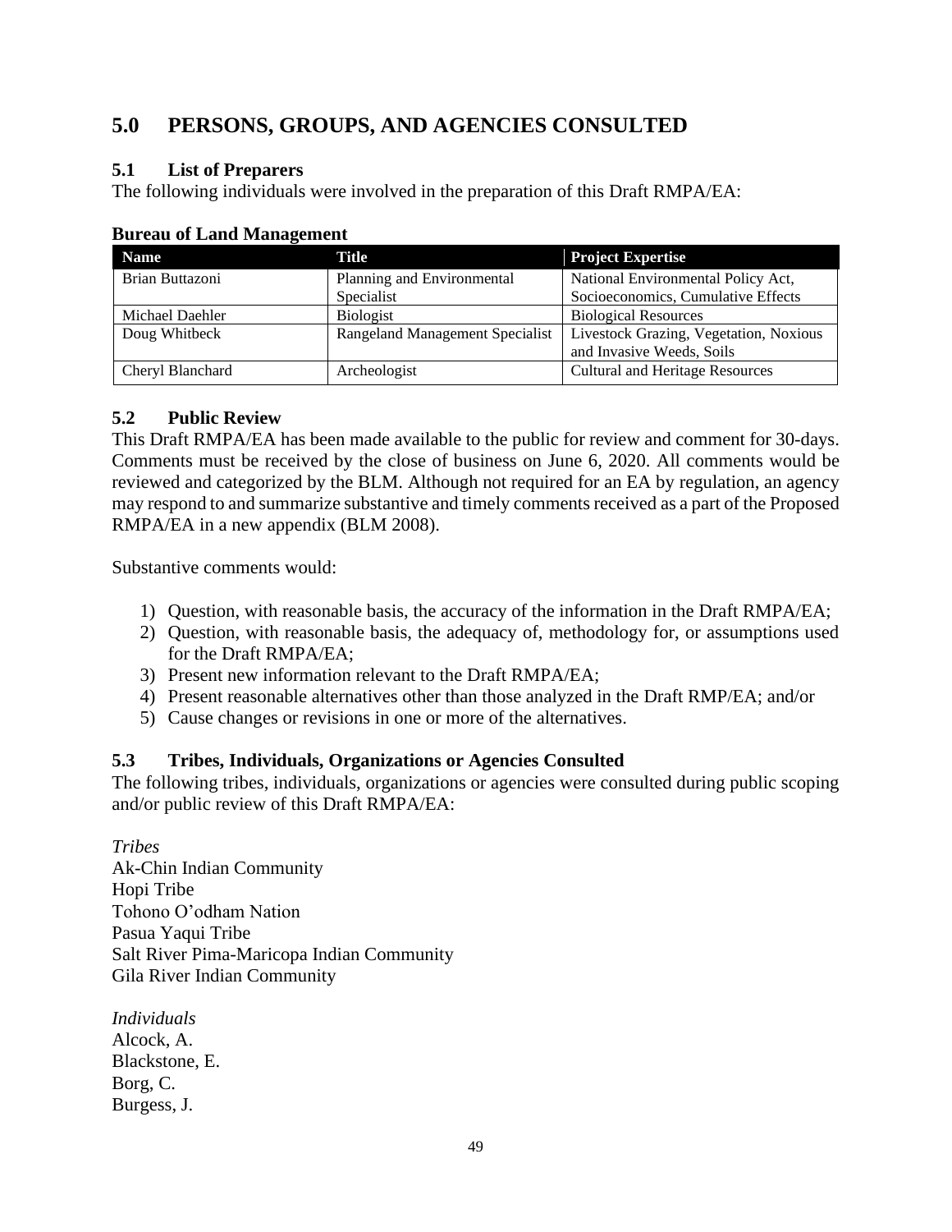# 5.0 PERSONS, GROUPS, AND AGENCIES CONSULTED

## 5.1 List of Preparers

The following individuals were involved in the preparation of this Draft RMPA/EA:

**Bureau of Land Management**

| Name | Title | Project Expertise |
|---|---|---|
| Brian Buttazoni | Planning and Environmental Specialist | National Environmental Policy Act, Socioeconomics, Cumulative Effects |
| Michael Daehler | Biologist | Biological Resources |
| Doug Whitbeck | Rangeland Management Specialist | Livestock Grazing, Vegetation, Noxious and Invasive Weeds, Soils |
| Cheryl Blanchard | Archeologist | Cultural and Heritage Resources |

## 5.2 Public Review

This Draft RMPA/EA has been made available to the public for review and comment for 30-days. Comments must be received by the close of business on June 6, 2020. All comments would be reviewed and categorized by the BLM. Although not required for an EA by regulation, an agency may respond to and summarize substantive and timely comments received as a part of the Proposed RMPA/EA in a new appendix (BLM 2008).

Substantive comments would:

1) Question, with reasonable basis, the accuracy of the information in the Draft RMPA/EA;
2) Question, with reasonable basis, the adequacy of, methodology for, or assumptions used for the Draft RMPA/EA;
3) Present new information relevant to the Draft RMPA/EA;
4) Present reasonable alternatives other than those analyzed in the Draft RMP/EA; and/or
5) Cause changes or revisions in one or more of the alternatives.

## 5.3 Tribes, Individuals, Organizations or Agencies Consulted

The following tribes, individuals, organizations or agencies were consulted during public scoping and/or public review of this Draft RMPA/EA:

*Tribes*

Ak-Chin Indian Community
Hopi Tribe
Tohono O'odham Nation
Pasua Yaqui Tribe
Salt River Pima-Maricopa Indian Community
Gila River Indian Community

*Individuals*

Alcock, A.
Blackstone, E.
Borg, C.
Burgess, J.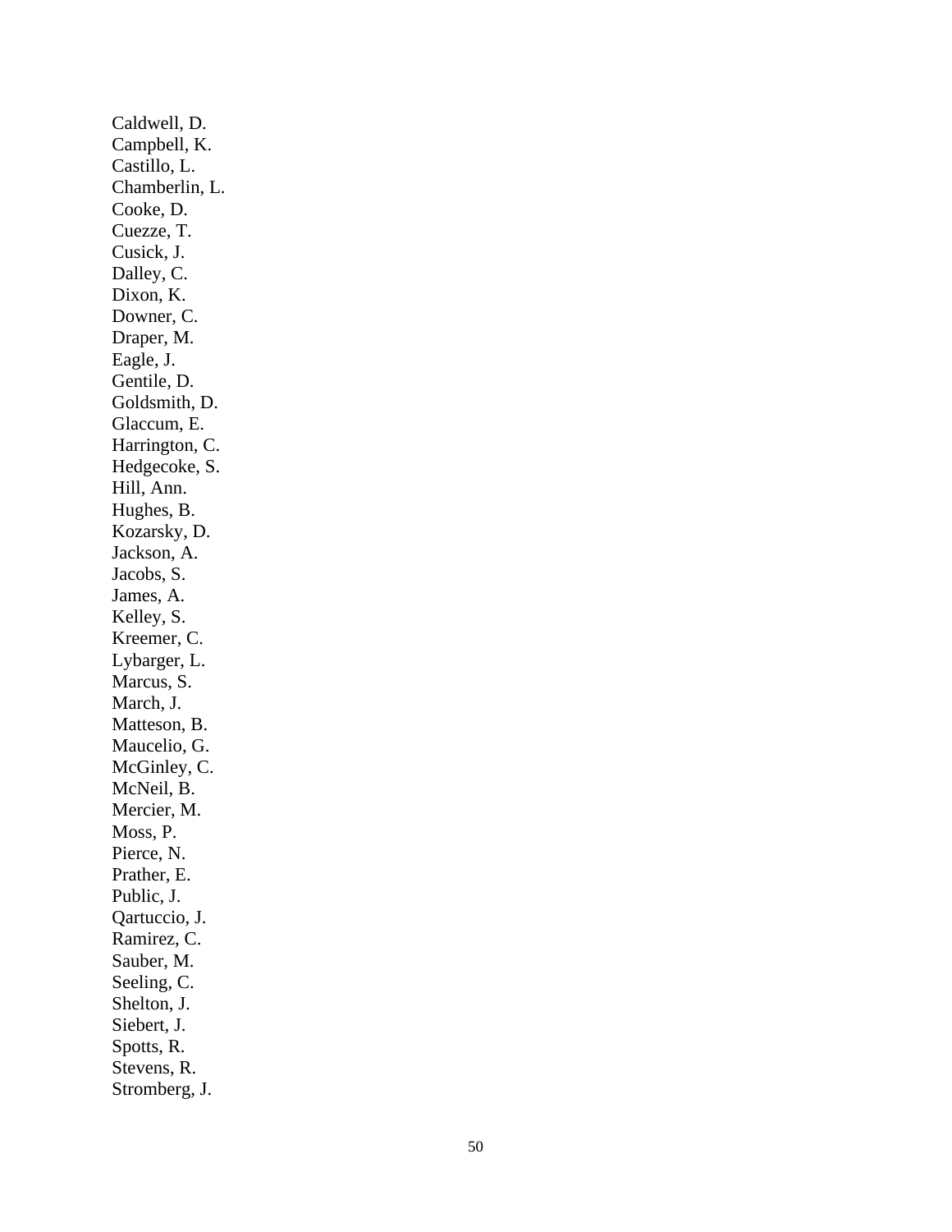Caldwell, D.
Campbell, K.
Castillo, L.
Chamberlin, L.
Cooke, D.
Cuezze, T.
Cusick, J.
Dalley, C.
Dixon, K.
Downer, C.
Draper, M.
Eagle, J.
Gentile, D.
Goldsmith, D.
Glaccum, E.
Harrington, C.
Hedgecoke, S.
Hill, Ann.
Hughes, B.
Kozarsky, D.
Jackson, A.
Jacobs, S.
James, A.
Kelley, S.
Kreemer, C.
Lybarger, L.
Marcus, S.
March, J.
Matteson, B.
Maucelio, G.
McGinley, C.
McNeil, B.
Mercier, M.
Moss, P.
Pierce, N.
Prather, E.
Public, J.
Qartuccio, J.
Ramirez, C.
Sauber, M.
Seeling, C.
Shelton, J.
Siebert, J.
Spotts, R.
Stevens, R.
Stromberg, J.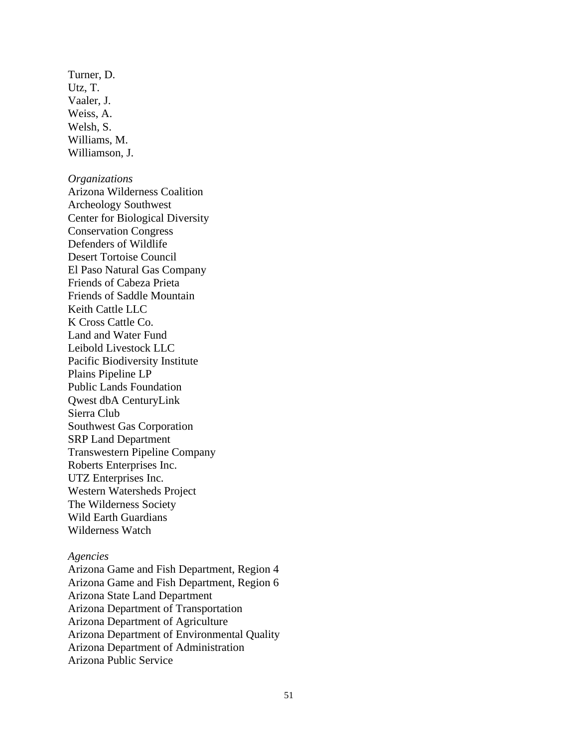Turner, D.
Utz, T.
Vaaler, J.
Weiss, A.
Welsh, S.
Williams, M.
Williamson, J.

*Organizations*
Arizona Wilderness Coalition
Archeology Southwest
Center for Biological Diversity
Conservation Congress
Defenders of Wildlife
Desert Tortoise Council
El Paso Natural Gas Company
Friends of Cabeza Prieta
Friends of Saddle Mountain
Keith Cattle LLC
K Cross Cattle Co.
Land and Water Fund
Leibold Livestock LLC
Pacific Biodiversity Institute
Plains Pipeline LP
Public Lands Foundation
Qwest dbA CenturyLink
Sierra Club
Southwest Gas Corporation
SRP Land Department
Transwestern Pipeline Company
Roberts Enterprises Inc.
UTZ Enterprises Inc.
Western Watersheds Project
The Wilderness Society
Wild Earth Guardians
Wilderness Watch

*Agencies*
Arizona Game and Fish Department, Region 4
Arizona Game and Fish Department, Region 6
Arizona State Land Department
Arizona Department of Transportation
Arizona Department of Agriculture
Arizona Department of Environmental Quality
Arizona Department of Administration
Arizona Public Service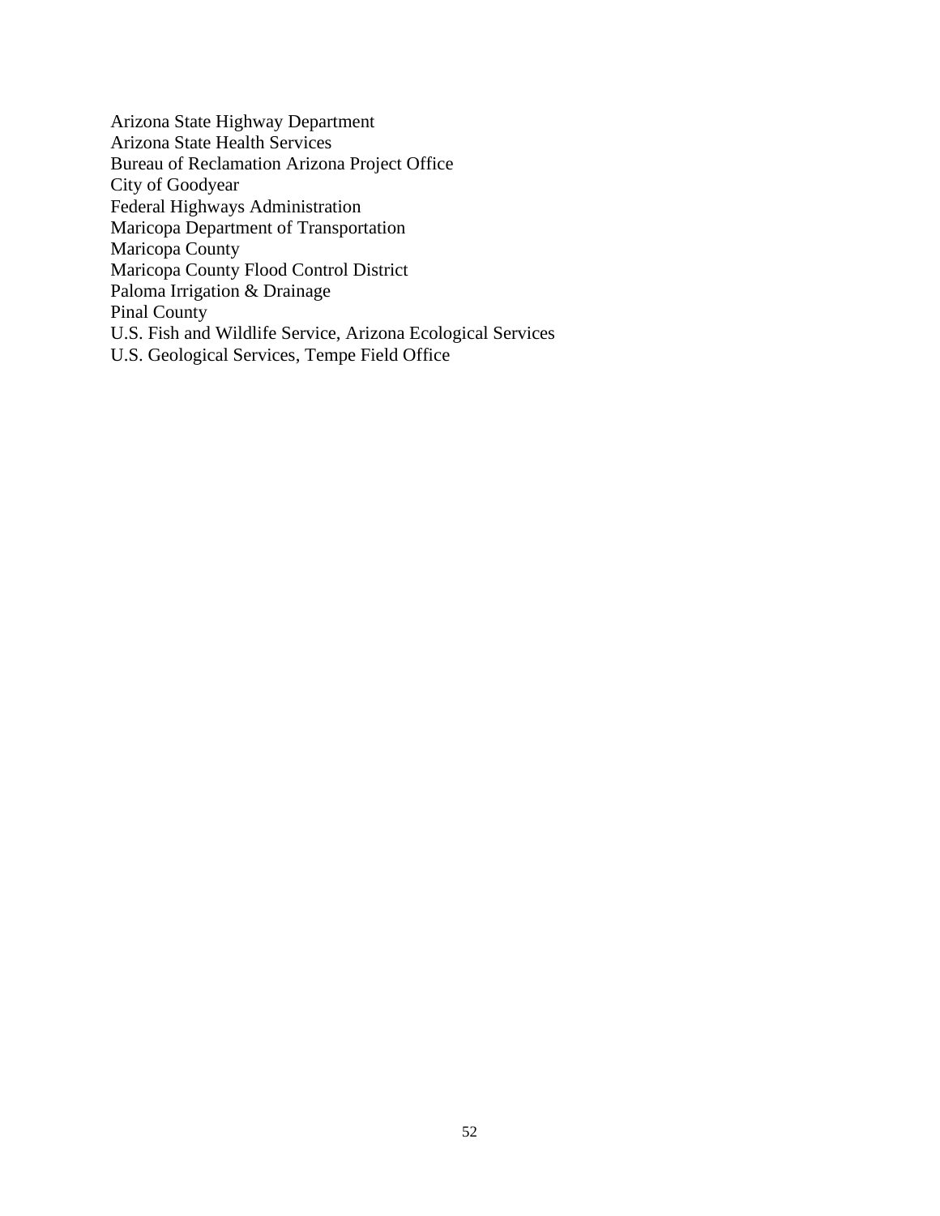Arizona State Highway Department
Arizona State Health Services
Bureau of Reclamation Arizona Project Office
City of Goodyear
Federal Highways Administration
Maricopa Department of Transportation
Maricopa County
Maricopa County Flood Control District
Paloma Irrigation & Drainage
Pinal County
U.S. Fish and Wildlife Service, Arizona Ecological Services
U.S. Geological Services, Tempe Field Office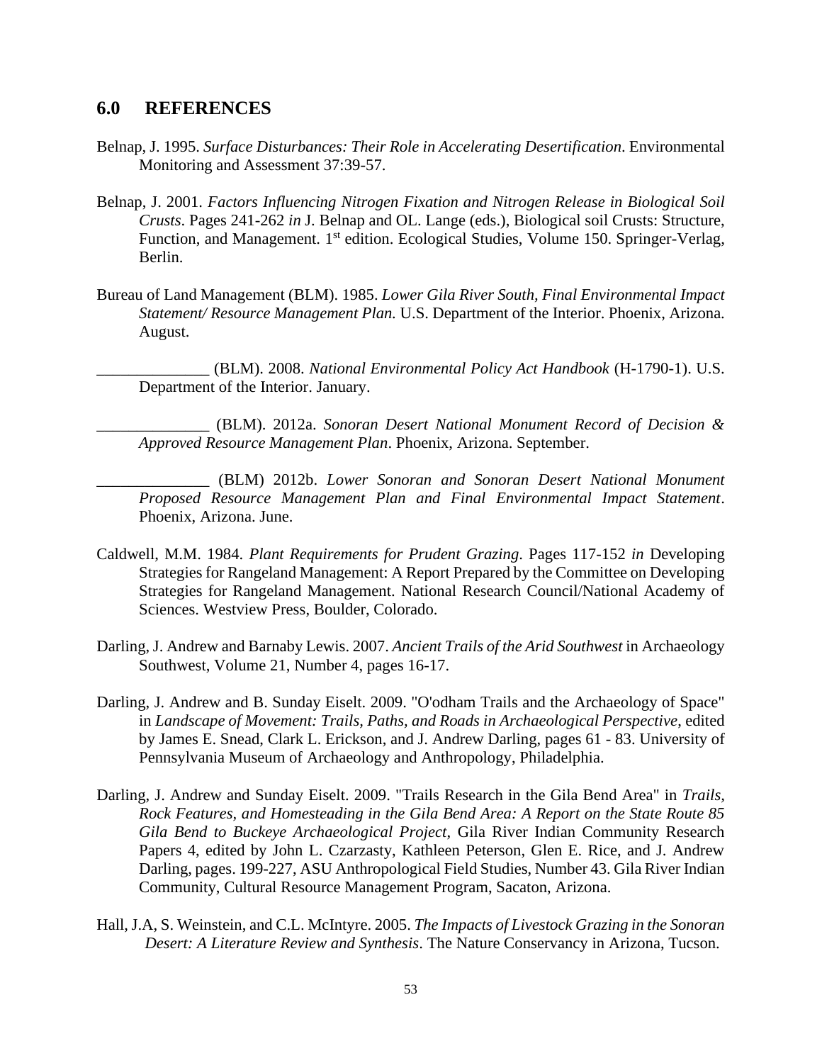## 6.0 REFERENCES

Belnap, J. 1995. *Surface Disturbances: Their Role in Accelerating Desertification*. Environmental Monitoring and Assessment 37:39-57.

Belnap, J. 2001. *Factors Influencing Nitrogen Fixation and Nitrogen Release in Biological Soil Crusts*. Pages 241-262 *in* J. Belnap and OL. Lange (eds.), Biological soil Crusts: Structure, Function, and Management. 1st edition. Ecological Studies, Volume 150. Springer-Verlag, Berlin.

Bureau of Land Management (BLM). 1985. *Lower Gila River South, Final Environmental Impact Statement/ Resource Management Plan*. U.S. Department of the Interior. Phoenix, Arizona. August.

______________ (BLM). 2008. *National Environmental Policy Act Handbook* (H-1790-1). U.S. Department of the Interior. January.

______________ (BLM). 2012a. *Sonoran Desert National Monument Record of Decision & Approved Resource Management Plan*. Phoenix, Arizona. September.

______________ (BLM) 2012b. *Lower Sonoran and Sonoran Desert National Monument Proposed Resource Management Plan and Final Environmental Impact Statement*. Phoenix, Arizona. June.

Caldwell, M.M. 1984. *Plant Requirements for Prudent Grazing*. Pages 117-152 *in* Developing Strategies for Rangeland Management: A Report Prepared by the Committee on Developing Strategies for Rangeland Management. National Research Council/National Academy of Sciences. Westview Press, Boulder, Colorado.

Darling, J. Andrew and Barnaby Lewis. 2007. *Ancient Trails of the Arid Southwest* in Archaeology Southwest, Volume 21, Number 4, pages 16-17.

Darling, J. Andrew and B. Sunday Eiselt. 2009. "O'odham Trails and the Archaeology of Space" in *Landscape of Movement: Trails, Paths, and Roads in Archaeological Perspective*, edited by James E. Snead, Clark L. Erickson, and J. Andrew Darling, pages 61 - 83. University of Pennsylvania Museum of Archaeology and Anthropology, Philadelphia.

Darling, J. Andrew and Sunday Eiselt. 2009. "Trails Research in the Gila Bend Area" in *Trails, Rock Features, and Homesteading in the Gila Bend Area: A Report on the State Route 85 Gila Bend to Buckeye Archaeological Project*, Gila River Indian Community Research Papers 4, edited by John L. Czarzasty, Kathleen Peterson, Glen E. Rice, and J. Andrew Darling, pages. 199-227, ASU Anthropological Field Studies, Number 43. Gila River Indian Community, Cultural Resource Management Program, Sacaton, Arizona.

Hall, J.A, S. Weinstein, and C.L. McIntyre. 2005. *The Impacts of Livestock Grazing in the Sonoran Desert: A Literature Review and Synthesis*. The Nature Conservancy in Arizona, Tucson.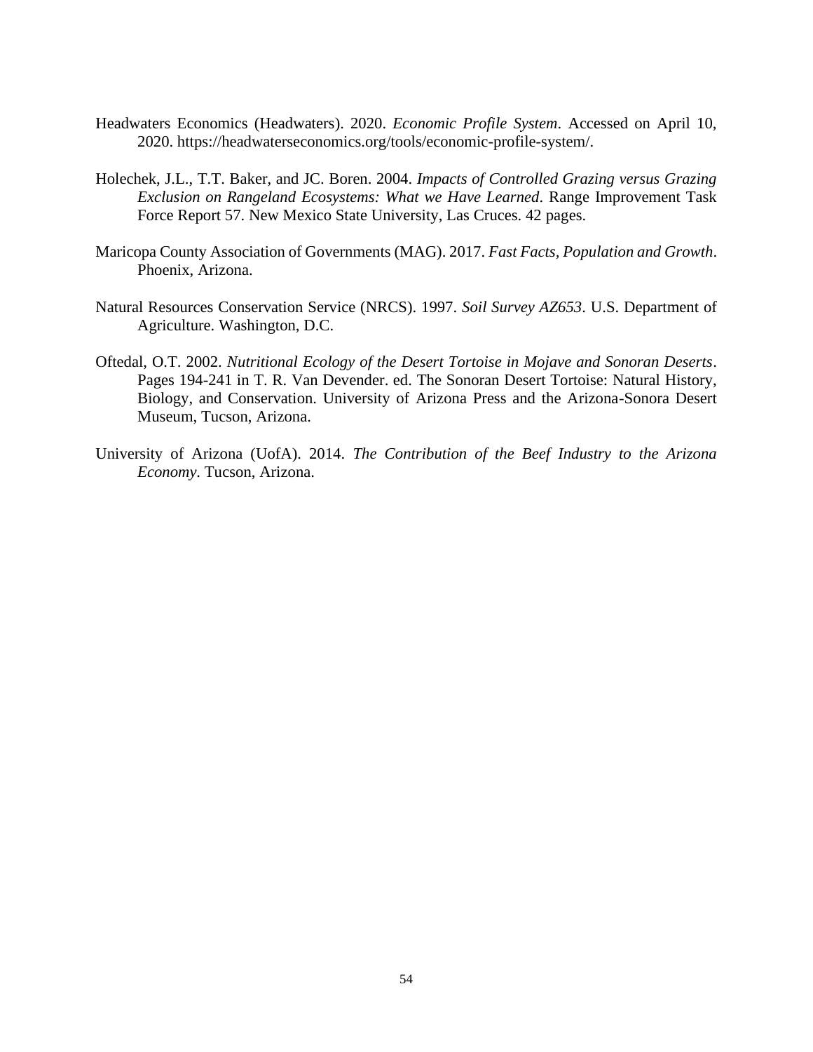Headwaters Economics (Headwaters). 2020. *Economic Profile System*. Accessed on April 10, 2020. https://headwaterseconomics.org/tools/economic-profile-system/.

Holechek, J.L., T.T. Baker, and JC. Boren. 2004. *Impacts of Controlled Grazing versus Grazing Exclusion on Rangeland Ecosystems: What we Have Learned*. Range Improvement Task Force Report 57. New Mexico State University, Las Cruces. 42 pages.

Maricopa County Association of Governments (MAG). 2017. *Fast Facts, Population and Growth*. Phoenix, Arizona.

Natural Resources Conservation Service (NRCS). 1997. *Soil Survey AZ653*. U.S. Department of Agriculture. Washington, D.C.

Oftedal, O.T. 2002. *Nutritional Ecology of the Desert Tortoise in Mojave and Sonoran Deserts*. Pages 194-241 in T. R. Van Devender. ed. The Sonoran Desert Tortoise: Natural History, Biology, and Conservation. University of Arizona Press and the Arizona-Sonora Desert Museum, Tucson, Arizona.

University of Arizona (UofA). 2014. *The Contribution of the Beef Industry to the Arizona Economy*. Tucson, Arizona.